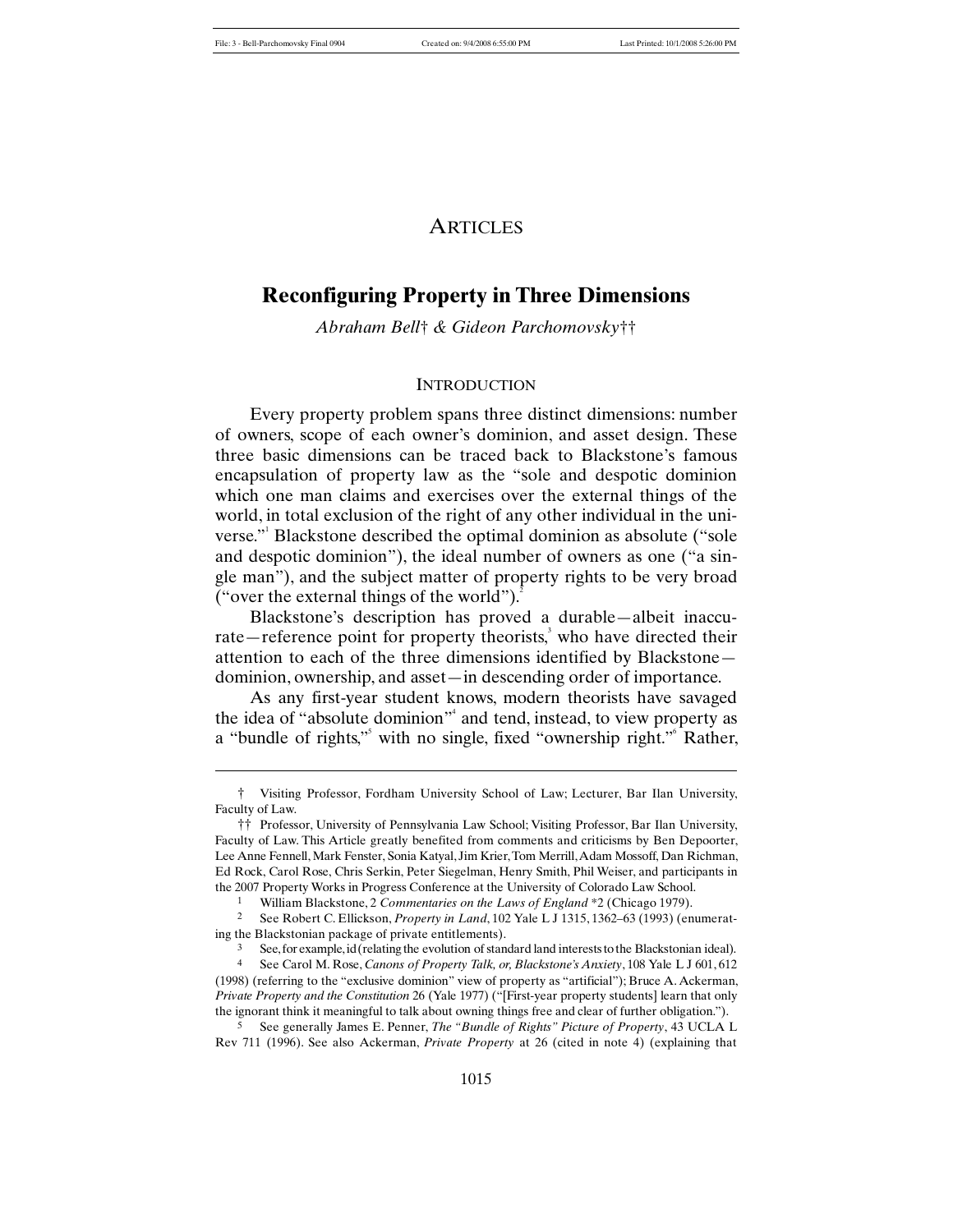# ARTICLES

## Reconfiguring Property in Three Dimensions

*Abraham Bell*† *& Gideon Parchomovsky*††

### INTRODUCTION

Every property problem spans three distinct dimensions: number of owners, scope of each owner's dominion, and asset design. These three basic dimensions can be traced back to Blackstone's famous encapsulation of property law as the "sole and despotic dominion which one man claims and exercises over the external things of the world, in total exclusion of the right of any other individual in the universe."[1] Blackstone described the optimal dominion as absolute ("sole and despotic dominion"), the ideal number of owners as one ("a single man"), and the subject matter of property rights to be very broad ("over the external things of the world").[2]

Blackstone's description has proved a durable—albeit inaccurate—reference point for property theorists,[3] who have directed their attention to each of the three dimensions identified by Blackstone—dominion, ownership, and asset—in descending order of importance.

As any first-year student knows, modern theorists have savaged the idea of "absolute dominion"[4] and tend, instead, to view property as a "bundle of rights,"[5] with no single, fixed "ownership right."[6] Rather,

---

† Visiting Professor, Fordham University School of Law; Lecturer, Bar Ilan University, Faculty of Law.

†† Professor, University of Pennsylvania Law School; Visiting Professor, Bar Ilan University, Faculty of Law. This Article greatly benefited from comments and criticisms by Ben Depoorter, Lee Anne Fennell, Mark Fenster, Sonia Katyal, Jim Krier, Tom Merrill, Adam Mossoff, Dan Richman, Ed Rock, Carol Rose, Chris Serkin, Peter Siegelman, Henry Smith, Phil Weiser, and participants in the 2007 Property Works in Progress Conference at the University of Colorado Law School.

1 William Blackstone, 2 *Commentaries on the Laws of England* *2 (Chicago 1979).

2 See Robert C. Ellickson, *Property in Land*, 102 Yale L J 1315, 1362–63 (1993) (enumerating the Blackstonian package of private entitlements).

3 See, for example, id (relating the evolution of standard land interests to the Blackstonian ideal).

4 See Carol M. Rose, *Canons of Property Talk, or, Blackstone's Anxiety*, 108 Yale L J 601, 612 (1998) (referring to the "exclusive dominion" view of property as "artificial"); Bruce A. Ackerman, *Private Property and the Constitution* 26 (Yale 1977) ("[First-year property students] learn that only the ignorant think it meaningful to talk about owning things free and clear of further obligation.").

5 See generally James E. Penner, *The "Bundle of Rights" Picture of Property*, 43 UCLA L Rev 711 (1996). See also Ackerman, *Private Property* at 26 (cited in note 4) (explaining that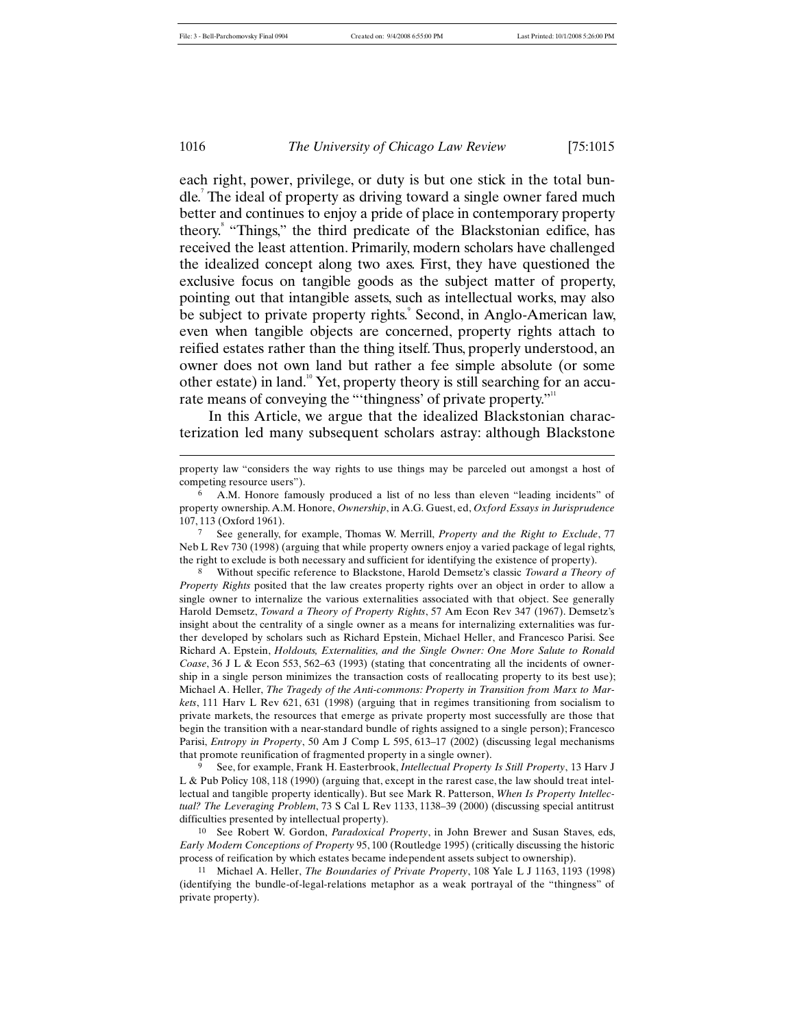each right, power, privilege, or duty is but one stick in the total bundle.[7] The ideal of property as driving toward a single owner fared much better and continues to enjoy a pride of place in contemporary property theory.[8] "Things," the third predicate of the Blackstonian edifice, has received the least attention. Primarily, modern scholars have challenged the idealized concept along two axes. First, they have questioned the exclusive focus on tangible goods as the subject matter of property, pointing out that intangible assets, such as intellectual works, may also be subject to private property rights.[9] Second, in Anglo-American law, even when tangible objects are concerned, property rights attach to reified estates rather than the thing itself. Thus, properly understood, an owner does not own land but rather a fee simple absolute (or some other estate) in land.[10] Yet, property theory is still searching for an accurate means of conveying the "'thingness' of private property."[11]

In this Article, we argue that the idealized Blackstonian characterization led many subsequent scholars astray: although Blackstone

---

property law "considers the way rights to use things may be parceled out amongst a host of competing resource users").

6 A.M. Honore famously produced a list of no less than eleven "leading incidents" of property ownership. A.M. Honore, *Ownership*, in A.G. Guest, ed, *Oxford Essays in Jurisprudence* 107, 113 (Oxford 1961).

7 See generally, for example, Thomas W. Merrill, *Property and the Right to Exclude*, 77 Neb L Rev 730 (1998) (arguing that while property owners enjoy a varied package of legal rights, the right to exclude is both necessary and sufficient for identifying the existence of property).

8 Without specific reference to Blackstone, Harold Demsetz's classic *Toward a Theory of Property Rights* posited that the law creates property rights over an object in order to allow a single owner to internalize the various externalities associated with that object. See generally Harold Demsetz, *Toward a Theory of Property Rights*, 57 Am Econ Rev 347 (1967). Demsetz's insight about the centrality of a single owner as a means for internalizing externalities was further developed by scholars such as Richard Epstein, Michael Heller, and Francesco Parisi. See Richard A. Epstein, *Holdouts, Externalities, and the Single Owner: One More Salute to Ronald Coase*, 36 J L & Econ 553, 562–63 (1993) (stating that concentrating all the incidents of ownership in a single person minimizes the transaction costs of reallocating property to its best use); Michael A. Heller, *The Tragedy of the Anti-commons: Property in Transition from Marx to Markets*, 111 Harv L Rev 621, 631 (1998) (arguing that in regimes transitioning from socialism to private markets, the resources that emerge as private property most successfully are those that begin the transition with a near-standard bundle of rights assigned to a single person); Francesco Parisi, *Entropy in Property*, 50 Am J Comp L 595, 613–17 (2002) (discussing legal mechanisms that promote reunification of fragmented property in a single owner).

9 See, for example, Frank H. Easterbrook, *Intellectual Property Is Still Property*, 13 Harv J L & Pub Policy 108, 118 (1990) (arguing that, except in the rarest case, the law should treat intellectual and tangible property identically). But see Mark R. Patterson, *When Is Property Intellectual? The Leveraging Problem*, 73 S Cal L Rev 1133, 1138–39 (2000) (discussing special antitrust difficulties presented by intellectual property).

10 See Robert W. Gordon, *Paradoxical Property*, in John Brewer and Susan Staves, eds, *Early Modern Conceptions of Property* 95, 100 (Routledge 1995) (critically discussing the historic process of reification by which estates became independent assets subject to ownership).

11 Michael A. Heller, *The Boundaries of Private Property*, 108 Yale L J 1163, 1193 (1998) (identifying the bundle-of-legal-relations metaphor as a weak portrayal of the "thingness" of private property).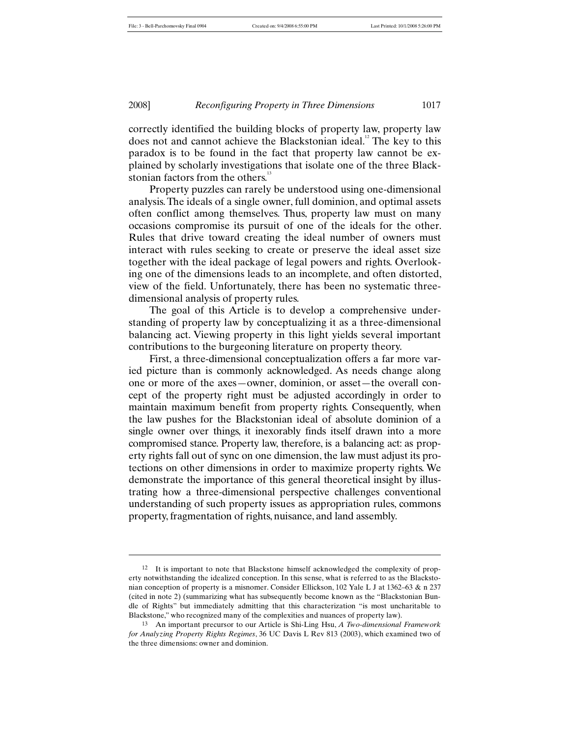correctly identified the building blocks of property law, property law does not and cannot achieve the Blackstonian ideal.[12] The key to this paradox is to be found in the fact that property law cannot be explained by scholarly investigations that isolate one of the three Blackstonian factors from the others.[13]

Property puzzles can rarely be understood using one-dimensional analysis. The ideals of a single owner, full dominion, and optimal assets often conflict among themselves. Thus, property law must on many occasions compromise its pursuit of one of the ideals for the other. Rules that drive toward creating the ideal number of owners must interact with rules seeking to create or preserve the ideal asset size together with the ideal package of legal powers and rights. Overlooking one of the dimensions leads to an incomplete, and often distorted, view of the field. Unfortunately, there has been no systematic three-dimensional analysis of property rules.

The goal of this Article is to develop a comprehensive understanding of property law by conceptualizing it as a three-dimensional balancing act. Viewing property in this light yields several important contributions to the burgeoning literature on property theory.

First, a three-dimensional conceptualization offers a far more varied picture than is commonly acknowledged. As needs change along one or more of the axes—owner, dominion, or asset—the overall concept of the property right must be adjusted accordingly in order to maintain maximum benefit from property rights. Consequently, when the law pushes for the Blackstonian ideal of absolute dominion of a single owner over things, it inexorably finds itself drawn into a more compromised stance. Property law, therefore, is a balancing act: as property rights fall out of sync on one dimension, the law must adjust its protections on other dimensions in order to maximize property rights. We demonstrate the importance of this general theoretical insight by illustrating how a three-dimensional perspective challenges conventional understanding of such property issues as appropriation rules, commons property, fragmentation of rights, nuisance, and land assembly.

---

12 It is important to note that Blackstone himself acknowledged the complexity of property notwithstanding the idealized conception. In this sense, what is referred to as the Blackstonian conception of property is a misnomer. Consider Ellickson, 102 Yale L J at 1362–63 & n 237 (cited in note 2) (summarizing what has subsequently become known as the "Blackstonian Bundle of Rights" but immediately admitting that this characterization "is most uncharitable to Blackstone," who recognized many of the complexities and nuances of property law).

13 An important precursor to our Article is Shi-Ling Hsu, *A Two-dimensional Framework for Analyzing Property Rights Regimes*, 36 UC Davis L Rev 813 (2003), which examined two of the three dimensions: owner and dominion.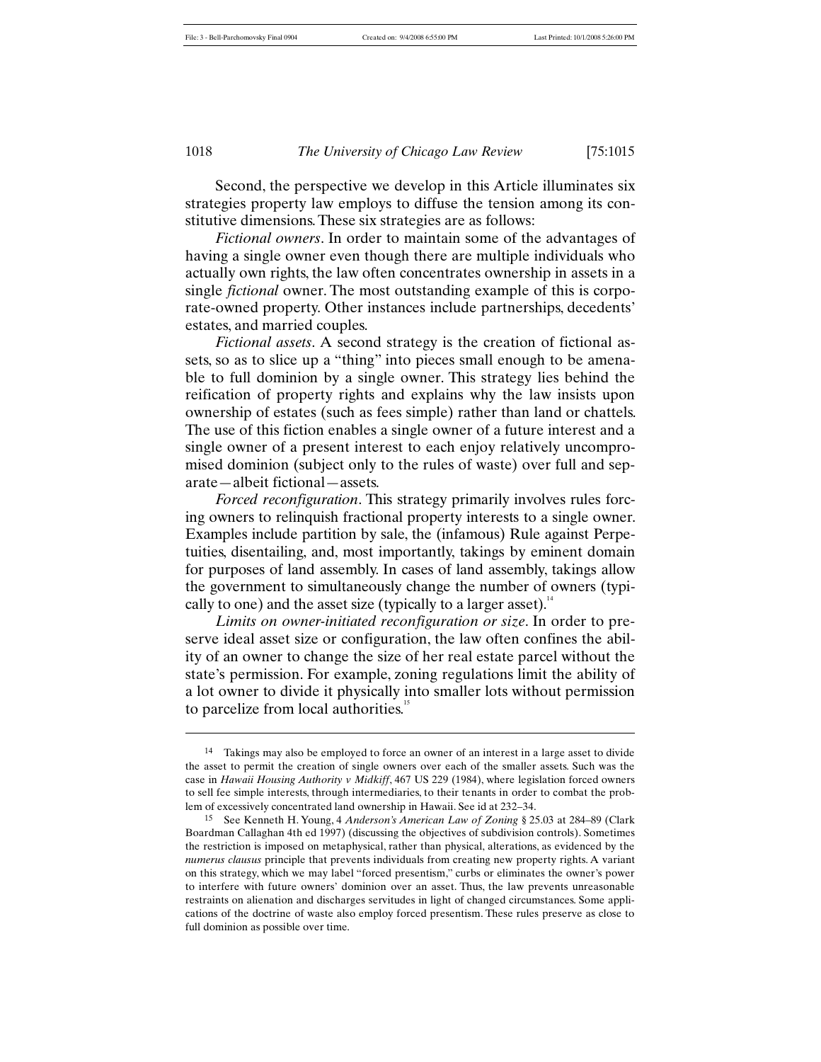Second, the perspective we develop in this Article illuminates six strategies property law employs to diffuse the tension among its constitutive dimensions. These six strategies are as follows:

*Fictional owners*. In order to maintain some of the advantages of having a single owner even though there are multiple individuals who actually own rights, the law often concentrates ownership in assets in a single *fictional* owner. The most outstanding example of this is corporate-owned property. Other instances include partnerships, decedents' estates, and married couples.

*Fictional assets*. A second strategy is the creation of fictional assets, so as to slice up a "thing" into pieces small enough to be amenable to full dominion by a single owner. This strategy lies behind the reification of property rights and explains why the law insists upon ownership of estates (such as fees simple) rather than land or chattels. The use of this fiction enables a single owner of a future interest and a single owner of a present interest to each enjoy relatively uncompromised dominion (subject only to the rules of waste) over full and separate—albeit fictional—assets.

*Forced reconfiguration*. This strategy primarily involves rules forcing owners to relinquish fractional property interests to a single owner. Examples include partition by sale, the (infamous) Rule against Perpetuities, disentailing, and, most importantly, takings by eminent domain for purposes of land assembly. In cases of land assembly, takings allow the government to simultaneously change the number of owners (typically to one) and the asset size (typically to a larger asset).[14]

*Limits on owner-initiated reconfiguration or size*. In order to preserve ideal asset size or configuration, the law often confines the ability of an owner to change the size of her real estate parcel without the state's permission. For example, zoning regulations limit the ability of a lot owner to divide it physically into smaller lots without permission to parcelize from local authorities.[15]

---

14 Takings may also be employed to force an owner of an interest in a large asset to divide the asset to permit the creation of single owners over each of the smaller assets. Such was the case in *Hawaii Housing Authority v Midkiff*, 467 US 229 (1984), where legislation forced owners to sell fee simple interests, through intermediaries, to their tenants in order to combat the problem of excessively concentrated land ownership in Hawaii. See id at 232–34.

15 See Kenneth H. Young, 4 *Anderson's American Law of Zoning* § 25.03 at 284–89 (Clark Boardman Callaghan 4th ed 1997) (discussing the objectives of subdivision controls). Sometimes the restriction is imposed on metaphysical, rather than physical, alterations, as evidenced by the *numerus clausus* principle that prevents individuals from creating new property rights. A variant on this strategy, which we may label "forced presentism," curbs or eliminates the owner's power to interfere with future owners' dominion over an asset. Thus, the law prevents unreasonable restraints on alienation and discharges servitudes in light of changed circumstances. Some applications of the doctrine of waste also employ forced presentism. These rules preserve as close to full dominion as possible over time.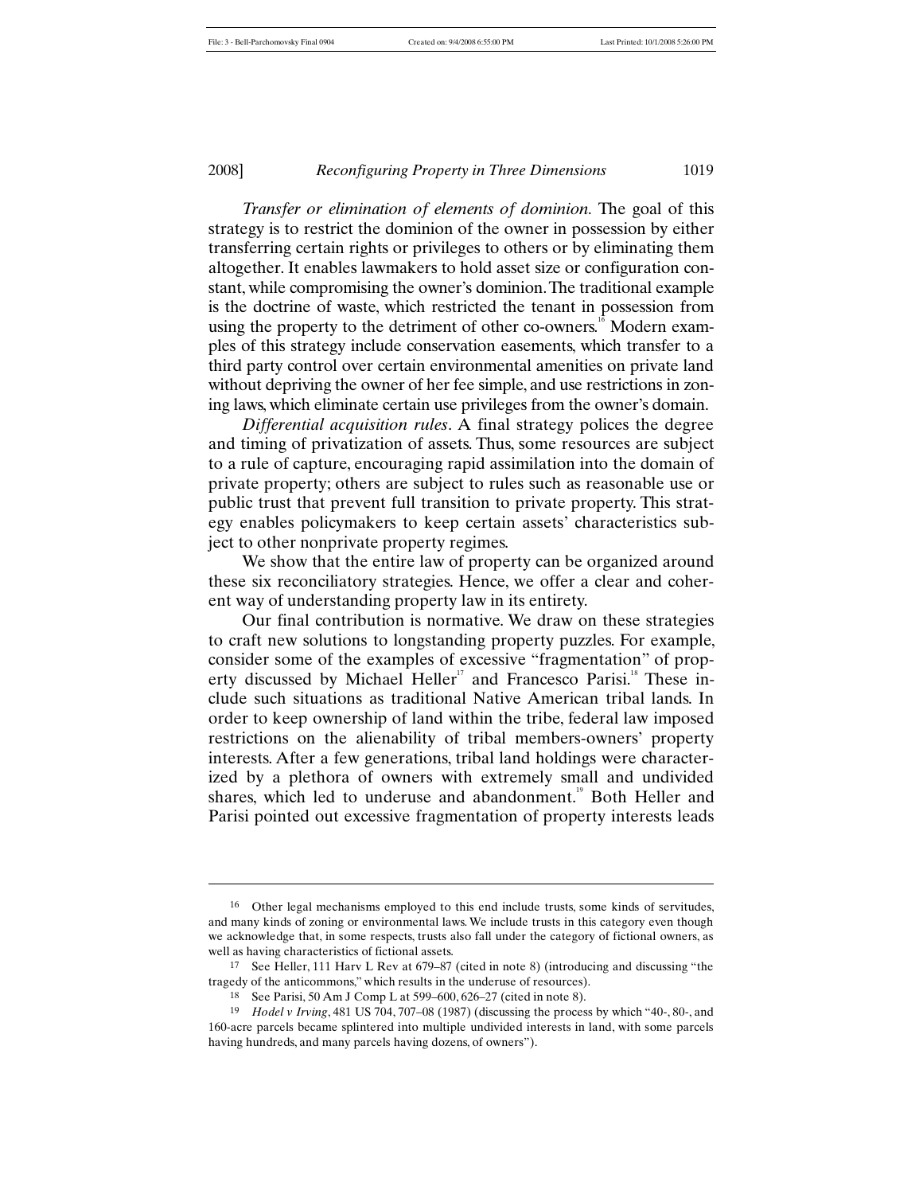*Transfer or elimination of elements of dominion*. The goal of this strategy is to restrict the dominion of the owner in possession by either transferring certain rights or privileges to others or by eliminating them altogether. It enables lawmakers to hold asset size or configuration constant, while compromising the owner's dominion. The traditional example is the doctrine of waste, which restricted the tenant in possession from using the property to the detriment of other co-owners.[16] Modern examples of this strategy include conservation easements, which transfer to a third party control over certain environmental amenities on private land without depriving the owner of her fee simple, and use restrictions in zoning laws, which eliminate certain use privileges from the owner's domain.

*Differential acquisition rules*. A final strategy polices the degree and timing of privatization of assets. Thus, some resources are subject to a rule of capture, encouraging rapid assimilation into the domain of private property; others are subject to rules such as reasonable use or public trust that prevent full transition to private property. This strategy enables policymakers to keep certain assets' characteristics subject to other nonprivate property regimes.

We show that the entire law of property can be organized around these six reconciliatory strategies. Hence, we offer a clear and coherent way of understanding property law in its entirety.

Our final contribution is normative. We draw on these strategies to craft new solutions to longstanding property puzzles. For example, consider some of the examples of excessive "fragmentation" of property discussed by Michael Heller[17] and Francesco Parisi.[18] These include such situations as traditional Native American tribal lands. In order to keep ownership of land within the tribe, federal law imposed restrictions on the alienability of tribal members-owners' property interests. After a few generations, tribal land holdings were characterized by a plethora of owners with extremely small and undivided shares, which led to underuse and abandonment.[19] Both Heller and Parisi pointed out excessive fragmentation of property interests leads

---

[16] Other legal mechanisms employed to this end include trusts, some kinds of servitudes, and many kinds of zoning or environmental laws. We include trusts in this category even though we acknowledge that, in some respects, trusts also fall under the category of fictional owners, as well as having characteristics of fictional assets.

[17] See Heller, 111 Harv L Rev at 679–87 (cited in note 8) (introducing and discussing "the tragedy of the anticommons," which results in the underuse of resources).

[18] See Parisi, 50 Am J Comp L at 599–600, 626–27 (cited in note 8).

[19] *Hodel v Irving*, 481 US 704, 707–08 (1987) (discussing the process by which "40-, 80-, and 160-acre parcels became splintered into multiple undivided interests in land, with some parcels having hundreds, and many parcels having dozens, of owners").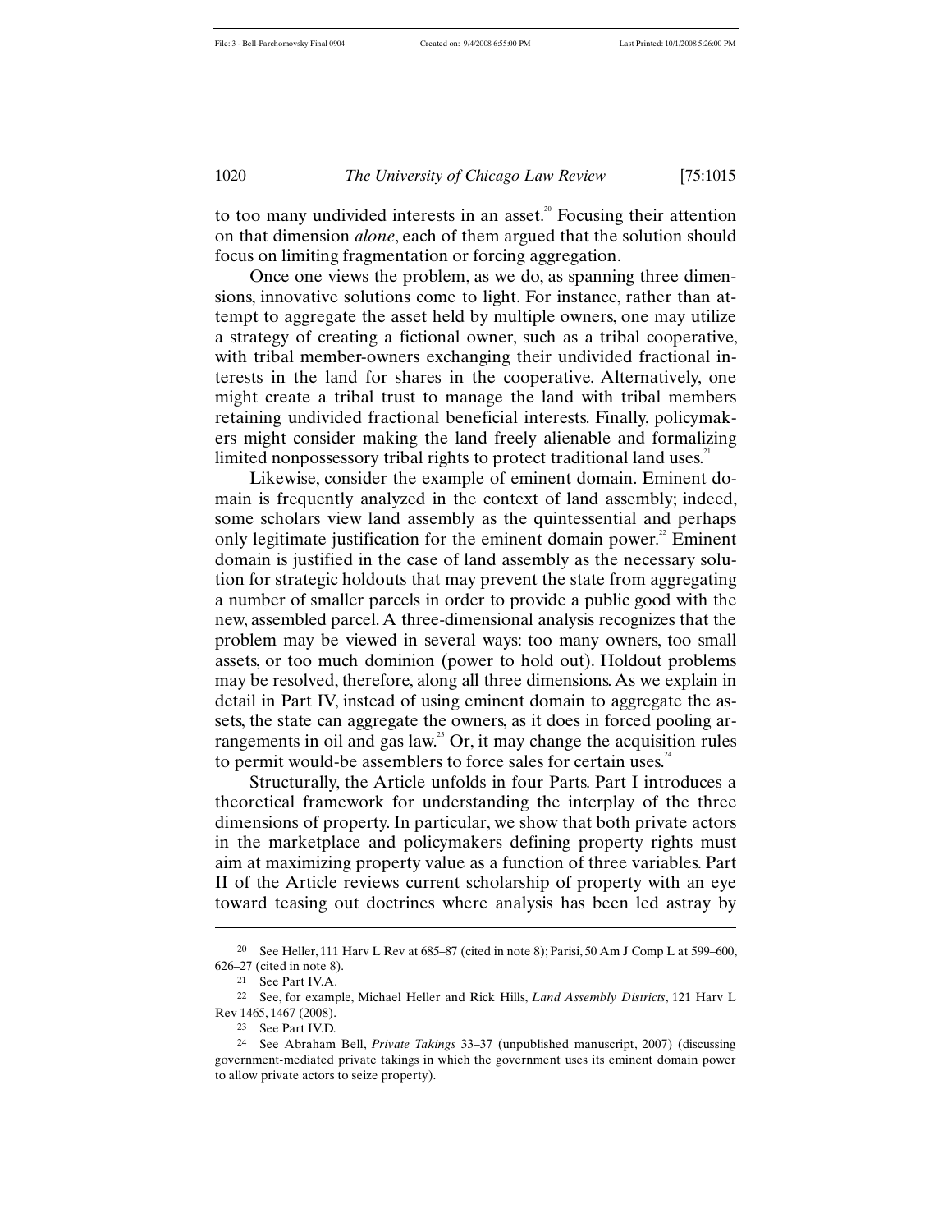to too many undivided interests in an asset.[20] Focusing their attention on that dimension *alone*, each of them argued that the solution should focus on limiting fragmentation or forcing aggregation.

Once one views the problem, as we do, as spanning three dimensions, innovative solutions come to light. For instance, rather than attempt to aggregate the asset held by multiple owners, one may utilize a strategy of creating a fictional owner, such as a tribal cooperative, with tribal member-owners exchanging their undivided fractional interests in the land for shares in the cooperative. Alternatively, one might create a tribal trust to manage the land with tribal members retaining undivided fractional beneficial interests. Finally, policymakers might consider making the land freely alienable and formalizing limited nonpossessory tribal rights to protect traditional land uses.[21]

Likewise, consider the example of eminent domain. Eminent domain is frequently analyzed in the context of land assembly; indeed, some scholars view land assembly as the quintessential and perhaps only legitimate justification for the eminent domain power.[22] Eminent domain is justified in the case of land assembly as the necessary solution for strategic holdouts that may prevent the state from aggregating a number of smaller parcels in order to provide a public good with the new, assembled parcel. A three-dimensional analysis recognizes that the problem may be viewed in several ways: too many owners, too small assets, or too much dominion (power to hold out). Holdout problems may be resolved, therefore, along all three dimensions. As we explain in detail in Part IV, instead of using eminent domain to aggregate the assets, the state can aggregate the owners, as it does in forced pooling arrangements in oil and gas law.[23] Or, it may change the acquisition rules to permit would-be assemblers to force sales for certain uses.[24]

Structurally, the Article unfolds in four Parts. Part I introduces a theoretical framework for understanding the interplay of the three dimensions of property. In particular, we show that both private actors in the marketplace and policymakers defining property rights must aim at maximizing property value as a function of three variables. Part II of the Article reviews current scholarship of property with an eye toward teasing out doctrines where analysis has been led astray by

---

[20] See Heller, 111 Harv L Rev at 685–87 (cited in note 8); Parisi, 50 Am J Comp L at 599–600, 626–27 (cited in note 8).

[21] See Part IV.A.

[22] See, for example, Michael Heller and Rick Hills, *Land Assembly Districts*, 121 Harv L Rev 1465, 1467 (2008).

[23] See Part IV.D.

[24] See Abraham Bell, *Private Takings* 33–37 (unpublished manuscript, 2007) (discussing government-mediated private takings in which the government uses its eminent domain power to allow private actors to seize property).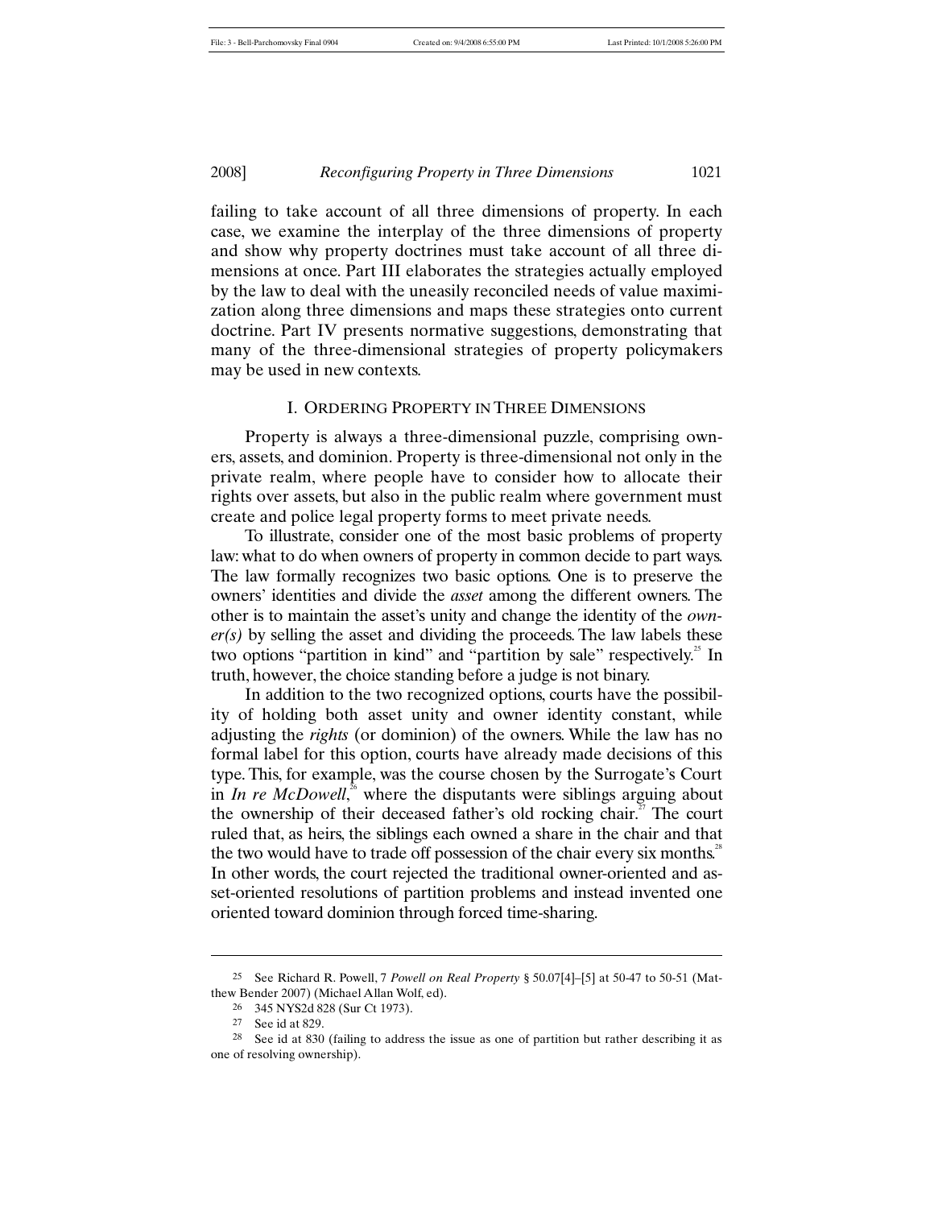failing to take account of all three dimensions of property. In each case, we examine the interplay of the three dimensions of property and show why property doctrines must take account of all three dimensions at once. Part III elaborates the strategies actually employed by the law to deal with the uneasily reconciled needs of value maximization along three dimensions and maps these strategies onto current doctrine. Part IV presents normative suggestions, demonstrating that many of the three-dimensional strategies of property policymakers may be used in new contexts.

## I. Ordering Property in Three Dimensions

Property is always a three-dimensional puzzle, comprising owners, assets, and dominion. Property is three-dimensional not only in the private realm, where people have to consider how to allocate their rights over assets, but also in the public realm where government must create and police legal property forms to meet private needs.

To illustrate, consider one of the most basic problems of property law: what to do when owners of property in common decide to part ways. The law formally recognizes two basic options. One is to preserve the owners' identities and divide the *asset* among the different owners. The other is to maintain the asset's unity and change the identity of the *owner(s)* by selling the asset and dividing the proceeds. The law labels these two options "partition in kind" and "partition by sale" respectively.[25] In truth, however, the choice standing before a judge is not binary.

In addition to the two recognized options, courts have the possibility of holding both asset unity and owner identity constant, while adjusting the *rights* (or dominion) of the owners. While the law has no formal label for this option, courts have already made decisions of this type. This, for example, was the course chosen by the Surrogate's Court in *In re McDowell*,[26] where the disputants were siblings arguing about the ownership of their deceased father's old rocking chair.[27] The court ruled that, as heirs, the siblings each owned a share in the chair and that the two would have to trade off possession of the chair every six months.[28] In other words, the court rejected the traditional owner-oriented and asset-oriented resolutions of partition problems and instead invented one oriented toward dominion through forced time-sharing.

---

25 See Richard R. Powell, 7 *Powell on Real Property* § 50.07[4]–[5] at 50-47 to 50-51 (Matthew Bender 2007) (Michael Allan Wolf, ed).

26 345 NYS2d 828 (Sur Ct 1973).

27 See id at 829.

28 See id at 830 (failing to address the issue as one of partition but rather describing it as one of resolving ownership).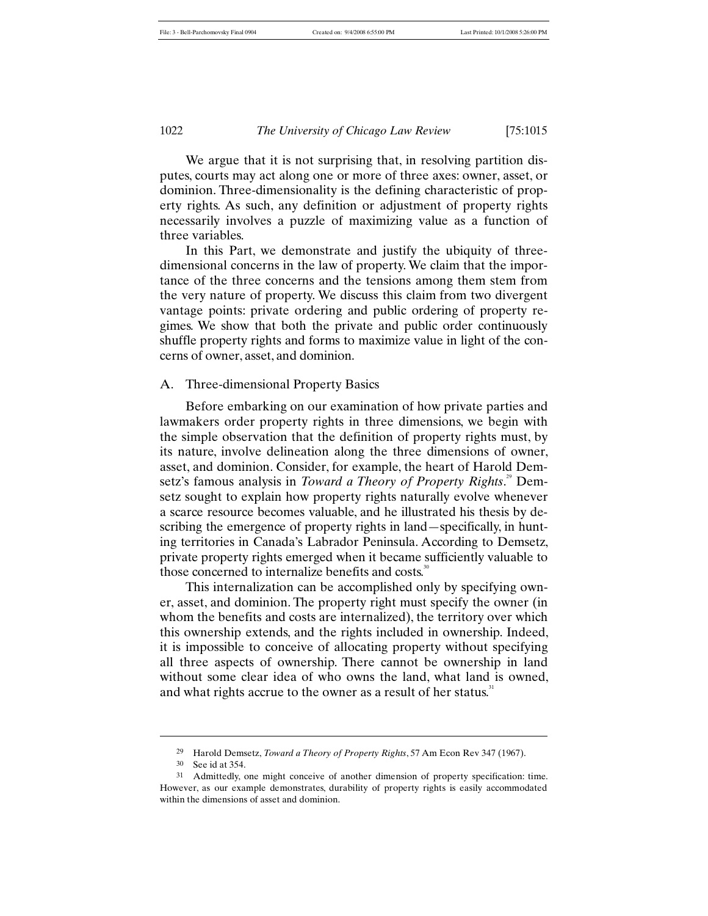We argue that it is not surprising that, in resolving partition disputes, courts may act along one or more of three axes: owner, asset, or dominion. Three-dimensionality is the defining characteristic of property rights. As such, any definition or adjustment of property rights necessarily involves a puzzle of maximizing value as a function of three variables.

In this Part, we demonstrate and justify the ubiquity of three-dimensional concerns in the law of property. We claim that the importance of the three concerns and the tensions among them stem from the very nature of property. We discuss this claim from two divergent vantage points: private ordering and public ordering of property regimes. We show that both the private and public order continuously shuffle property rights and forms to maximize value in light of the concerns of owner, asset, and dominion.

## A. Three-dimensional Property Basics

Before embarking on our examination of how private parties and lawmakers order property rights in three dimensions, we begin with the simple observation that the definition of property rights must, by its nature, involve delineation along the three dimensions of owner, asset, and dominion. Consider, for example, the heart of Harold Demsetz's famous analysis in *Toward a Theory of Property Rights*.[29] Demsetz sought to explain how property rights naturally evolve whenever a scarce resource becomes valuable, and he illustrated his thesis by describing the emergence of property rights in land—specifically, in hunting territories in Canada's Labrador Peninsula. According to Demsetz, private property rights emerged when it became sufficiently valuable to those concerned to internalize benefits and costs.[30]

This internalization can be accomplished only by specifying owner, asset, and dominion. The property right must specify the owner (in whom the benefits and costs are internalized), the territory over which this ownership extends, and the rights included in ownership. Indeed, it is impossible to conceive of allocating property without specifying all three aspects of ownership. There cannot be ownership in land without some clear idea of who owns the land, what land is owned, and what rights accrue to the owner as a result of her status.[31]

---

[29] Harold Demsetz, *Toward a Theory of Property Rights*, 57 Am Econ Rev 347 (1967).

[30] See id at 354.

[31] Admittedly, one might conceive of another dimension of property specification: time. However, as our example demonstrates, durability of property rights is easily accommodated within the dimensions of asset and dominion.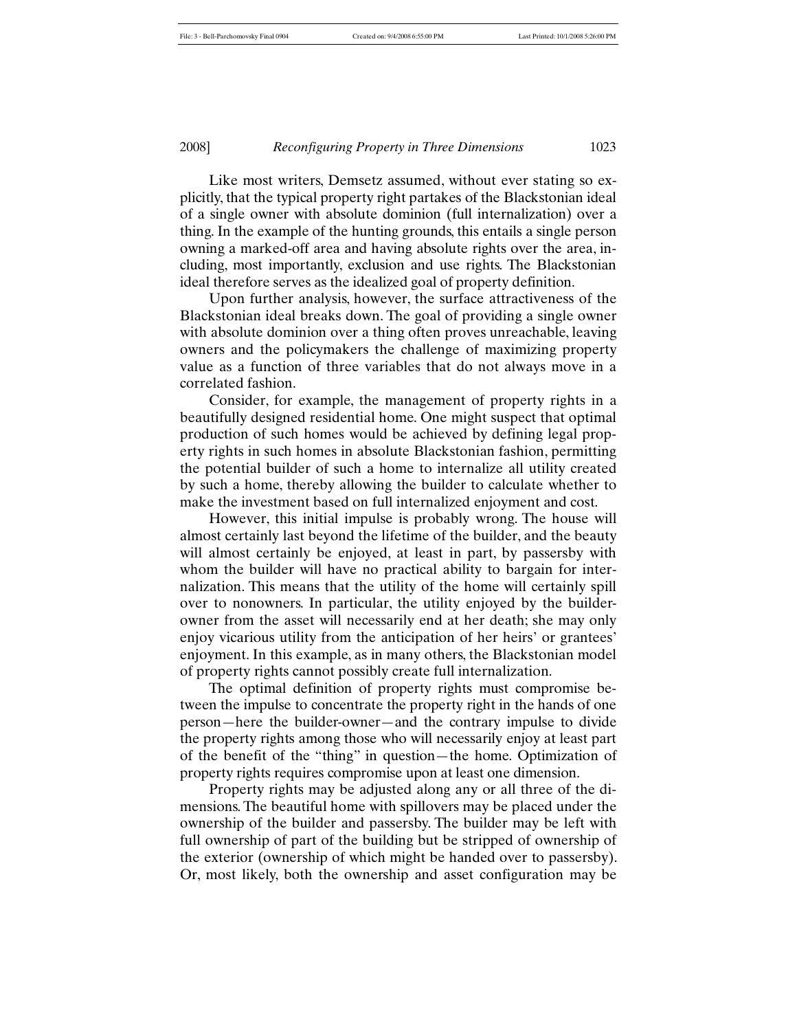Like most writers, Demsetz assumed, without ever stating so explicitly, that the typical property right partakes of the Blackstonian ideal of a single owner with absolute dominion (full internalization) over a thing. In the example of the hunting grounds, this entails a single person owning a marked-off area and having absolute rights over the area, including, most importantly, exclusion and use rights. The Blackstonian ideal therefore serves as the idealized goal of property definition.

Upon further analysis, however, the surface attractiveness of the Blackstonian ideal breaks down. The goal of providing a single owner with absolute dominion over a thing often proves unreachable, leaving owners and the policymakers the challenge of maximizing property value as a function of three variables that do not always move in a correlated fashion.

Consider, for example, the management of property rights in a beautifully designed residential home. One might suspect that optimal production of such homes would be achieved by defining legal property rights in such homes in absolute Blackstonian fashion, permitting the potential builder of such a home to internalize all utility created by such a home, thereby allowing the builder to calculate whether to make the investment based on full internalized enjoyment and cost.

However, this initial impulse is probably wrong. The house will almost certainly last beyond the lifetime of the builder, and the beauty will almost certainly be enjoyed, at least in part, by passersby with whom the builder will have no practical ability to bargain for internalization. This means that the utility of the home will certainly spill over to nonowners. In particular, the utility enjoyed by the builder-owner from the asset will necessarily end at her death; she may only enjoy vicarious utility from the anticipation of her heirs' or grantees' enjoyment. In this example, as in many others, the Blackstonian model of property rights cannot possibly create full internalization.

The optimal definition of property rights must compromise between the impulse to concentrate the property right in the hands of one person—here the builder-owner—and the contrary impulse to divide the property rights among those who will necessarily enjoy at least part of the benefit of the "thing" in question—the home. Optimization of property rights requires compromise upon at least one dimension.

Property rights may be adjusted along any or all three of the dimensions. The beautiful home with spillovers may be placed under the ownership of the builder and passersby. The builder may be left with full ownership of part of the building but be stripped of ownership of the exterior (ownership of which might be handed over to passersby). Or, most likely, both the ownership and asset configuration may be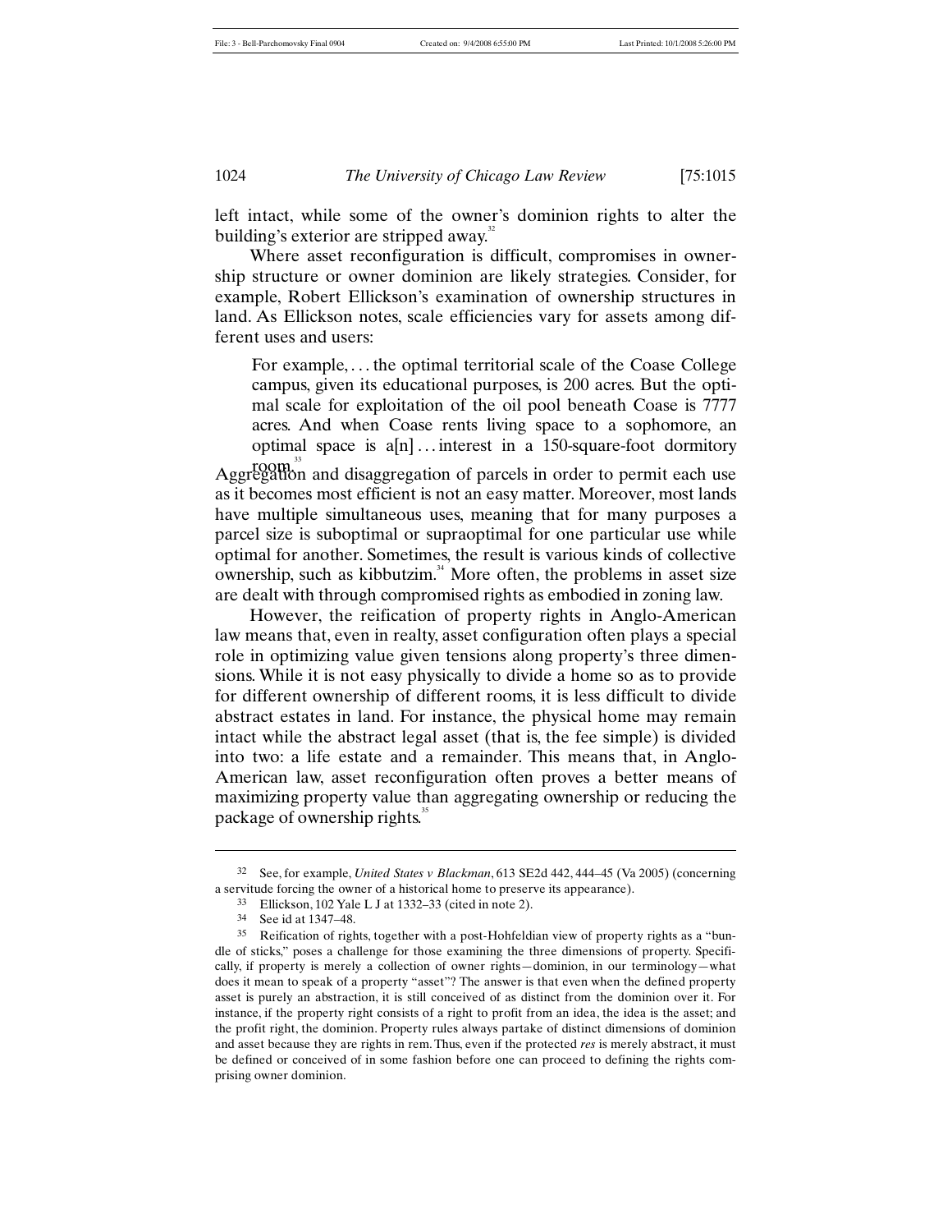left intact, while some of the owner's dominion rights to alter the building's exterior are stripped away.[32]

Where asset reconfiguration is difficult, compromises in ownership structure or owner dominion are likely strategies. Consider, for example, Robert Ellickson's examination of ownership structures in land. As Ellickson notes, scale efficiencies vary for assets among different uses and users:

> For example, . . . the optimal territorial scale of the Coase College campus, given its educational purposes, is 200 acres. But the optimal scale for exploitation of the oil pool beneath Coase is 7777 acres. And when Coase rents living space to a sophomore, an optimal space is a[n] . . . interest in a 150-square-foot dormitory room.[33]

Aggregation and disaggregation of parcels in order to permit each use as it becomes most efficient is not an easy matter. Moreover, most lands have multiple simultaneous uses, meaning that for many purposes a parcel size is suboptimal or supraoptimal for one particular use while optimal for another. Sometimes, the result is various kinds of collective ownership, such as kibbutzim.[34] More often, the problems in asset size are dealt with through compromised rights as embodied in zoning law.

However, the reification of property rights in Anglo-American law means that, even in realty, asset configuration often plays a special role in optimizing value given tensions along property's three dimensions. While it is not easy physically to divide a home so as to provide for different ownership of different rooms, it is less difficult to divide abstract estates in land. For instance, the physical home may remain intact while the abstract legal asset (that is, the fee simple) is divided into two: a life estate and a remainder. This means that, in Anglo-American law, asset reconfiguration often proves a better means of maximizing property value than aggregating ownership or reducing the package of ownership rights.[35]

---

32 See, for example, *United States v Blackman*, 613 SE2d 442, 444–45 (Va 2005) (concerning a servitude forcing the owner of a historical home to preserve its appearance).

33 Ellickson, 102 Yale L J at 1332–33 (cited in note 2).

34 See id at 1347–48.

35 Reification of rights, together with a post-Hohfeldian view of property rights as a "bundle of sticks," poses a challenge for those examining the three dimensions of property. Specifically, if property is merely a collection of owner rights—dominion, in our terminology—what does it mean to speak of a property "asset"? The answer is that even when the defined property asset is purely an abstraction, it is still conceived of as distinct from the dominion over it. For instance, if the property right consists of a right to profit from an idea, the idea is the asset; and the profit right, the dominion. Property rules always partake of distinct dimensions of dominion and asset because they are rights in rem. Thus, even if the protected *res* is merely abstract, it must be defined or conceived of in some fashion before one can proceed to defining the rights comprising owner dominion.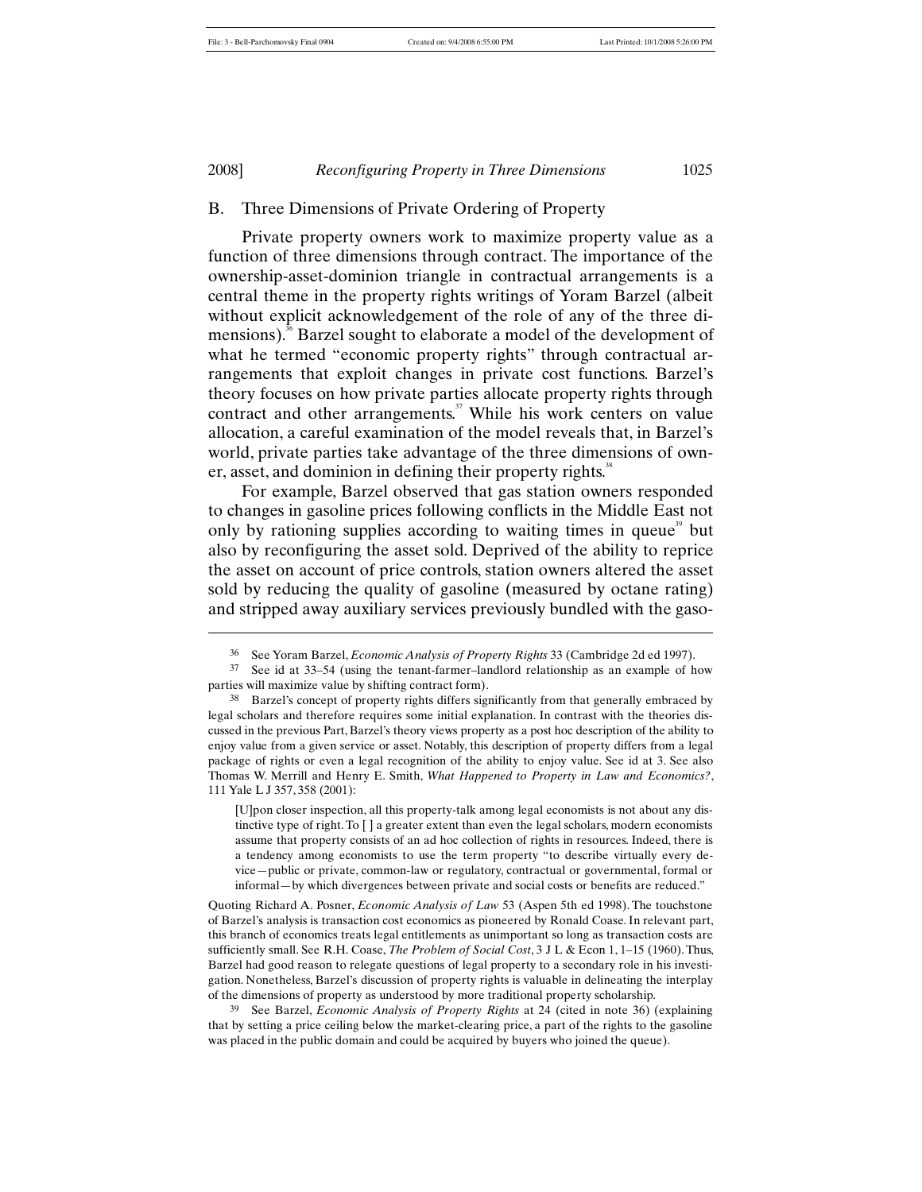## B. Three Dimensions of Private Ordering of Property

Private property owners work to maximize property value as a function of three dimensions through contract. The importance of the ownership-asset-dominion triangle in contractual arrangements is a central theme in the property rights writings of Yoram Barzel (albeit without explicit acknowledgement of the role of any of the three dimensions).[36] Barzel sought to elaborate a model of the development of what he termed "economic property rights" through contractual arrangements that exploit changes in private cost functions. Barzel's theory focuses on how private parties allocate property rights through contract and other arrangements.[37] While his work centers on value allocation, a careful examination of the model reveals that, in Barzel's world, private parties take advantage of the three dimensions of owner, asset, and dominion in defining their property rights.[38]

For example, Barzel observed that gas station owners responded to changes in gasoline prices following conflicts in the Middle East not only by rationing supplies according to waiting times in queue[39] but also by reconfiguring the asset sold. Deprived of the ability to reprice the asset on account of price controls, station owners altered the asset sold by reducing the quality of gasoline (measured by octane rating) and stripped away auxiliary services previously bundled with the gaso-

---

36 See Yoram Barzel, *Economic Analysis of Property Rights* 33 (Cambridge 2d ed 1997).

37 See id at 33–54 (using the tenant-farmer–landlord relationship as an example of how parties will maximize value by shifting contract form).

38 Barzel's concept of property rights differs significantly from that generally embraced by legal scholars and therefore requires some initial explanation. In contrast with the theories discussed in the previous Part, Barzel's theory views property as a post hoc description of the ability to enjoy value from a given service or asset. Notably, this description of property differs from a legal package of rights or even a legal recognition of the ability to enjoy value. See id at 3. See also Thomas W. Merrill and Henry E. Smith, *What Happened to Property in Law and Economics?*, 111 Yale L J 357, 358 (2001):

> [U]pon closer inspection, all this property-talk among legal economists is not about any distinctive type of right. To [ ] a greater extent than even the legal scholars, modern economists assume that property consists of an ad hoc collection of rights in resources. Indeed, there is a tendency among economists to use the term property "to describe virtually every device—public or private, common-law or regulatory, contractual or governmental, formal or informal—by which divergences between private and social costs or benefits are reduced."

Quoting Richard A. Posner, *Economic Analysis of Law* 53 (Aspen 5th ed 1998). The touchstone of Barzel's analysis is transaction cost economics as pioneered by Ronald Coase. In relevant part, this branch of economics treats legal entitlements as unimportant so long as transaction costs are sufficiently small. See R.H. Coase, *The Problem of Social Cost*, 3 J L & Econ 1, 1–15 (1960). Thus, Barzel had good reason to relegate questions of legal property to a secondary role in his investigation. Nonetheless, Barzel's discussion of property rights is valuable in delineating the interplay of the dimensions of property as understood by more traditional property scholarship.

39 See Barzel, *Economic Analysis of Property Rights* at 24 (cited in note 36) (explaining that by setting a price ceiling below the market-clearing price, a part of the rights to the gasoline was placed in the public domain and could be acquired by buyers who joined the queue).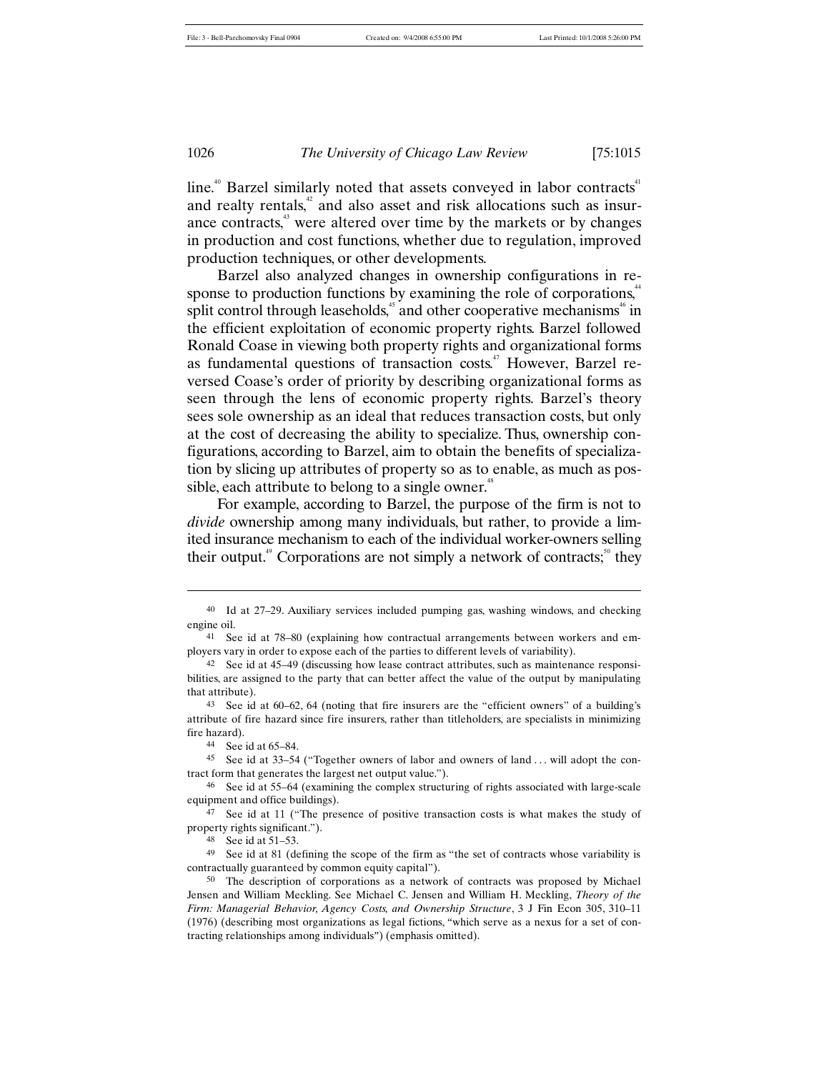line.[40] Barzel similarly noted that assets conveyed in labor contracts[41] and realty rentals,[42] and also asset and risk allocations such as insurance contracts,[43] were altered over time by the markets or by changes in production and cost functions, whether due to regulation, improved production techniques, or other developments.

Barzel also analyzed changes in ownership configurations in response to production functions by examining the role of corporations,[44] split control through leaseholds,[45] and other cooperative mechanisms[46] in the efficient exploitation of economic property rights. Barzel followed Ronald Coase in viewing both property rights and organizational forms as fundamental questions of transaction costs.[47] However, Barzel reversed Coase's order of priority by describing organizational forms as seen through the lens of economic property rights. Barzel's theory sees sole ownership as an ideal that reduces transaction costs, but only at the cost of decreasing the ability to specialize. Thus, ownership configurations, according to Barzel, aim to obtain the benefits of specialization by slicing up attributes of property so as to enable, as much as possible, each attribute to belong to a single owner.[48]

For example, according to Barzel, the purpose of the firm is not to *divide* ownership among many individuals, but rather, to provide a limited insurance mechanism to each of the individual worker-owners selling their output.[49] Corporations are not simply a network of contracts;[50] they

---

40 Id at 27–29. Auxiliary services included pumping gas, washing windows, and checking engine oil.

41 See id at 78–80 (explaining how contractual arrangements between workers and employers vary in order to expose each of the parties to different levels of variability).

42 See id at 45–49 (discussing how lease contract attributes, such as maintenance responsibilities, are assigned to the party that can better affect the value of the output by manipulating that attribute).

43 See id at 60–62, 64 (noting that fire insurers are the "efficient owners" of a building's attribute of fire hazard since fire insurers, rather than titleholders, are specialists in minimizing fire hazard).

44 See id at 65–84.

45 See id at 33–54 ("Together owners of labor and owners of land . . . will adopt the contract form that generates the largest net output value.").

46 See id at 55–64 (examining the complex structuring of rights associated with large-scale equipment and office buildings).

47 See id at 11 ("The presence of positive transaction costs is what makes the study of property rights significant.").

48 See id at 51–53.

49 See id at 81 (defining the scope of the firm as "the set of contracts whose variability is contractually guaranteed by common equity capital").

50 The description of corporations as a network of contracts was proposed by Michael Jensen and William Meckling. See Michael C. Jensen and William H. Meckling, *Theory of the Firm: Managerial Behavior, Agency Costs, and Ownership Structure*, 3 J Fin Econ 305, 310–11 (1976) (describing most organizations as legal fictions, "which serve as a nexus for a set of contracting relationships among individuals") (emphasis omitted).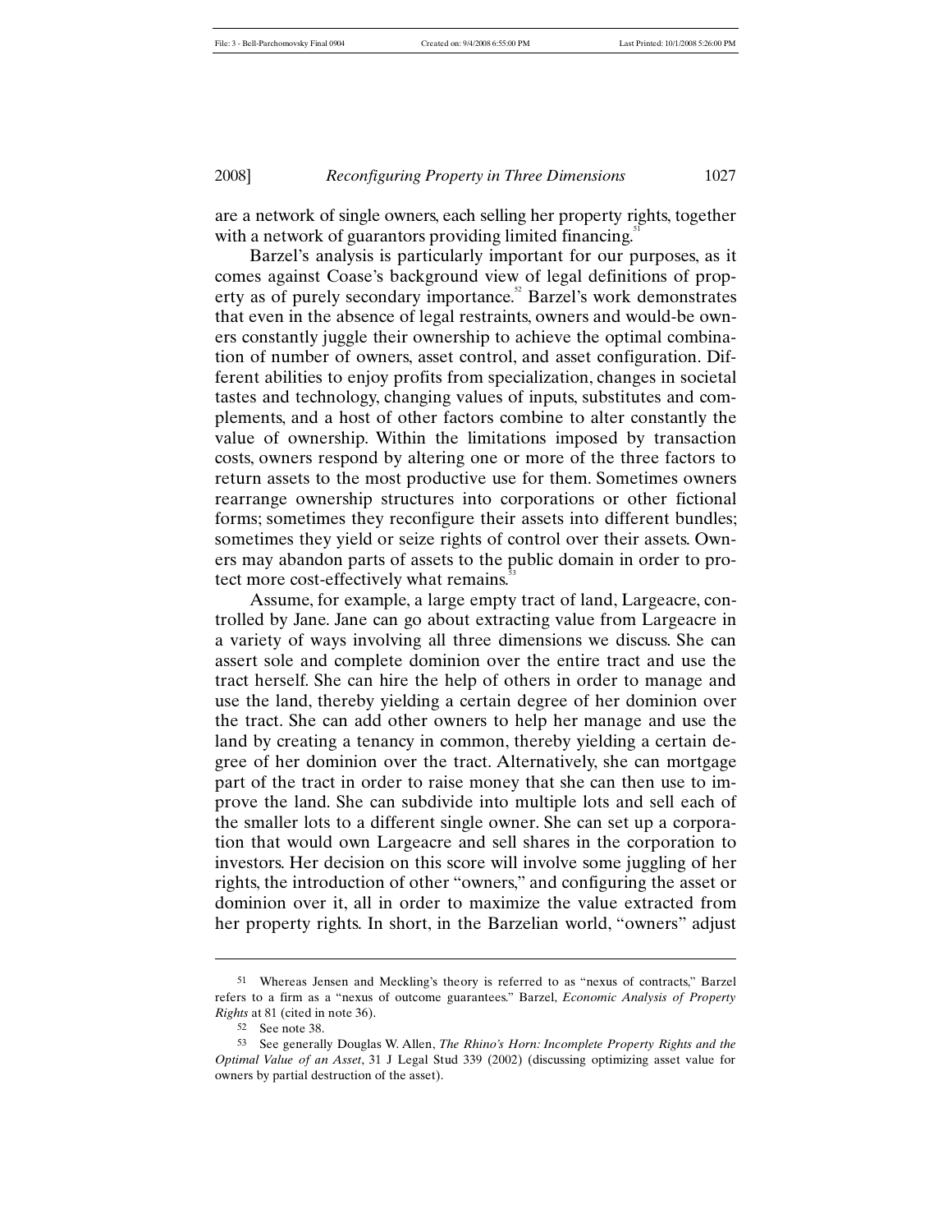are a network of single owners, each selling her property rights, together with a network of guarantors providing limited financing.[51]

Barzel's analysis is particularly important for our purposes, as it comes against Coase's background view of legal definitions of property as of purely secondary importance.[52] Barzel's work demonstrates that even in the absence of legal restraints, owners and would-be owners constantly juggle their ownership to achieve the optimal combination of number of owners, asset control, and asset configuration. Different abilities to enjoy profits from specialization, changes in societal tastes and technology, changing values of inputs, substitutes and complements, and a host of other factors combine to alter constantly the value of ownership. Within the limitations imposed by transaction costs, owners respond by altering one or more of the three factors to return assets to the most productive use for them. Sometimes owners rearrange ownership structures into corporations or other fictional forms; sometimes they reconfigure their assets into different bundles; sometimes they yield or seize rights of control over their assets. Owners may abandon parts of assets to the public domain in order to protect more cost-effectively what remains.[53]

Assume, for example, a large empty tract of land, Largeacre, controlled by Jane. Jane can go about extracting value from Largeacre in a variety of ways involving all three dimensions we discuss. She can assert sole and complete dominion over the entire tract and use the tract herself. She can hire the help of others in order to manage and use the land, thereby yielding a certain degree of her dominion over the tract. She can add other owners to help her manage and use the land by creating a tenancy in common, thereby yielding a certain degree of her dominion over the tract. Alternatively, she can mortgage part of the tract in order to raise money that she can then use to improve the land. She can subdivide into multiple lots and sell each of the smaller lots to a different single owner. She can set up a corporation that would own Largeacre and sell shares in the corporation to investors. Her decision on this score will involve some juggling of her rights, the introduction of other "owners," and configuring the asset or dominion over it, all in order to maximize the value extracted from her property rights. In short, in the Barzelian world, "owners" adjust

---

51 Whereas Jensen and Meckling's theory is referred to as "nexus of contracts," Barzel refers to a firm as a "nexus of outcome guarantees." Barzel, *Economic Analysis of Property Rights* at 81 (cited in note 36).

52 See note 38.

53 See generally Douglas W. Allen, *The Rhino's Horn: Incomplete Property Rights and the Optimal Value of an Asset*, 31 J Legal Stud 339 (2002) (discussing optimizing asset value for owners by partial destruction of the asset).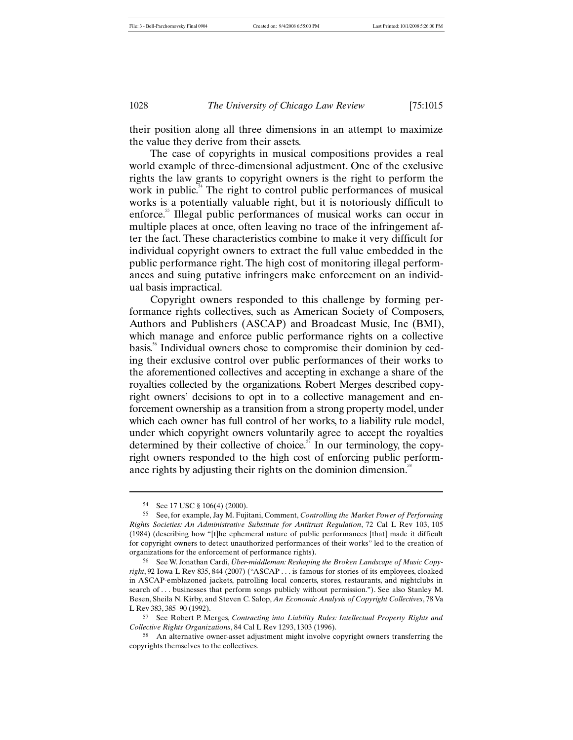their position along all three dimensions in an attempt to maximize the value they derive from their assets.

The case of copyrights in musical compositions provides a real world example of three-dimensional adjustment. One of the exclusive rights the law grants to copyright owners is the right to perform the work in public.[54] The right to control public performances of musical works is a potentially valuable right, but it is notoriously difficult to enforce.[55] Illegal public performances of musical works can occur in multiple places at once, often leaving no trace of the infringement after the fact. These characteristics combine to make it very difficult for individual copyright owners to extract the full value embedded in the public performance right. The high cost of monitoring illegal performances and suing putative infringers make enforcement on an individual basis impractical.

Copyright owners responded to this challenge by forming performance rights collectives, such as American Society of Composers, Authors and Publishers (ASCAP) and Broadcast Music, Inc (BMI), which manage and enforce public performance rights on a collective basis.[56] Individual owners chose to compromise their dominion by ceding their exclusive control over public performances of their works to the aforementioned collectives and accepting in exchange a share of the royalties collected by the organizations. Robert Merges described copyright owners' decisions to opt in to a collective management and enforcement ownership as a transition from a strong property model, under which each owner has full control of her works, to a liability rule model, under which copyright owners voluntarily agree to accept the royalties determined by their collective of choice.[57] In our terminology, the copyright owners responded to the high cost of enforcing public performance rights by adjusting their rights on the dominion dimension.[58]

---

[54] See 17 USC § 106(4) (2000).

[55] See, for example, Jay M. Fujitani, Comment, *Controlling the Market Power of Performing Rights Societies: An Administrative Substitute for Antitrust Regulation*, 72 Cal L Rev 103, 105 (1984) (describing how "[t]he ephemeral nature of public performances [that] made it difficult for copyright owners to detect unauthorized performances of their works" led to the creation of organizations for the enforcement of performance rights).

[56] See W. Jonathan Cardi, *Über-middleman: Reshaping the Broken Landscape of Music Copyright*, 92 Iowa L Rev 835, 844 (2007) ("ASCAP . . . is famous for stories of its employees, cloaked in ASCAP-emblazoned jackets, patrolling local concerts, stores, restaurants, and nightclubs in search of . . . businesses that perform songs publicly without permission."). See also Stanley M. Besen, Sheila N. Kirby, and Steven C. Salop, *An Economic Analysis of Copyright Collectives*, 78 Va L Rev 383, 385–90 (1992).

[57] See Robert P. Merges, *Contracting into Liability Rules: Intellectual Property Rights and Collective Rights Organizations*, 84 Cal L Rev 1293, 1303 (1996).

[58] An alternative owner-asset adjustment might involve copyright owners transferring the copyrights themselves to the collectives.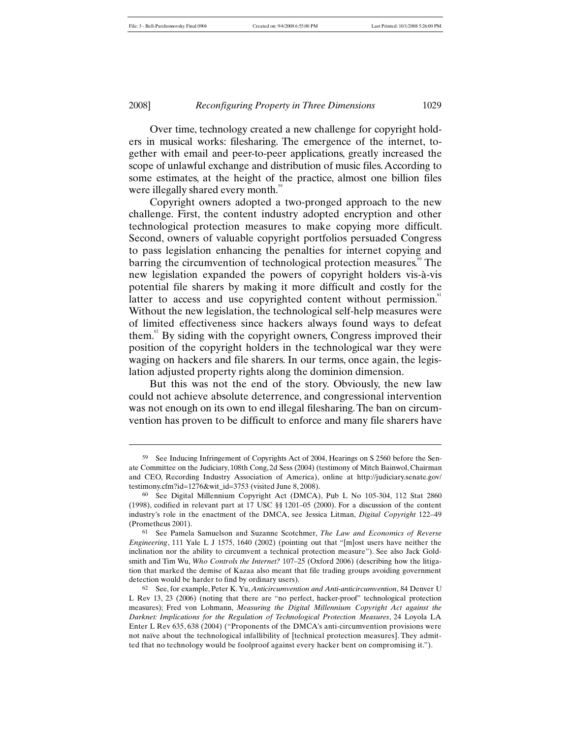Over time, technology created a new challenge for copyright holders in musical works: filesharing. The emergence of the internet, together with email and peer-to-peer applications, greatly increased the scope of unlawful exchange and distribution of music files. According to some estimates, at the height of the practice, almost one billion files were illegally shared every month.[59]

Copyright owners adopted a two-pronged approach to the new challenge. First, the content industry adopted encryption and other technological protection measures to make copying more difficult. Second, owners of valuable copyright portfolios persuaded Congress to pass legislation enhancing the penalties for internet copying and barring the circumvention of technological protection measures.[60] The new legislation expanded the powers of copyright holders vis-à-vis potential file sharers by making it more difficult and costly for the latter to access and use copyrighted content without permission.[61] Without the new legislation, the technological self-help measures were of limited effectiveness since hackers always found ways to defeat them.[62] By siding with the copyright owners, Congress improved their position of the copyright holders in the technological war they were waging on hackers and file sharers. In our terms, once again, the legislation adjusted property rights along the dominion dimension.

But this was not the end of the story. Obviously, the new law could not achieve absolute deterrence, and congressional intervention was not enough on its own to end illegal filesharing. The ban on circumvention has proven to be difficult to enforce and many file sharers have

---

59 See Inducing Infringement of Copyrights Act of 2004, Hearings on S 2560 before the Senate Committee on the Judiciary, 108th Cong, 2d Sess (2004) (testimony of Mitch Bainwol, Chairman and CEO, Recording Industry Association of America), online at http://judiciary.senate.gov/testimony.cfm?id=1276&wit_id=3753 (visited June 8, 2008).

60 See Digital Millennium Copyright Act (DMCA), Pub L No 105-304, 112 Stat 2860 (1998), codified in relevant part at 17 USC §§ 1201–05 (2000). For a discussion of the content industry's role in the enactment of the DMCA, see Jessica Litman, *Digital Copyright* 122–49 (Prometheus 2001).

61 See Pamela Samuelson and Suzanne Scotchmer, *The Law and Economics of Reverse Engineering*, 111 Yale L J 1575, 1640 (2002) (pointing out that "[m]ost users have neither the inclination nor the ability to circumvent a technical protection measure"). See also Jack Goldsmith and Tim Wu, *Who Controls the Internet?* 107–25 (Oxford 2006) (describing how the litigation that marked the demise of Kazaa also meant that file trading groups avoiding government detection would be harder to find by ordinary users).

62 See, for example, Peter K. Yu, *Anticircumvention and Anti-anticircumvention*, 84 Denver U L Rev 13, 23 (2006) (noting that there are "no perfect, hacker-proof" technological protection measures); Fred von Lohmann, *Measuring the Digital Millennium Copyright Act against the Darknet: Implications for the Regulation of Technological Protection Measures*, 24 Loyola LA Enter L Rev 635, 638 (2004) ("Proponents of the DMCA's anti-circumvention provisions were not naïve about the technological infallibility of [technical protection measures]. They admitted that no technology would be foolproof against every hacker bent on compromising it.").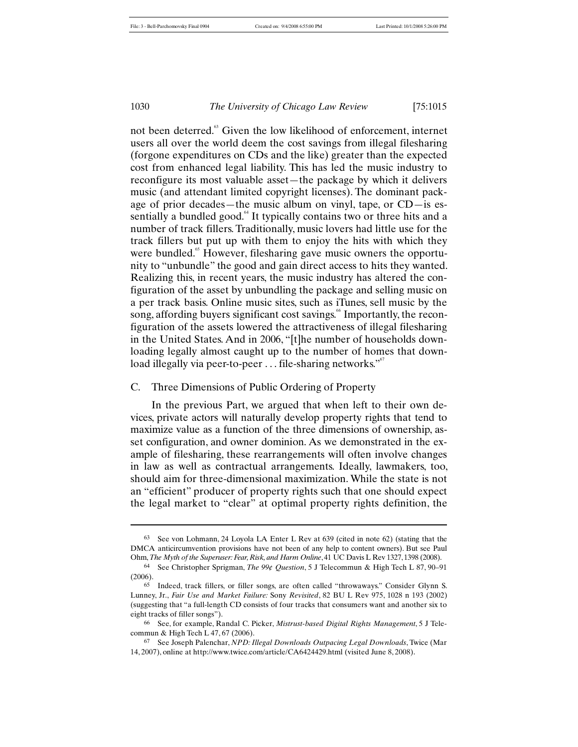not been deterred.[63] Given the low likelihood of enforcement, internet users all over the world deem the cost savings from illegal filesharing (forgone expenditures on CDs and the like) greater than the expected cost from enhanced legal liability. This has led the music industry to reconfigure its most valuable asset—the package by which it delivers music (and attendant limited copyright licenses). The dominant package of prior decades—the music album on vinyl, tape, or CD—is essentially a bundled good.[64] It typically contains two or three hits and a number of track fillers. Traditionally, music lovers had little use for the track fillers but put up with them to enjoy the hits with which they were bundled.[65] However, filesharing gave music owners the opportunity to "unbundle" the good and gain direct access to hits they wanted. Realizing this, in recent years, the music industry has altered the configuration of the asset by unbundling the package and selling music on a per track basis. Online music sites, such as iTunes, sell music by the song, affording buyers significant cost savings.[66] Importantly, the reconfiguration of the assets lowered the attractiveness of illegal filesharing in the United States. And in 2006, "[t]he number of households downloading legally almost caught up to the number of homes that download illegally via peer-to-peer . . . file-sharing networks."[67]

### C. Three Dimensions of Public Ordering of Property

In the previous Part, we argued that when left to their own devices, private actors will naturally develop property rights that tend to maximize value as a function of the three dimensions of ownership, asset configuration, and owner dominion. As we demonstrated in the example of filesharing, these rearrangements will often involve changes in law as well as contractual arrangements. Ideally, lawmakers, too, should aim for three-dimensional maximization. While the state is not an "efficient" producer of property rights such that one should expect the legal market to "clear" at optimal property rights definition, the

---

63 See von Lohmann, 24 Loyola LA Enter L Rev at 639 (cited in note 62) (stating that the DMCA anticircumvention provisions have not been of any help to content owners). But see Paul Ohm, *The Myth of the Superuser: Fear, Risk, and Harm Online*, 41 UC Davis L Rev 1327, 1398 (2008).

64 See Christopher Sprigman, *The 99¢ Question*, 5 J Telecommun & High Tech L 87, 90–91 (2006).

65 Indeed, track fillers, or filler songs, are often called "throwaways." Consider Glynn S. Lunney, Jr., *Fair Use and Market Failure:* Sony *Revisited*, 82 BU L Rev 975, 1028 n 193 (2002) (suggesting that "a full-length CD consists of four tracks that consumers want and another six to eight tracks of filler songs").

66 See, for example, Randal C. Picker, *Mistrust-based Digital Rights Management*, 5 J Telecommun & High Tech L 47, 67 (2006).

67 See Joseph Palenchar, *NPD: Illegal Downloads Outpacing Legal Downloads*, Twice (Mar 14, 2007), online at http://www.twice.com/article/CA6424429.html (visited June 8, 2008).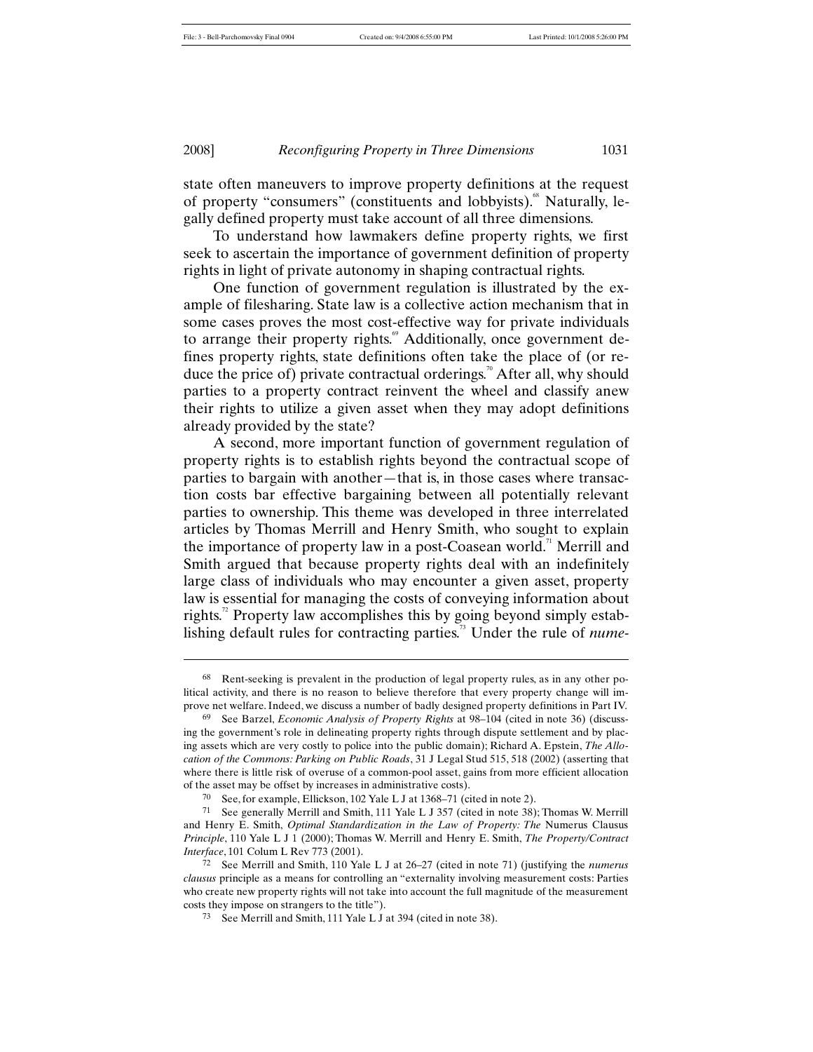state often maneuvers to improve property definitions at the request of property "consumers" (constituents and lobbyists).[68] Naturally, legally defined property must take account of all three dimensions.

To understand how lawmakers define property rights, we first seek to ascertain the importance of government definition of property rights in light of private autonomy in shaping contractual rights.

One function of government regulation is illustrated by the example of filesharing. State law is a collective action mechanism that in some cases proves the most cost-effective way for private individuals to arrange their property rights.[69] Additionally, once government defines property rights, state definitions often take the place of (or reduce the price of) private contractual orderings.[70] After all, why should parties to a property contract reinvent the wheel and classify anew their rights to utilize a given asset when they may adopt definitions already provided by the state?

A second, more important function of government regulation of property rights is to establish rights beyond the contractual scope of parties to bargain with another—that is, in those cases where transaction costs bar effective bargaining between all potentially relevant parties to ownership. This theme was developed in three interrelated articles by Thomas Merrill and Henry Smith, who sought to explain the importance of property law in a post-Coasean world.[71] Merrill and Smith argued that because property rights deal with an indefinitely large class of individuals who may encounter a given asset, property law is essential for managing the costs of conveying information about rights.[72] Property law accomplishes this by going beyond simply establishing default rules for contracting parties.[73] Under the rule of *nume-*

---

[68] Rent-seeking is prevalent in the production of legal property rules, as in any other political activity, and there is no reason to believe therefore that every property change will improve net welfare. Indeed, we discuss a number of badly designed property definitions in Part IV.

[69] See Barzel, *Economic Analysis of Property Rights* at 98–104 (cited in note 36) (discussing the government's role in delineating property rights through dispute settlement and by placing assets which are very costly to police into the public domain); Richard A. Epstein, *The Allocation of the Commons: Parking on Public Roads*, 31 J Legal Stud 515, 518 (2002) (asserting that where there is little risk of overuse of a common-pool asset, gains from more efficient allocation of the asset may be offset by increases in administrative costs).

[70] See, for example, Ellickson, 102 Yale L J at 1368–71 (cited in note 2).

[71] See generally Merrill and Smith, 111 Yale L J 357 (cited in note 38); Thomas W. Merrill and Henry E. Smith, *Optimal Standardization in the Law of Property: The* Numerus Clausus *Principle*, 110 Yale L J 1 (2000); Thomas W. Merrill and Henry E. Smith, *The Property/Contract Interface*, 101 Colum L Rev 773 (2001).

[72] See Merrill and Smith, 110 Yale L J at 26–27 (cited in note 71) (justifying the *numerus clausus* principle as a means for controlling an "externality involving measurement costs: Parties who create new property rights will not take into account the full magnitude of the measurement costs they impose on strangers to the title").

[73] See Merrill and Smith, 111 Yale L J at 394 (cited in note 38).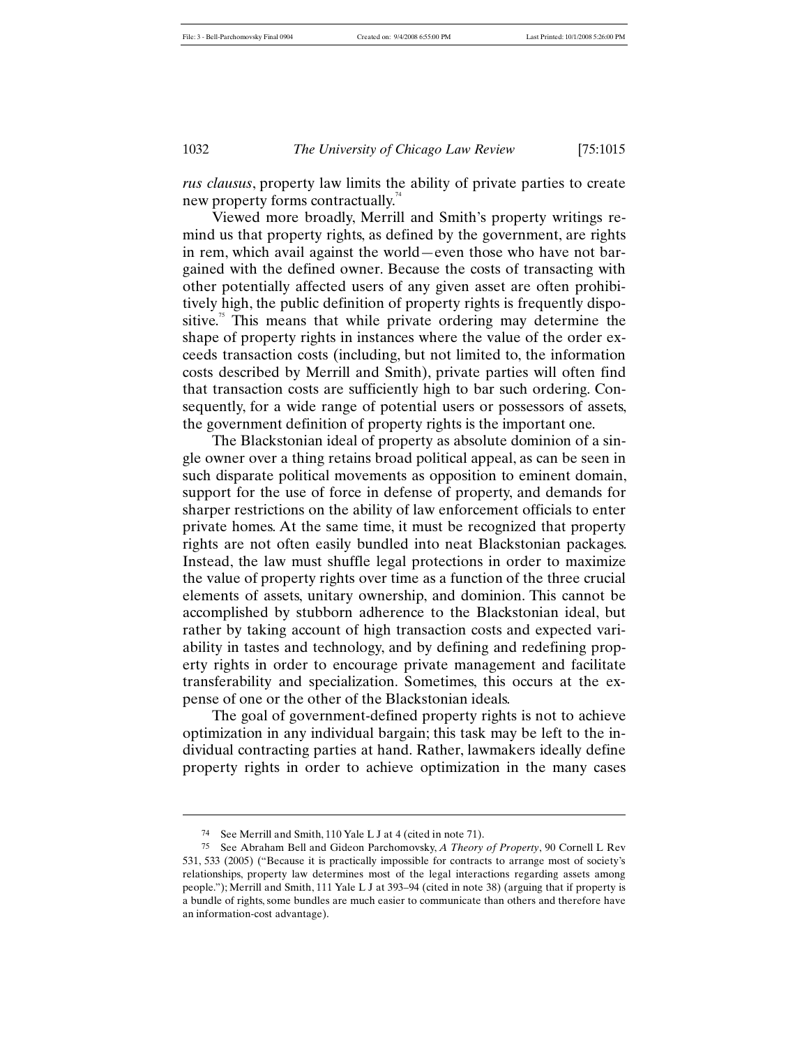*rus clausus*, property law limits the ability of private parties to create new property forms contractually.[74]

Viewed more broadly, Merrill and Smith's property writings remind us that property rights, as defined by the government, are rights in rem, which avail against the world—even those who have not bargained with the defined owner. Because the costs of transacting with other potentially affected users of any given asset are often prohibitively high, the public definition of property rights is frequently dispositive.[75] This means that while private ordering may determine the shape of property rights in instances where the value of the order exceeds transaction costs (including, but not limited to, the information costs described by Merrill and Smith), private parties will often find that transaction costs are sufficiently high to bar such ordering. Consequently, for a wide range of potential users or possessors of assets, the government definition of property rights is the important one.

The Blackstonian ideal of property as absolute dominion of a single owner over a thing retains broad political appeal, as can be seen in such disparate political movements as opposition to eminent domain, support for the use of force in defense of property, and demands for sharper restrictions on the ability of law enforcement officials to enter private homes. At the same time, it must be recognized that property rights are not often easily bundled into neat Blackstonian packages. Instead, the law must shuffle legal protections in order to maximize the value of property rights over time as a function of the three crucial elements of assets, unitary ownership, and dominion. This cannot be accomplished by stubborn adherence to the Blackstonian ideal, but rather by taking account of high transaction costs and expected variability in tastes and technology, and by defining and redefining property rights in order to encourage private management and facilitate transferability and specialization. Sometimes, this occurs at the expense of one or the other of the Blackstonian ideals.

The goal of government-defined property rights is not to achieve optimization in any individual bargain; this task may be left to the individual contracting parties at hand. Rather, lawmakers ideally define property rights in order to achieve optimization in the many cases

---

74 See Merrill and Smith, 110 Yale L J at 4 (cited in note 71).

75 See Abraham Bell and Gideon Parchomovsky, *A Theory of Property*, 90 Cornell L Rev 531, 533 (2005) ("Because it is practically impossible for contracts to arrange most of society's relationships, property law determines most of the legal interactions regarding assets among people."); Merrill and Smith, 111 Yale L J at 393–94 (cited in note 38) (arguing that if property is a bundle of rights, some bundles are much easier to communicate than others and therefore have an information-cost advantage).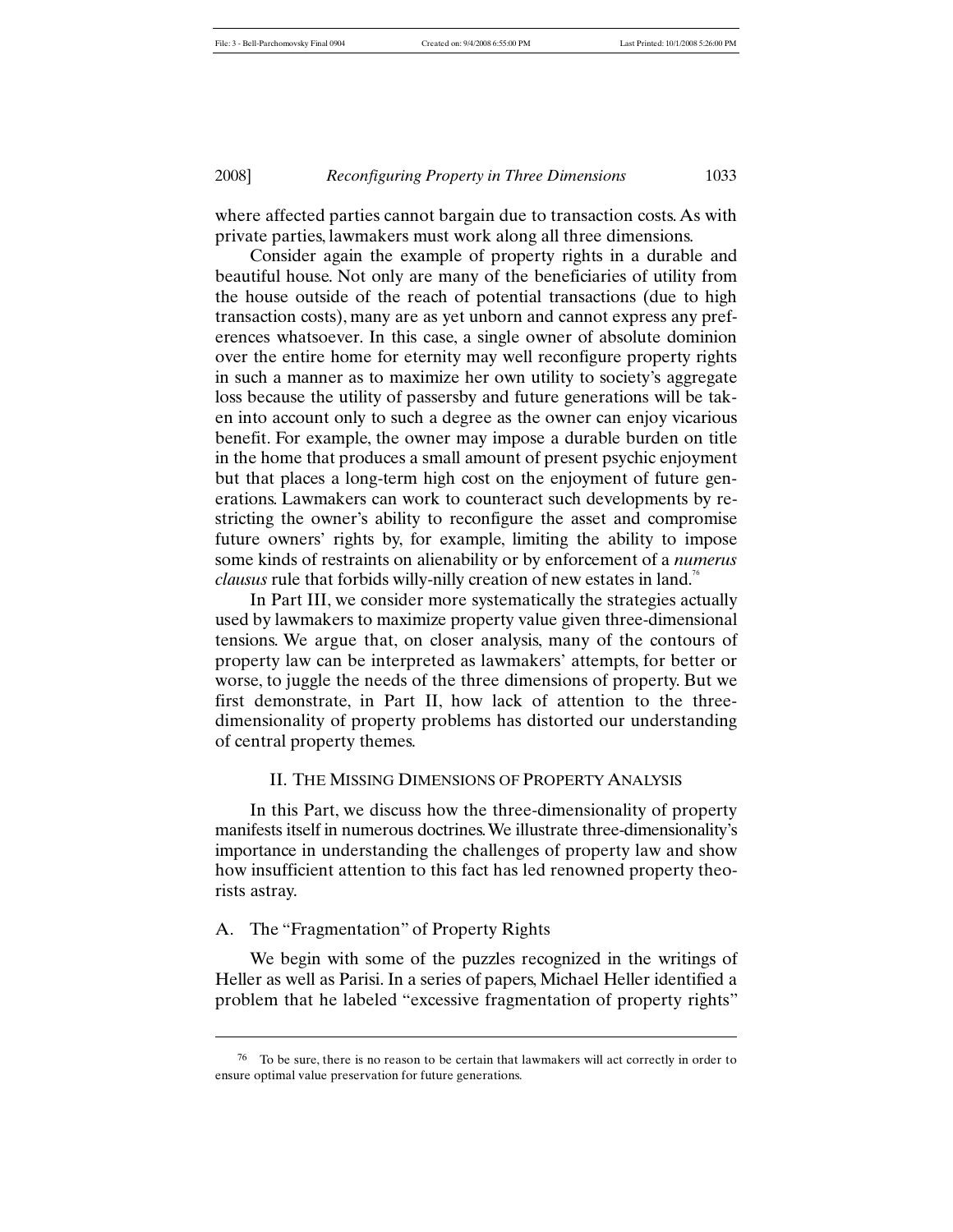where affected parties cannot bargain due to transaction costs. As with private parties, lawmakers must work along all three dimensions.

Consider again the example of property rights in a durable and beautiful house. Not only are many of the beneficiaries of utility from the house outside of the reach of potential transactions (due to high transaction costs), many are as yet unborn and cannot express any preferences whatsoever. In this case, a single owner of absolute dominion over the entire home for eternity may well reconfigure property rights in such a manner as to maximize her own utility to society's aggregate loss because the utility of passersby and future generations will be taken into account only to such a degree as the owner can enjoy vicarious benefit. For example, the owner may impose a durable burden on title in the home that produces a small amount of present psychic enjoyment but that places a long-term high cost on the enjoyment of future generations. Lawmakers can work to counteract such developments by restricting the owner's ability to reconfigure the asset and compromise future owners' rights by, for example, limiting the ability to impose some kinds of restraints on alienability or by enforcement of a *numerus clausus* rule that forbids willy-nilly creation of new estates in land.[76]

In Part III, we consider more systematically the strategies actually used by lawmakers to maximize property value given three-dimensional tensions. We argue that, on closer analysis, many of the contours of property law can be interpreted as lawmakers' attempts, for better or worse, to juggle the needs of the three dimensions of property. But we first demonstrate, in Part II, how lack of attention to the three-dimensionality of property problems has distorted our understanding of central property themes.

## II. The Missing Dimensions of Property Analysis

In this Part, we discuss how the three-dimensionality of property manifests itself in numerous doctrines. We illustrate three-dimensionality's importance in understanding the challenges of property law and show how insufficient attention to this fact has led renowned property theorists astray.

### A. The "Fragmentation" of Property Rights

We begin with some of the puzzles recognized in the writings of Heller as well as Parisi. In a series of papers, Michael Heller identified a problem that he labeled "excessive fragmentation of property rights"

---

[76] To be sure, there is no reason to be certain that lawmakers will act correctly in order to ensure optimal value preservation for future generations.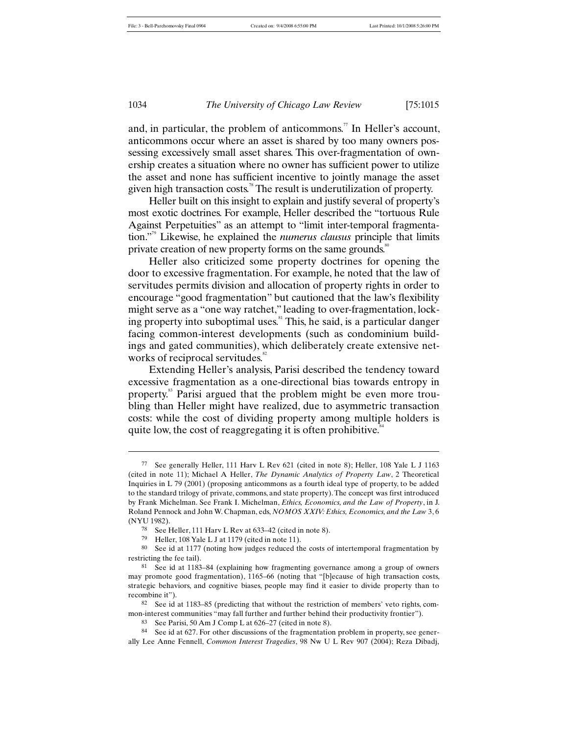and, in particular, the problem of anticommons.[77] In Heller's account, anticommons occur where an asset is shared by too many owners possessing excessively small asset shares. This over-fragmentation of ownership creates a situation where no owner has sufficient power to utilize the asset and none has sufficient incentive to jointly manage the asset given high transaction costs.[78] The result is underutilization of property.

Heller built on this insight to explain and justify several of property's most exotic doctrines. For example, Heller described the "tortuous Rule Against Perpetuities" as an attempt to "limit inter-temporal fragmentation."[79] Likewise, he explained the *numerus clausus* principle that limits private creation of new property forms on the same grounds.[80]

Heller also criticized some property doctrines for opening the door to excessive fragmentation. For example, he noted that the law of servitudes permits division and allocation of property rights in order to encourage "good fragmentation" but cautioned that the law's flexibility might serve as a "one way ratchet," leading to over-fragmentation, locking property into suboptimal uses.[81] This, he said, is a particular danger facing common-interest developments (such as condominium buildings and gated communities), which deliberately create extensive networks of reciprocal servitudes.[82]

Extending Heller's analysis, Parisi described the tendency toward excessive fragmentation as a one-directional bias towards entropy in property.[83] Parisi argued that the problem might be even more troubling than Heller might have realized, due to asymmetric transaction costs: while the cost of dividing property among multiple holders is quite low, the cost of reaggregating it is often prohibitive.[84]

---

77 See generally Heller, 111 Harv L Rev 621 (cited in note 8); Heller, 108 Yale L J 1163 (cited in note 11); Michael A Heller, *The Dynamic Analytics of Property Law*, 2 Theoretical Inquiries in L 79 (2001) (proposing anticommons as a fourth ideal type of property, to be added to the standard trilogy of private, commons, and state property). The concept was first introduced by Frank Michelman. See Frank I. Michelman, *Ethics, Economics, and the Law of Property*, in J. Roland Pennock and John W. Chapman, eds, *NOMOS XXIV: Ethics, Economics, and the Law* 3, 6 (NYU 1982).

78 See Heller, 111 Harv L Rev at 633–42 (cited in note 8).

79 Heller, 108 Yale L J at 1179 (cited in note 11).

80 See id at 1177 (noting how judges reduced the costs of intertemporal fragmentation by restricting the fee tail).

81 See id at 1183–84 (explaining how fragmenting governance among a group of owners may promote good fragmentation), 1165–66 (noting that "[b]ecause of high transaction costs, strategic behaviors, and cognitive biases, people may find it easier to divide property than to recombine it").

82 See id at 1183–85 (predicting that without the restriction of members' veto rights, common-interest communities "may fall further and further behind their productivity frontier").

83 See Parisi, 50 Am J Comp L at 626–27 (cited in note 8).

84 See id at 627. For other discussions of the fragmentation problem in property, see generally Lee Anne Fennell, *Common Interest Tragedies*, 98 Nw U L Rev 907 (2004); Reza Dibadj,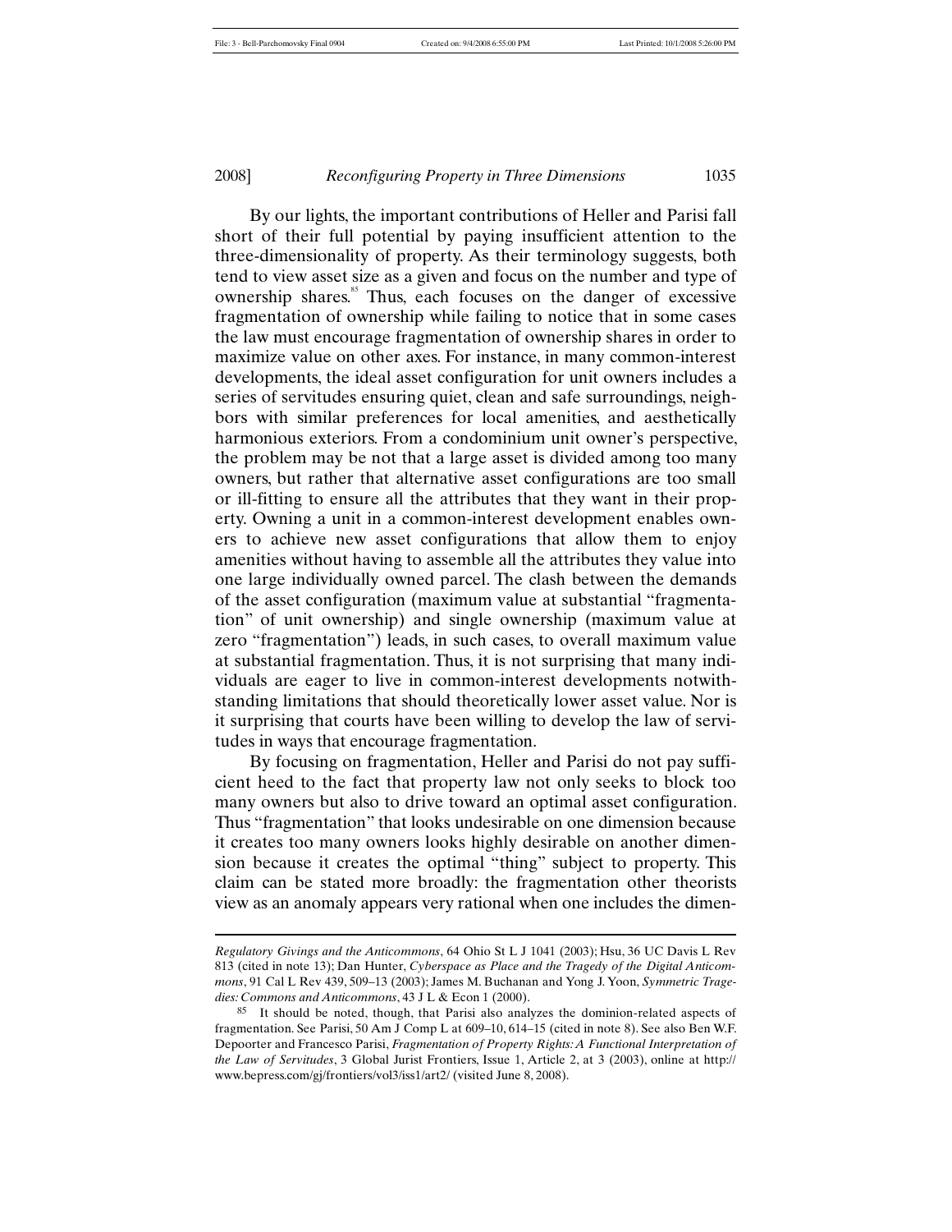By our lights, the important contributions of Heller and Parisi fall short of their full potential by paying insufficient attention to the three-dimensionality of property. As their terminology suggests, both tend to view asset size as a given and focus on the number and type of ownership shares.[85] Thus, each focuses on the danger of excessive fragmentation of ownership while failing to notice that in some cases the law must encourage fragmentation of ownership shares in order to maximize value on other axes. For instance, in many common-interest developments, the ideal asset configuration for unit owners includes a series of servitudes ensuring quiet, clean and safe surroundings, neighbors with similar preferences for local amenities, and aesthetically harmonious exteriors. From a condominium unit owner's perspective, the problem may be not that a large asset is divided among too many owners, but rather that alternative asset configurations are too small or ill-fitting to ensure all the attributes that they want in their property. Owning a unit in a common-interest development enables owners to achieve new asset configurations that allow them to enjoy amenities without having to assemble all the attributes they value into one large individually owned parcel. The clash between the demands of the asset configuration (maximum value at substantial "fragmentation" of unit ownership) and single ownership (maximum value at zero "fragmentation") leads, in such cases, to overall maximum value at substantial fragmentation. Thus, it is not surprising that many individuals are eager to live in common-interest developments notwithstanding limitations that should theoretically lower asset value. Nor is it surprising that courts have been willing to develop the law of servitudes in ways that encourage fragmentation.

By focusing on fragmentation, Heller and Parisi do not pay sufficient heed to the fact that property law not only seeks to block too many owners but also to drive toward an optimal asset configuration. Thus "fragmentation" that looks undesirable on one dimension because it creates too many owners looks highly desirable on another dimension because it creates the optimal "thing" subject to property. This claim can be stated more broadly: the fragmentation other theorists view as an anomaly appears very rational when one includes the dimen-

---

*Regulatory Givings and the Anticommons*, 64 Ohio St L J 1041 (2003); Hsu, 36 UC Davis L Rev 813 (cited in note 13); Dan Hunter, *Cyberspace as Place and the Tragedy of the Digital Anticommons*, 91 Cal L Rev 439, 509–13 (2003); James M. Buchanan and Yong J. Yoon, *Symmetric Tragedies: Commons and Anticommons*, 43 J L & Econ 1 (2000).

[85] It should be noted, though, that Parisi also analyzes the dominion-related aspects of fragmentation. See Parisi, 50 Am J Comp L at 609–10, 614–15 (cited in note 8). See also Ben W.F. Depoorter and Francesco Parisi, *Fragmentation of Property Rights: A Functional Interpretation of the Law of Servitudes*, 3 Global Jurist Frontiers, Issue 1, Article 2, at 3 (2003), online at http://www.bepress.com/gj/frontiers/vol3/iss1/art2/ (visited June 8, 2008).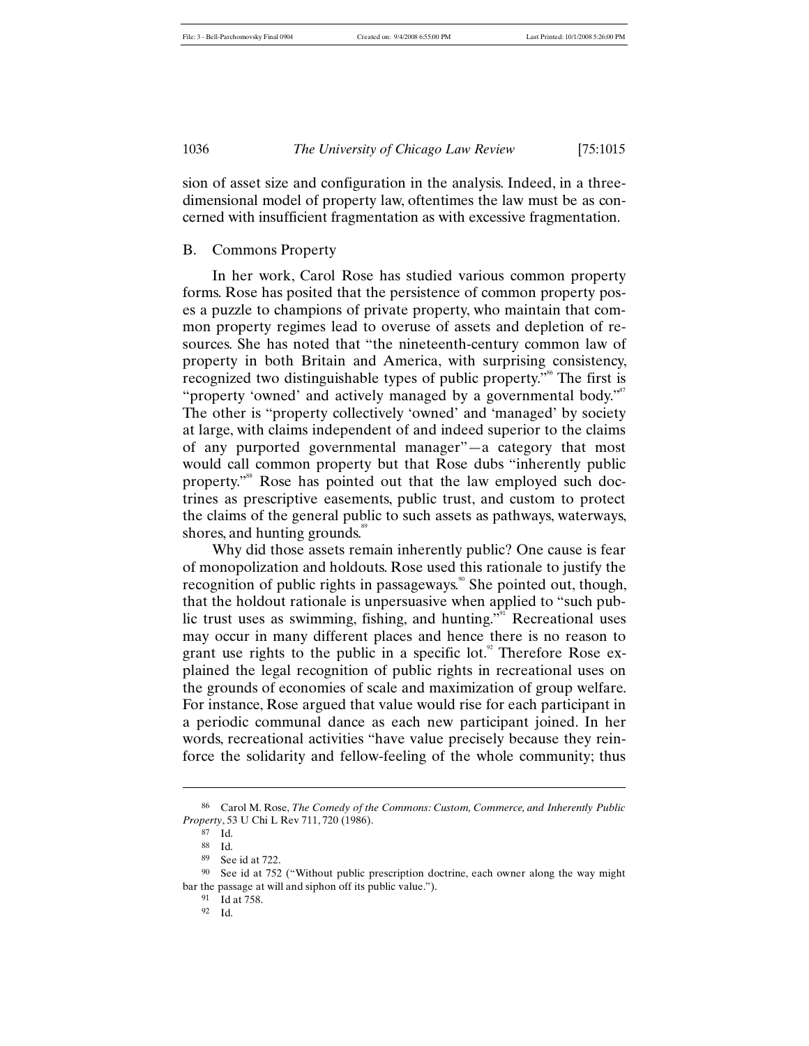sion of asset size and configuration in the analysis. Indeed, in a three-dimensional model of property law, oftentimes the law must be as concerned with insufficient fragmentation as with excessive fragmentation.

## B. Commons Property

In her work, Carol Rose has studied various common property forms. Rose has posited that the persistence of common property poses a puzzle to champions of private property, who maintain that common property regimes lead to overuse of assets and depletion of resources. She has noted that "the nineteenth-century common law of property in both Britain and America, with surprising consistency, recognized two distinguishable types of public property."[86] The first is "property 'owned' and actively managed by a governmental body."[87] The other is "property collectively 'owned' and 'managed' by society at large, with claims independent of and indeed superior to the claims of any purported governmental manager"—a category that most would call common property but that Rose dubs "inherently public property."[88] Rose has pointed out that the law employed such doctrines as prescriptive easements, public trust, and custom to protect the claims of the general public to such assets as pathways, waterways, shores, and hunting grounds.[89]

Why did those assets remain inherently public? One cause is fear of monopolization and holdouts. Rose used this rationale to justify the recognition of public rights in passageways.[90] She pointed out, though, that the holdout rationale is unpersuasive when applied to "such public trust uses as swimming, fishing, and hunting."[91] Recreational uses may occur in many different places and hence there is no reason to grant use rights to the public in a specific lot.[92] Therefore Rose explained the legal recognition of public rights in recreational uses on the grounds of economies of scale and maximization of group welfare. For instance, Rose argued that value would rise for each participant in a periodic communal dance as each new participant joined. In her words, recreational activities "have value precisely because they reinforce the solidarity and fellow-feeling of the whole community; thus

---

86 Carol M. Rose, *The Comedy of the Commons: Custom, Commerce, and Inherently Public Property*, 53 U Chi L Rev 711, 720 (1986).

87 Id.

88 Id.

89 See id at 722.

90 See id at 752 ("Without public prescription doctrine, each owner along the way might bar the passage at will and siphon off its public value.").

91 Id at 758.

92 Id.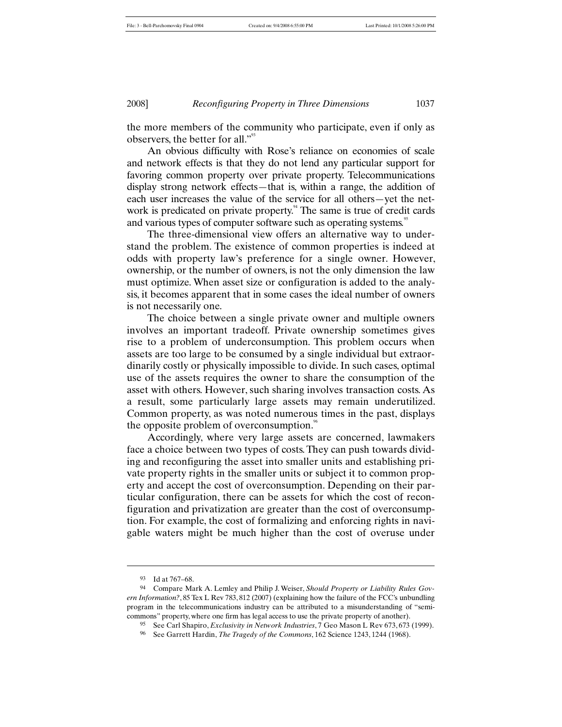the more members of the community who participate, even if only as observers, the better for all."[93]

An obvious difficulty with Rose's reliance on economies of scale and network effects is that they do not lend any particular support for favoring common property over private property. Telecommunications display strong network effects—that is, within a range, the addition of each user increases the value of the service for all others—yet the network is predicated on private property.[94] The same is true of credit cards and various types of computer software such as operating systems.[95]

The three-dimensional view offers an alternative way to understand the problem. The existence of common properties is indeed at odds with property law's preference for a single owner. However, ownership, or the number of owners, is not the only dimension the law must optimize. When asset size or configuration is added to the analysis, it becomes apparent that in some cases the ideal number of owners is not necessarily one.

The choice between a single private owner and multiple owners involves an important tradeoff. Private ownership sometimes gives rise to a problem of underconsumption. This problem occurs when assets are too large to be consumed by a single individual but extraordinarily costly or physically impossible to divide. In such cases, optimal use of the assets requires the owner to share the consumption of the asset with others. However, such sharing involves transaction costs. As a result, some particularly large assets may remain underutilized. Common property, as was noted numerous times in the past, displays the opposite problem of overconsumption.[96]

Accordingly, where very large assets are concerned, lawmakers face a choice between two types of costs. They can push towards dividing and reconfiguring the asset into smaller units and establishing private property rights in the smaller units or subject it to common property and accept the cost of overconsumption. Depending on their particular configuration, there can be assets for which the cost of reconfiguration and privatization are greater than the cost of overconsumption. For example, the cost of formalizing and enforcing rights in navigable waters might be much higher than the cost of overuse under

---

93 Id at 767–68.

94 Compare Mark A. Lemley and Philip J. Weiser, *Should Property or Liability Rules Govern Information?*, 85 Tex L Rev 783, 812 (2007) (explaining how the failure of the FCC's unbundling program in the telecommunications industry can be attributed to a misunderstanding of "semicommons" property, where one firm has legal access to use the private property of another).

95 See Carl Shapiro, *Exclusivity in Network Industries*, 7 Geo Mason L Rev 673, 673 (1999).

96 See Garrett Hardin, *The Tragedy of the Commons*, 162 Science 1243, 1244 (1968).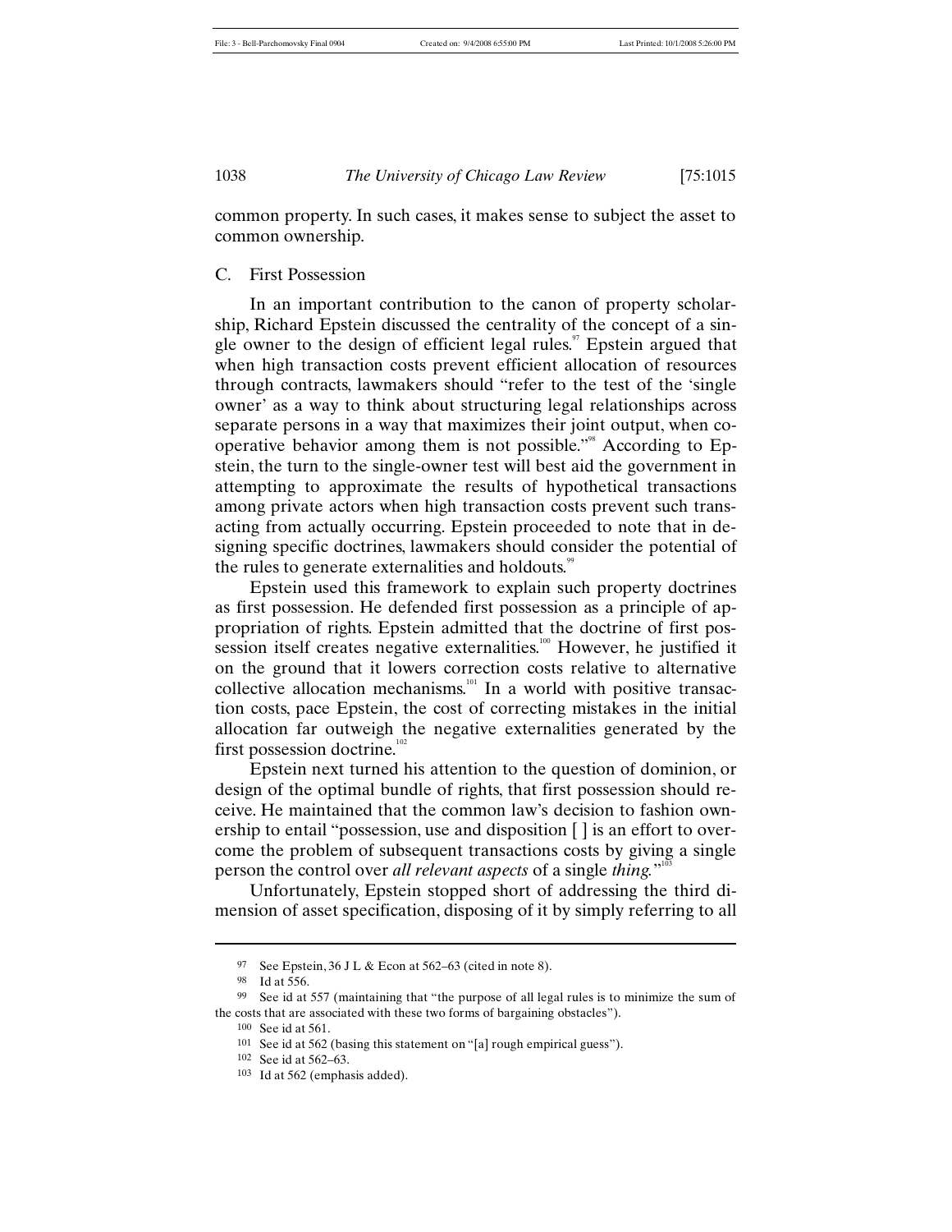common property. In such cases, it makes sense to subject the asset to common ownership.

## C. First Possession

In an important contribution to the canon of property scholarship, Richard Epstein discussed the centrality of the concept of a single owner to the design of efficient legal rules.[97] Epstein argued that when high transaction costs prevent efficient allocation of resources through contracts, lawmakers should "refer to the test of the 'single owner' as a way to think about structuring legal relationships across separate persons in a way that maximizes their joint output, when cooperative behavior among them is not possible."[98] According to Epstein, the turn to the single-owner test will best aid the government in attempting to approximate the results of hypothetical transactions among private actors when high transaction costs prevent such transacting from actually occurring. Epstein proceeded to note that in designing specific doctrines, lawmakers should consider the potential of the rules to generate externalities and holdouts.[99]

Epstein used this framework to explain such property doctrines as first possession. He defended first possession as a principle of appropriation of rights. Epstein admitted that the doctrine of first possession itself creates negative externalities.[100] However, he justified it on the ground that it lowers correction costs relative to alternative collective allocation mechanisms.[101] In a world with positive transaction costs, pace Epstein, the cost of correcting mistakes in the initial allocation far outweigh the negative externalities generated by the first possession doctrine.[102]

Epstein next turned his attention to the question of dominion, or design of the optimal bundle of rights, that first possession should receive. He maintained that the common law's decision to fashion ownership to entail "possession, use and disposition [ ] is an effort to overcome the problem of subsequent transactions costs by giving a single person the control over *all relevant aspects* of a single *thing*."[103]

Unfortunately, Epstein stopped short of addressing the third dimension of asset specification, disposing of it by simply referring to all

---

97 See Epstein, 36 J L & Econ at 562–63 (cited in note 8).

98 Id at 556.

99 See id at 557 (maintaining that "the purpose of all legal rules is to minimize the sum of the costs that are associated with these two forms of bargaining obstacles").

100 See id at 561.

101 See id at 562 (basing this statement on "[a] rough empirical guess").

102 See id at 562–63.

103 Id at 562 (emphasis added).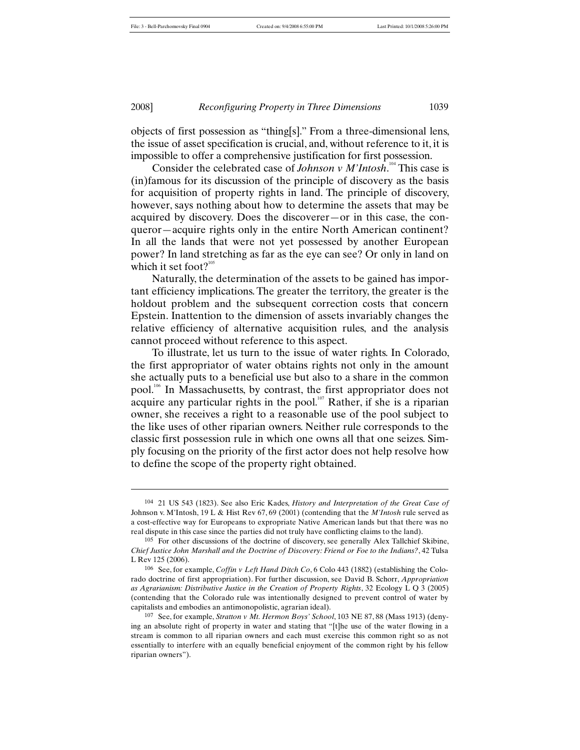objects of first possession as "thing[s]." From a three-dimensional lens, the issue of asset specification is crucial, and, without reference to it, it is impossible to offer a comprehensive justification for first possession.

Consider the celebrated case of *Johnson v M'Intosh*.[104] This case is (in)famous for its discussion of the principle of discovery as the basis for acquisition of property rights in land. The principle of discovery, however, says nothing about how to determine the assets that may be acquired by discovery. Does the discoverer—or in this case, the conqueror—acquire rights only in the entire North American continent? In all the lands that were not yet possessed by another European power? In land stretching as far as the eye can see? Or only in land on which it set foot?[105]

Naturally, the determination of the assets to be gained has important efficiency implications. The greater the territory, the greater is the holdout problem and the subsequent correction costs that concern Epstein. Inattention to the dimension of assets invariably changes the relative efficiency of alternative acquisition rules, and the analysis cannot proceed without reference to this aspect.

To illustrate, let us turn to the issue of water rights. In Colorado, the first appropriator of water obtains rights not only in the amount she actually puts to a beneficial use but also to a share in the common pool.[106] In Massachusetts, by contrast, the first appropriator does not acquire any particular rights in the pool.[107] Rather, if she is a riparian owner, she receives a right to a reasonable use of the pool subject to the like uses of other riparian owners. Neither rule corresponds to the classic first possession rule in which one owns all that one seizes. Simply focusing on the priority of the first actor does not help resolve how to define the scope of the property right obtained.

---

104 21 US 543 (1823). See also Eric Kades, *History and Interpretation of the Great Case of* Johnson v. M'Intosh, 19 L & Hist Rev 67, 69 (2001) (contending that the *M'Intosh* rule served as a cost-effective way for Europeans to expropriate Native American lands but that there was no real dispute in this case since the parties did not truly have conflicting claims to the land).

105 For other discussions of the doctrine of discovery, see generally Alex Tallchief Skibine, *Chief Justice John Marshall and the Doctrine of Discovery: Friend or Foe to the Indians?*, 42 Tulsa L Rev 125 (2006).

106 See, for example, *Coffin v Left Hand Ditch Co*, 6 Colo 443 (1882) (establishing the Colorado doctrine of first appropriation). For further discussion, see David B. Schorr, *Appropriation as Agrarianism: Distributive Justice in the Creation of Property Rights*, 32 Ecology L Q 3 (2005) (contending that the Colorado rule was intentionally designed to prevent control of water by capitalists and embodies an antimonopolistic, agrarian ideal).

107 See, for example, *Stratton v Mt. Hermon Boys' School*, 103 NE 87, 88 (Mass 1913) (denying an absolute right of property in water and stating that "[t]he use of the water flowing in a stream is common to all riparian owners and each must exercise this common right so as not essentially to interfere with an equally beneficial enjoyment of the common right by his fellow riparian owners").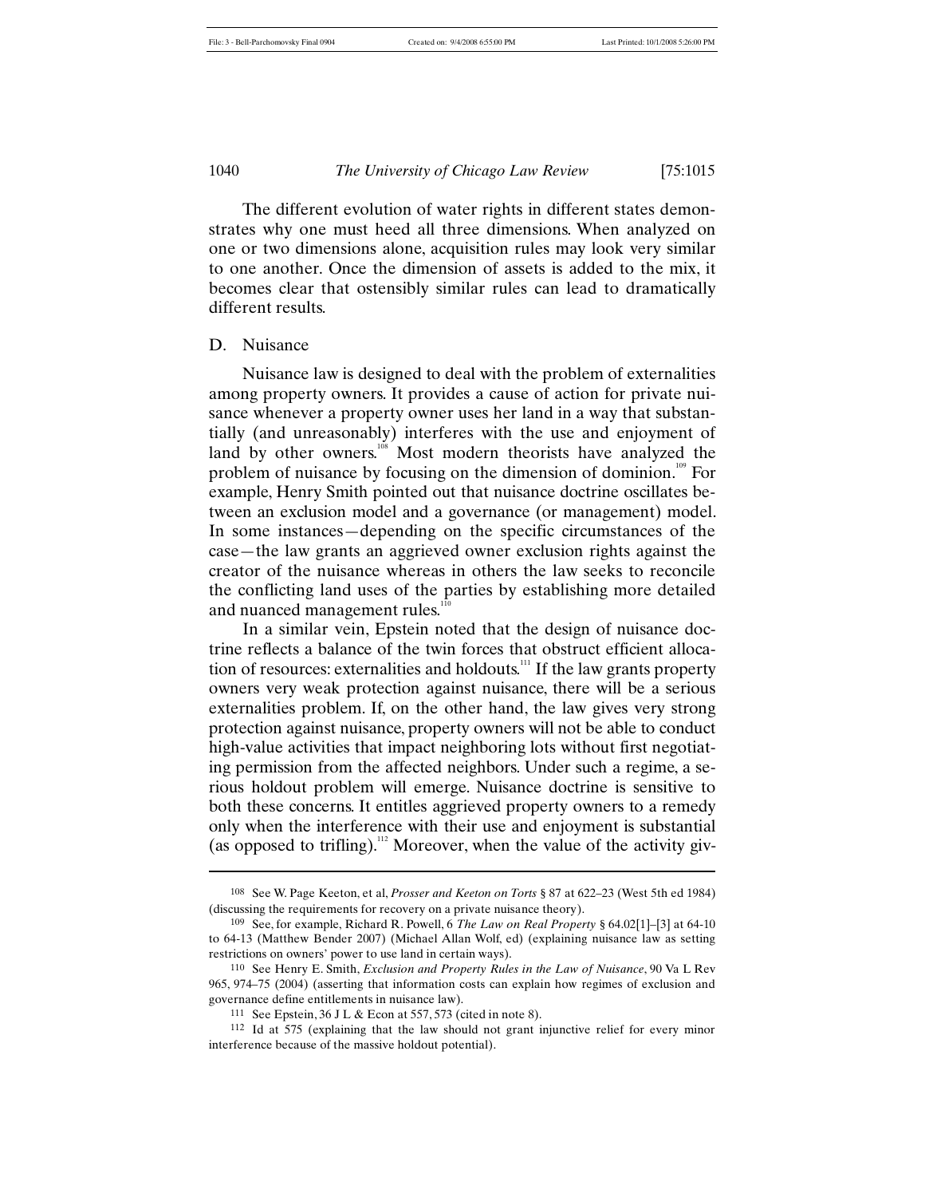The different evolution of water rights in different states demonstrates why one must heed all three dimensions. When analyzed on one or two dimensions alone, acquisition rules may look very similar to one another. Once the dimension of assets is added to the mix, it becomes clear that ostensibly similar rules can lead to dramatically different results.

### D. Nuisance

Nuisance law is designed to deal with the problem of externalities among property owners. It provides a cause of action for private nuisance whenever a property owner uses her land in a way that substantially (and unreasonably) interferes with the use and enjoyment of land by other owners.[108] Most modern theorists have analyzed the problem of nuisance by focusing on the dimension of dominion.[109] For example, Henry Smith pointed out that nuisance doctrine oscillates between an exclusion model and a governance (or management) model. In some instances—depending on the specific circumstances of the case—the law grants an aggrieved owner exclusion rights against the creator of the nuisance whereas in others the law seeks to reconcile the conflicting land uses of the parties by establishing more detailed and nuanced management rules.[110]

In a similar vein, Epstein noted that the design of nuisance doctrine reflects a balance of the twin forces that obstruct efficient allocation of resources: externalities and holdouts.[111] If the law grants property owners very weak protection against nuisance, there will be a serious externalities problem. If, on the other hand, the law gives very strong protection against nuisance, property owners will not be able to conduct high-value activities that impact neighboring lots without first negotiating permission from the affected neighbors. Under such a regime, a serious holdout problem will emerge. Nuisance doctrine is sensitive to both these concerns. It entitles aggrieved property owners to a remedy only when the interference with their use and enjoyment is substantial (as opposed to trifling).[112] Moreover, when the value of the activity giv-

---

108 See W. Page Keeton, et al, *Prosser and Keeton on Torts* § 87 at 622–23 (West 5th ed 1984) (discussing the requirements for recovery on a private nuisance theory).

109 See, for example, Richard R. Powell, 6 *The Law on Real Property* § 64.02[1]–[3] at 64-10 to 64-13 (Matthew Bender 2007) (Michael Allan Wolf, ed) (explaining nuisance law as setting restrictions on owners' power to use land in certain ways).

110 See Henry E. Smith, *Exclusion and Property Rules in the Law of Nuisance*, 90 Va L Rev 965, 974–75 (2004) (asserting that information costs can explain how regimes of exclusion and governance define entitlements in nuisance law).

111 See Epstein, 36 J L & Econ at 557, 573 (cited in note 8).

112 Id at 575 (explaining that the law should not grant injunctive relief for every minor interference because of the massive holdout potential).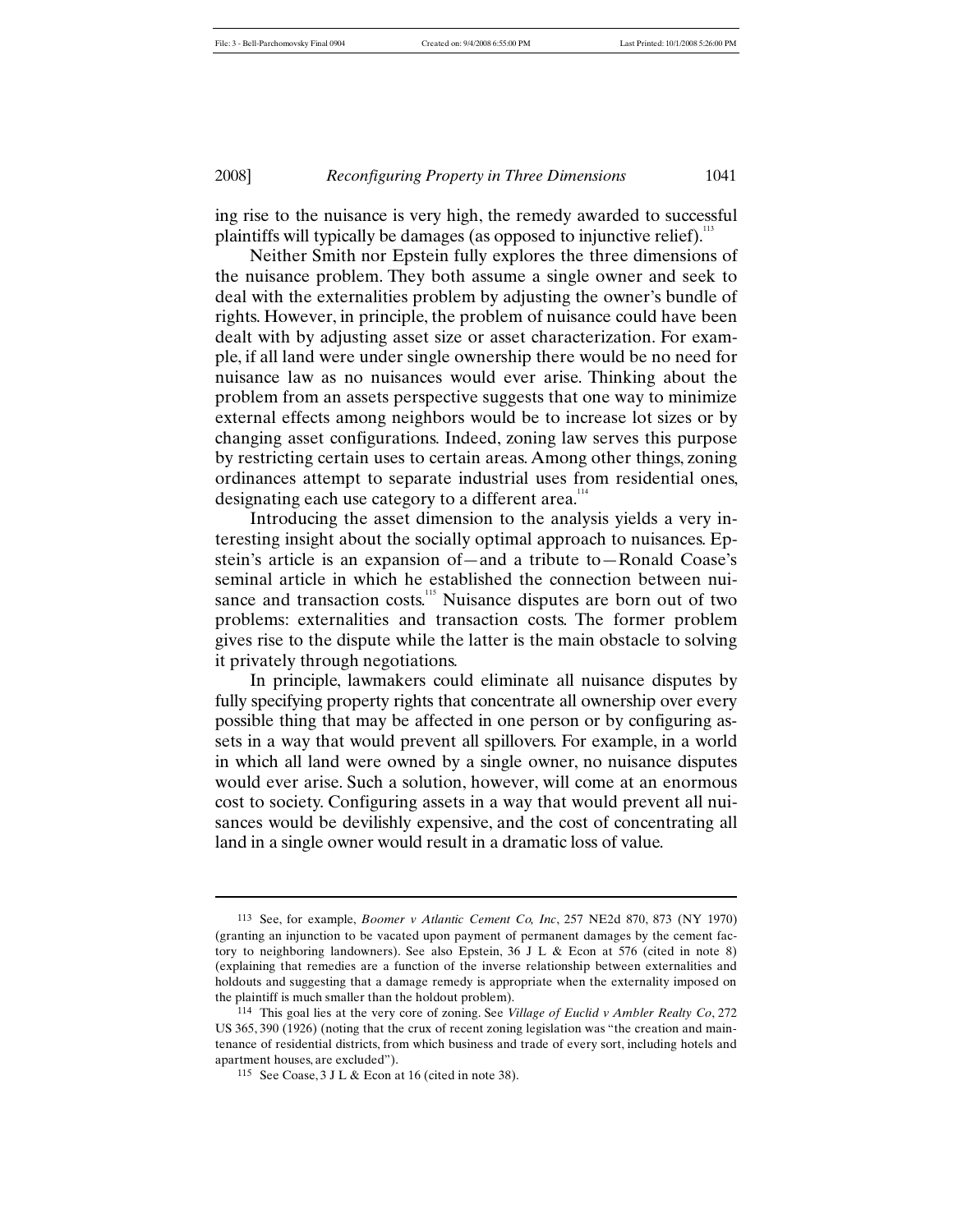ing rise to the nuisance is very high, the remedy awarded to successful plaintiffs will typically be damages (as opposed to injunctive relief).[113]

Neither Smith nor Epstein fully explores the three dimensions of the nuisance problem. They both assume a single owner and seek to deal with the externalities problem by adjusting the owner's bundle of rights. However, in principle, the problem of nuisance could have been dealt with by adjusting asset size or asset characterization. For example, if all land were under single ownership there would be no need for nuisance law as no nuisances would ever arise. Thinking about the problem from an assets perspective suggests that one way to minimize external effects among neighbors would be to increase lot sizes or by changing asset configurations. Indeed, zoning law serves this purpose by restricting certain uses to certain areas. Among other things, zoning ordinances attempt to separate industrial uses from residential ones, designating each use category to a different area.[114]

Introducing the asset dimension to the analysis yields a very interesting insight about the socially optimal approach to nuisances. Epstein's article is an expansion of—and a tribute to—Ronald Coase's seminal article in which he established the connection between nuisance and transaction costs.[115] Nuisance disputes are born out of two problems: externalities and transaction costs. The former problem gives rise to the dispute while the latter is the main obstacle to solving it privately through negotiations.

In principle, lawmakers could eliminate all nuisance disputes by fully specifying property rights that concentrate all ownership over every possible thing that may be affected in one person or by configuring assets in a way that would prevent all spillovers. For example, in a world in which all land were owned by a single owner, no nuisance disputes would ever arise. Such a solution, however, will come at an enormous cost to society. Configuring assets in a way that would prevent all nuisances would be devilishly expensive, and the cost of concentrating all land in a single owner would result in a dramatic loss of value.

---

113 See, for example, *Boomer v Atlantic Cement Co, Inc*, 257 NE2d 870, 873 (NY 1970) (granting an injunction to be vacated upon payment of permanent damages by the cement factory to neighboring landowners). See also Epstein, 36 J L & Econ at 576 (cited in note 8) (explaining that remedies are a function of the inverse relationship between externalities and holdouts and suggesting that a damage remedy is appropriate when the externality imposed on the plaintiff is much smaller than the holdout problem).

114 This goal lies at the very core of zoning. See *Village of Euclid v Ambler Realty Co*, 272 US 365, 390 (1926) (noting that the crux of recent zoning legislation was "the creation and maintenance of residential districts, from which business and trade of every sort, including hotels and apartment houses, are excluded").

115 See Coase, 3 J L & Econ at 16 (cited in note 38).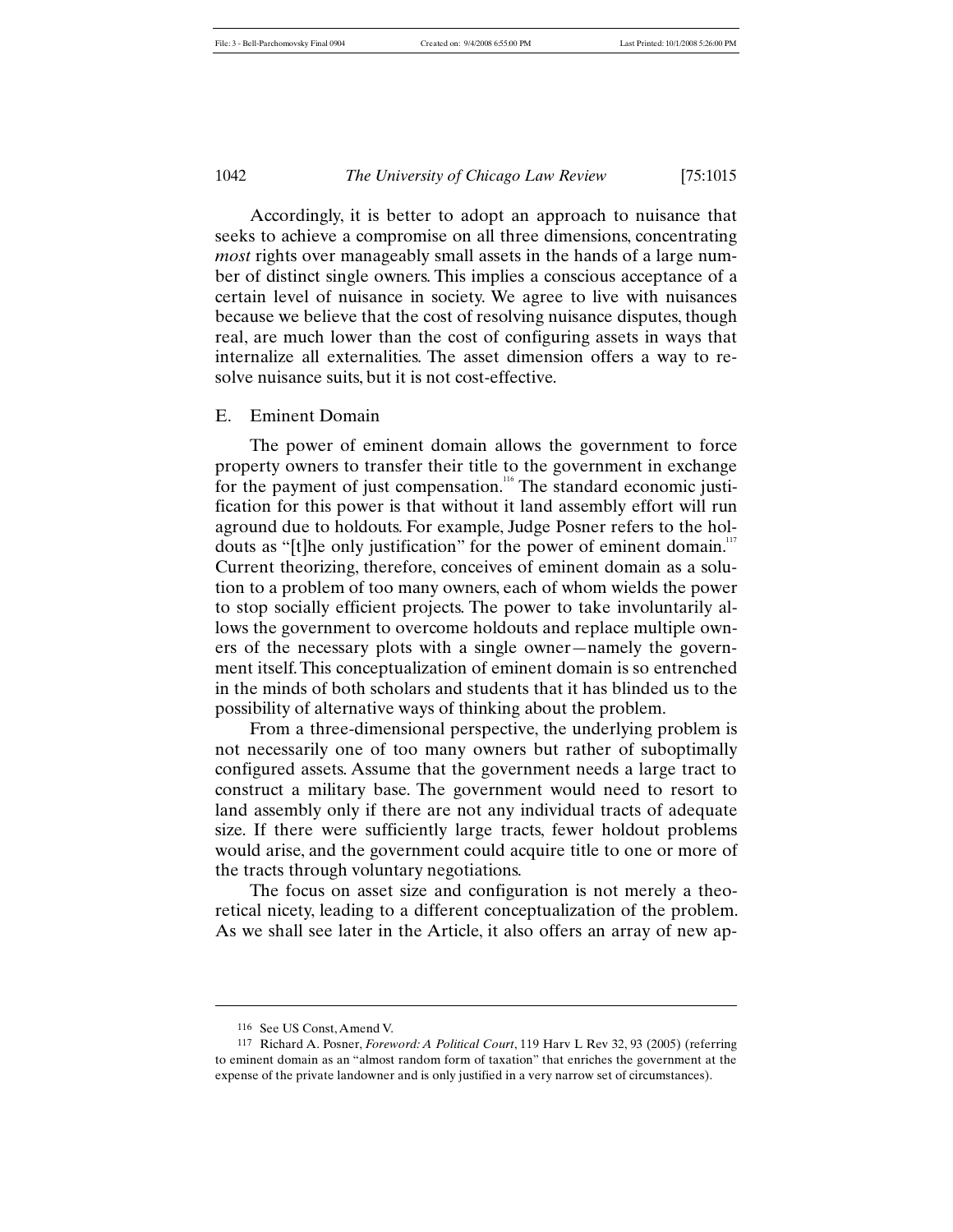Accordingly, it is better to adopt an approach to nuisance that seeks to achieve a compromise on all three dimensions, concentrating *most* rights over manageably small assets in the hands of a large number of distinct single owners. This implies a conscious acceptance of a certain level of nuisance in society. We agree to live with nuisances because we believe that the cost of resolving nuisance disputes, though real, are much lower than the cost of configuring assets in ways that internalize all externalities. The asset dimension offers a way to resolve nuisance suits, but it is not cost-effective.

## E. Eminent Domain

The power of eminent domain allows the government to force property owners to transfer their title to the government in exchange for the payment of just compensation.[116] The standard economic justification for this power is that without it land assembly effort will run aground due to holdouts. For example, Judge Posner refers to the holdouts as "[t]he only justification" for the power of eminent domain.[117] Current theorizing, therefore, conceives of eminent domain as a solution to a problem of too many owners, each of whom wields the power to stop socially efficient projects. The power to take involuntarily allows the government to overcome holdouts and replace multiple owners of the necessary plots with a single owner—namely the government itself. This conceptualization of eminent domain is so entrenched in the minds of both scholars and students that it has blinded us to the possibility of alternative ways of thinking about the problem.

From a three-dimensional perspective, the underlying problem is not necessarily one of too many owners but rather of suboptimally configured assets. Assume that the government needs a large tract to construct a military base. The government would need to resort to land assembly only if there are not any individual tracts of adequate size. If there were sufficiently large tracts, fewer holdout problems would arise, and the government could acquire title to one or more of the tracts through voluntary negotiations.

The focus on asset size and configuration is not merely a theoretical nicety, leading to a different conceptualization of the problem. As we shall see later in the Article, it also offers an array of new ap-

---

116 See US Const, Amend V.

117 Richard A. Posner, *Foreword: A Political Court*, 119 Harv L Rev 32, 93 (2005) (referring to eminent domain as an "almost random form of taxation" that enriches the government at the expense of the private landowner and is only justified in a very narrow set of circumstances).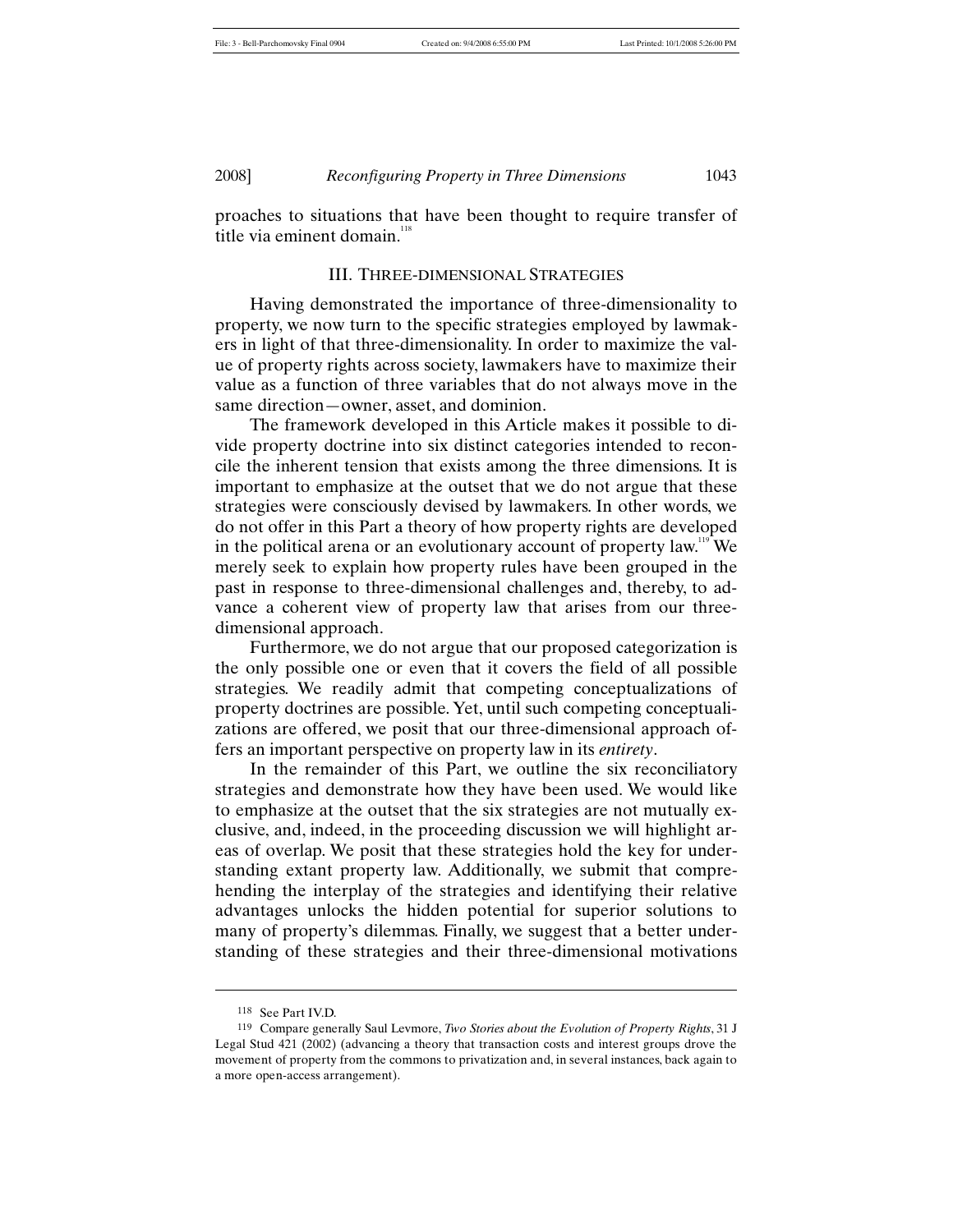proaches to situations that have been thought to require transfer of title via eminent domain.[118]

## III. Three-dimensional Strategies

Having demonstrated the importance of three-dimensionality to property, we now turn to the specific strategies employed by lawmakers in light of that three-dimensionality. In order to maximize the value of property rights across society, lawmakers have to maximize their value as a function of three variables that do not always move in the same direction—owner, asset, and dominion.

The framework developed in this Article makes it possible to divide property doctrine into six distinct categories intended to reconcile the inherent tension that exists among the three dimensions. It is important to emphasize at the outset that we do not argue that these strategies were consciously devised by lawmakers. In other words, we do not offer in this Part a theory of how property rights are developed in the political arena or an evolutionary account of property law.[119] We merely seek to explain how property rules have been grouped in the past in response to three-dimensional challenges and, thereby, to advance a coherent view of property law that arises from our three-dimensional approach.

Furthermore, we do not argue that our proposed categorization is the only possible one or even that it covers the field of all possible strategies. We readily admit that competing conceptualizations of property doctrines are possible. Yet, until such competing conceptualizations are offered, we posit that our three-dimensional approach offers an important perspective on property law in its *entirety*.

In the remainder of this Part, we outline the six reconciliatory strategies and demonstrate how they have been used. We would like to emphasize at the outset that the six strategies are not mutually exclusive, and, indeed, in the proceeding discussion we will highlight areas of overlap. We posit that these strategies hold the key for understanding extant property law. Additionally, we submit that comprehending the interplay of the strategies and identifying their relative advantages unlocks the hidden potential for superior solutions to many of property's dilemmas. Finally, we suggest that a better understanding of these strategies and their three-dimensional motivations

---

118 See Part IV.D.

119 Compare generally Saul Levmore, *Two Stories about the Evolution of Property Rights*, 31 J Legal Stud 421 (2002) (advancing a theory that transaction costs and interest groups drove the movement of property from the commons to privatization and, in several instances, back again to a more open-access arrangement).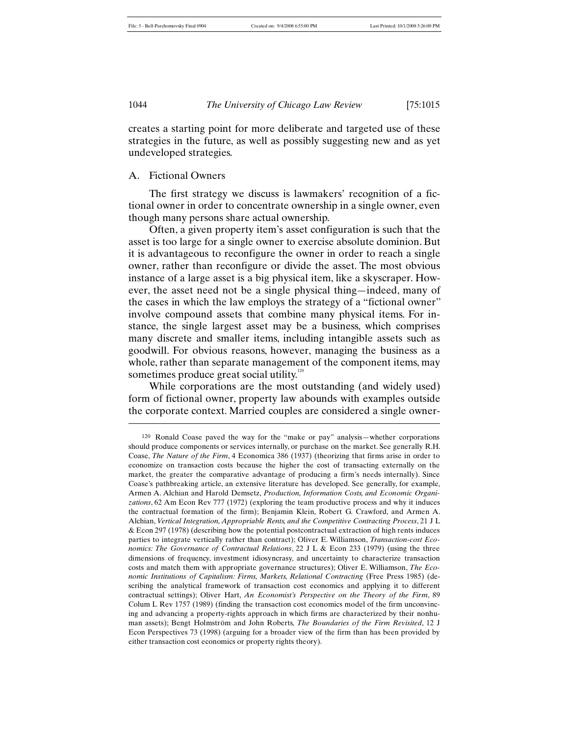creates a starting point for more deliberate and targeted use of these strategies in the future, as well as possibly suggesting new and as yet undeveloped strategies.

## A. Fictional Owners

The first strategy we discuss is lawmakers' recognition of a fictional owner in order to concentrate ownership in a single owner, even though many persons share actual ownership.

Often, a given property item's asset configuration is such that the asset is too large for a single owner to exercise absolute dominion. But it is advantageous to reconfigure the owner in order to reach a single owner, rather than reconfigure or divide the asset. The most obvious instance of a large asset is a big physical item, like a skyscraper. However, the asset need not be a single physical thing—indeed, many of the cases in which the law employs the strategy of a "fictional owner" involve compound assets that combine many physical items. For instance, the single largest asset may be a business, which comprises many discrete and smaller items, including intangible assets such as goodwill. For obvious reasons, however, managing the business as a whole, rather than separate management of the component items, may sometimes produce great social utility.[120]

While corporations are the most outstanding (and widely used) form of fictional owner, property law abounds with examples outside the corporate context. Married couples are considered a single owner-

---

120 Ronald Coase paved the way for the "make or pay" analysis—whether corporations should produce components or services internally, or purchase on the market. See generally R.H. Coase, *The Nature of the Firm*, 4 Economica 386 (1937) (theorizing that firms arise in order to economize on transaction costs because the higher the cost of transacting externally on the market, the greater the comparative advantage of producing a firm's needs internally). Since Coase's pathbreaking article, an extensive literature has developed. See generally, for example, Armen A. Alchian and Harold Demsetz, *Production, Information Costs, and Economic Organizations*, 62 Am Econ Rev 777 (1972) (exploring the team productive process and why it induces the contractual formation of the firm); Benjamin Klein, Robert G. Crawford, and Armen A. Alchian, *Vertical Integration, Appropriable Rents, and the Competitive Contracting Process*, 21 J L & Econ 297 (1978) (describing how the potential postcontractual extraction of high rents induces parties to integrate vertically rather than contract); Oliver E. Williamson, *Transaction-cost Economics: The Governance of Contractual Relations*, 22 J L & Econ 233 (1979) (using the three dimensions of frequency, investment idiosyncrasy, and uncertainty to characterize transaction costs and match them with appropriate governance structures); Oliver E. Williamson, *The Economic Institutions of Capitalism: Firms, Markets, Relational Contracting* (Free Press 1985) (describing the analytical framework of transaction cost economics and applying it to different contractual settings); Oliver Hart, *An Economist's Perspective on the Theory of the Firm*, 89 Colum L Rev 1757 (1989) (finding the transaction cost economics model of the firm unconvincing and advancing a property-rights approach in which firms are characterized by their nonhuman assets); Bengt Holmström and John Roberts, *The Boundaries of the Firm Revisited*, 12 J Econ Perspectives 73 (1998) (arguing for a broader view of the firm than has been provided by either transaction cost economics or property rights theory).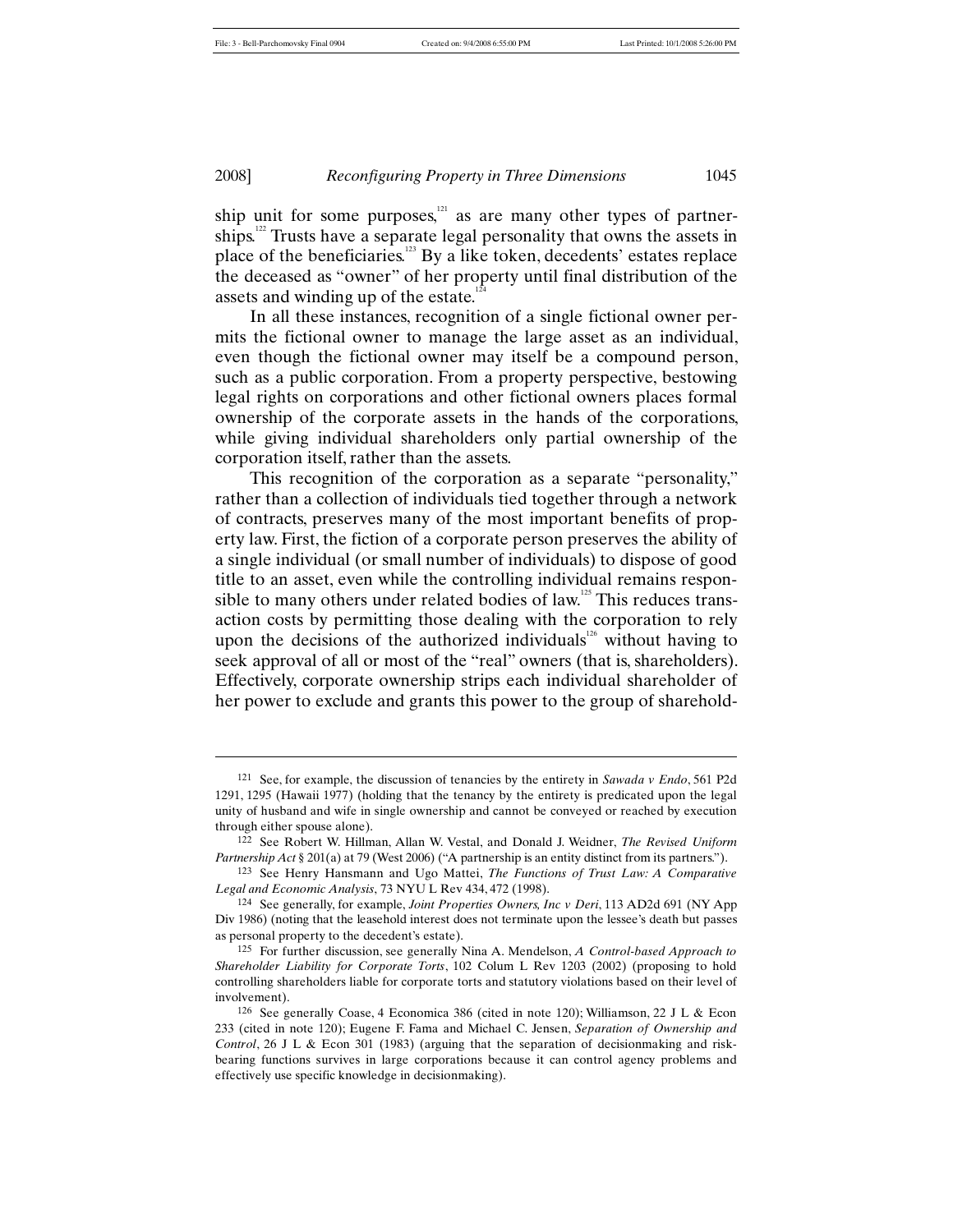ship unit for some purposes,[121] as are many other types of partnerships.[122] Trusts have a separate legal personality that owns the assets in place of the beneficiaries.[123] By a like token, decedents' estates replace the deceased as "owner" of her property until final distribution of the assets and winding up of the estate.[124]

In all these instances, recognition of a single fictional owner permits the fictional owner to manage the large asset as an individual, even though the fictional owner may itself be a compound person, such as a public corporation. From a property perspective, bestowing legal rights on corporations and other fictional owners places formal ownership of the corporate assets in the hands of the corporations, while giving individual shareholders only partial ownership of the corporation itself, rather than the assets.

This recognition of the corporation as a separate "personality," rather than a collection of individuals tied together through a network of contracts, preserves many of the most important benefits of property law. First, the fiction of a corporate person preserves the ability of a single individual (or small number of individuals) to dispose of good title to an asset, even while the controlling individual remains responsible to many others under related bodies of law.[125] This reduces transaction costs by permitting those dealing with the corporation to rely upon the decisions of the authorized individuals[126] without having to seek approval of all or most of the "real" owners (that is, shareholders). Effectively, corporate ownership strips each individual shareholder of her power to exclude and grants this power to the group of sharehold-

---

121 See, for example, the discussion of tenancies by the entirety in *Sawada v Endo*, 561 P2d 1291, 1295 (Hawaii 1977) (holding that the tenancy by the entirety is predicated upon the legal unity of husband and wife in single ownership and cannot be conveyed or reached by execution through either spouse alone).

122 See Robert W. Hillman, Allan W. Vestal, and Donald J. Weidner, *The Revised Uniform Partnership Act* § 201(a) at 79 (West 2006) ("A partnership is an entity distinct from its partners.").

123 See Henry Hansmann and Ugo Mattei, *The Functions of Trust Law: A Comparative Legal and Economic Analysis*, 73 NYU L Rev 434, 472 (1998).

124 See generally, for example, *Joint Properties Owners, Inc v Deri*, 113 AD2d 691 (NY App Div 1986) (noting that the leasehold interest does not terminate upon the lessee's death but passes as personal property to the decedent's estate).

125 For further discussion, see generally Nina A. Mendelson, *A Control-based Approach to Shareholder Liability for Corporate Torts*, 102 Colum L Rev 1203 (2002) (proposing to hold controlling shareholders liable for corporate torts and statutory violations based on their level of involvement).

126 See generally Coase, 4 Economica 386 (cited in note 120); Williamson, 22 J L & Econ 233 (cited in note 120); Eugene F. Fama and Michael C. Jensen, *Separation of Ownership and Control*, 26 J L & Econ 301 (1983) (arguing that the separation of decisionmaking and risk-bearing functions survives in large corporations because it can control agency problems and effectively use specific knowledge in decisionmaking).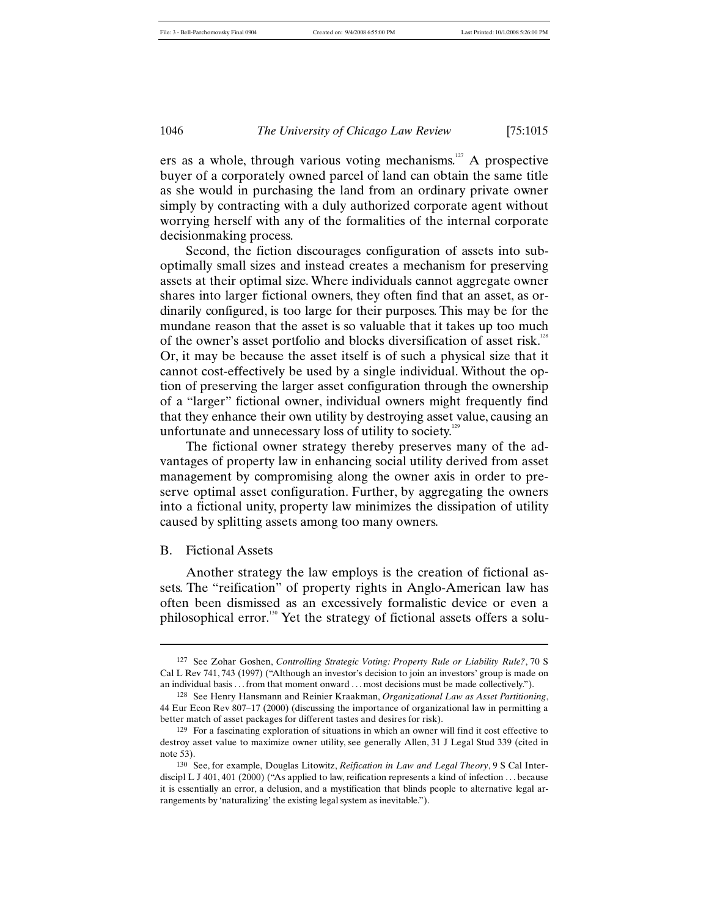ers as a whole, through various voting mechanisms.[127] A prospective buyer of a corporately owned parcel of land can obtain the same title as she would in purchasing the land from an ordinary private owner simply by contracting with a duly authorized corporate agent without worrying herself with any of the formalities of the internal corporate decisionmaking process.

Second, the fiction discourages configuration of assets into suboptimally small sizes and instead creates a mechanism for preserving assets at their optimal size. Where individuals cannot aggregate owner shares into larger fictional owners, they often find that an asset, as ordinarily configured, is too large for their purposes. This may be for the mundane reason that the asset is so valuable that it takes up too much of the owner's asset portfolio and blocks diversification of asset risk.[128] Or, it may be because the asset itself is of such a physical size that it cannot cost-effectively be used by a single individual. Without the option of preserving the larger asset configuration through the ownership of a "larger" fictional owner, individual owners might frequently find that they enhance their own utility by destroying asset value, causing an unfortunate and unnecessary loss of utility to society.[129]

The fictional owner strategy thereby preserves many of the advantages of property law in enhancing social utility derived from asset management by compromising along the owner axis in order to preserve optimal asset configuration. Further, by aggregating the owners into a fictional unity, property law minimizes the dissipation of utility caused by splitting assets among too many owners.

## B. Fictional Assets

Another strategy the law employs is the creation of fictional assets. The "reification" of property rights in Anglo-American law has often been dismissed as an excessively formalistic device or even a philosophical error.[130] Yet the strategy of fictional assets offers a solu-

---

[127] See Zohar Goshen, *Controlling Strategic Voting: Property Rule or Liability Rule?*, 70 S Cal L Rev 741, 743 (1997) ("Although an investor's decision to join an investors' group is made on an individual basis . . . from that moment onward . . . most decisions must be made collectively.").

[128] See Henry Hansmann and Reinier Kraakman, *Organizational Law as Asset Partitioning*, 44 Eur Econ Rev 807–17 (2000) (discussing the importance of organizational law in permitting a better match of asset packages for different tastes and desires for risk).

[129] For a fascinating exploration of situations in which an owner will find it cost effective to destroy asset value to maximize owner utility, see generally Allen, 31 J Legal Stud 339 (cited in note 53).

[130] See, for example, Douglas Litowitz, *Reification in Law and Legal Theory*, 9 S Cal Interdiscipl L J 401, 401 (2000) ("As applied to law, reification represents a kind of infection . . . because it is essentially an error, a delusion, and a mystification that blinds people to alternative legal arrangements by 'naturalizing' the existing legal system as inevitable.").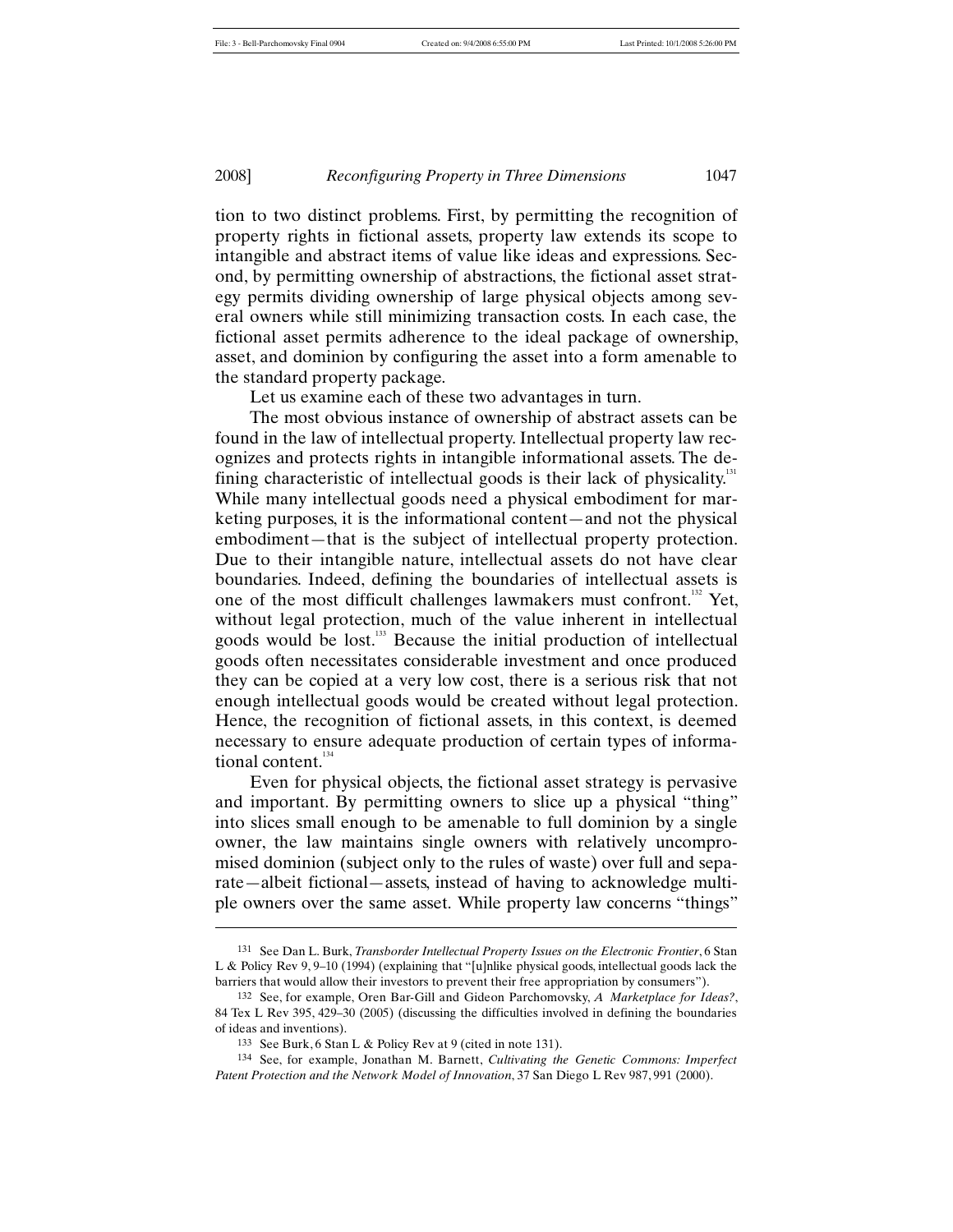tion to two distinct problems. First, by permitting the recognition of property rights in fictional assets, property law extends its scope to intangible and abstract items of value like ideas and expressions. Second, by permitting ownership of abstractions, the fictional asset strategy permits dividing ownership of large physical objects among several owners while still minimizing transaction costs. In each case, the fictional asset permits adherence to the ideal package of ownership, asset, and dominion by configuring the asset into a form amenable to the standard property package.

Let us examine each of these two advantages in turn.

The most obvious instance of ownership of abstract assets can be found in the law of intellectual property. Intellectual property law recognizes and protects rights in intangible informational assets. The defining characteristic of intellectual goods is their lack of physicality.[131] While many intellectual goods need a physical embodiment for marketing purposes, it is the informational content—and not the physical embodiment—that is the subject of intellectual property protection. Due to their intangible nature, intellectual assets do not have clear boundaries. Indeed, defining the boundaries of intellectual assets is one of the most difficult challenges lawmakers must confront.[132] Yet, without legal protection, much of the value inherent in intellectual goods would be lost.[133] Because the initial production of intellectual goods often necessitates considerable investment and once produced they can be copied at a very low cost, there is a serious risk that not enough intellectual goods would be created without legal protection. Hence, the recognition of fictional assets, in this context, is deemed necessary to ensure adequate production of certain types of informational content.[134]

Even for physical objects, the fictional asset strategy is pervasive and important. By permitting owners to slice up a physical "thing" into slices small enough to be amenable to full dominion by a single owner, the law maintains single owners with relatively uncompromised dominion (subject only to the rules of waste) over full and separate—albeit fictional—assets, instead of having to acknowledge multiple owners over the same asset. While property law concerns "things"

---

131 See Dan L. Burk, *Transborder Intellectual Property Issues on the Electronic Frontier*, 6 Stan L & Policy Rev 9, 9–10 (1994) (explaining that "[u]nlike physical goods, intellectual goods lack the barriers that would allow their investors to prevent their free appropriation by consumers").

132 See, for example, Oren Bar-Gill and Gideon Parchomovsky, *A Marketplace for Ideas?*, 84 Tex L Rev 395, 429–30 (2005) (discussing the difficulties involved in defining the boundaries of ideas and inventions).

133 See Burk, 6 Stan L & Policy Rev at 9 (cited in note 131).

134 See, for example, Jonathan M. Barnett, *Cultivating the Genetic Commons: Imperfect Patent Protection and the Network Model of Innovation*, 37 San Diego L Rev 987, 991 (2000).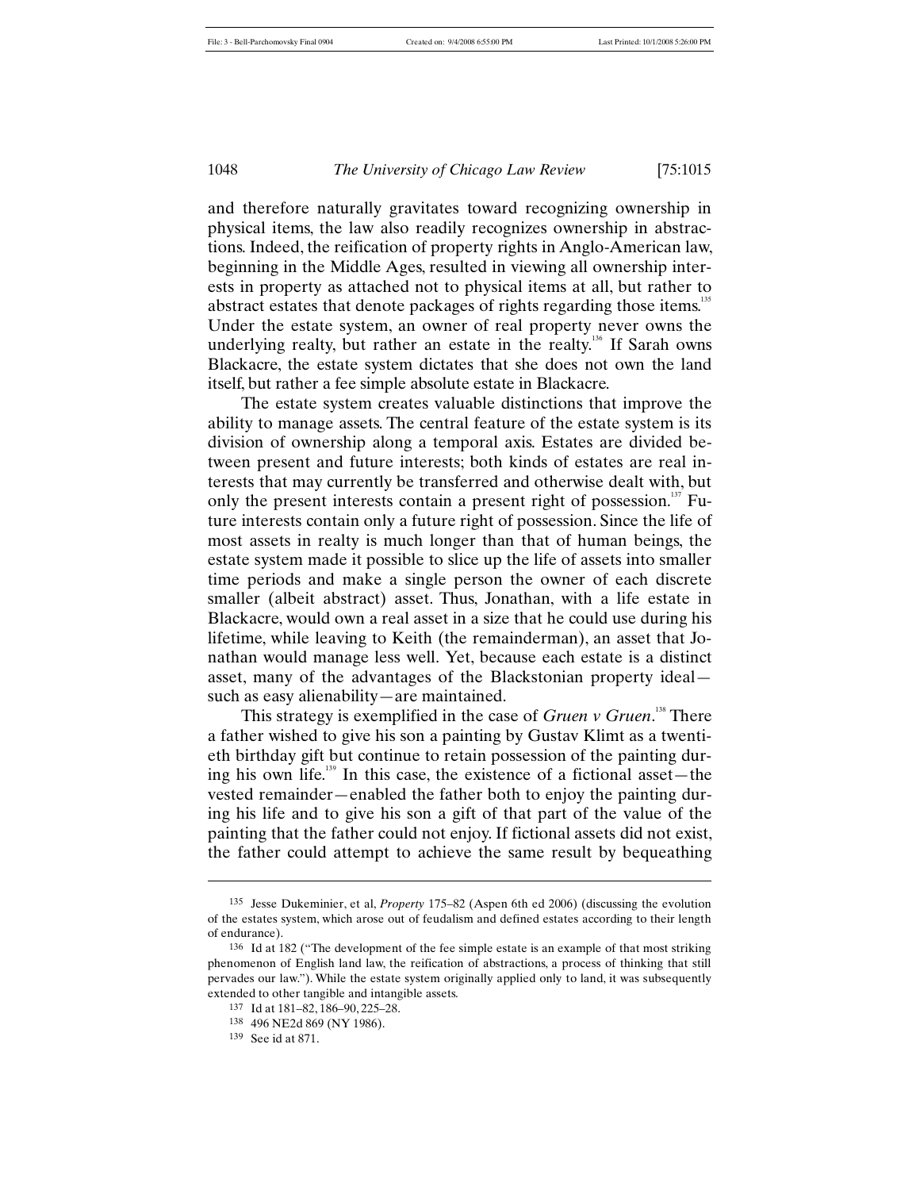and therefore naturally gravitates toward recognizing ownership in physical items, the law also readily recognizes ownership in abstractions. Indeed, the reification of property rights in Anglo-American law, beginning in the Middle Ages, resulted in viewing all ownership interests in property as attached not to physical items at all, but rather to abstract estates that denote packages of rights regarding those items.[135] Under the estate system, an owner of real property never owns the underlying realty, but rather an estate in the realty.[136] If Sarah owns Blackacre, the estate system dictates that she does not own the land itself, but rather a fee simple absolute estate in Blackacre.

The estate system creates valuable distinctions that improve the ability to manage assets. The central feature of the estate system is its division of ownership along a temporal axis. Estates are divided between present and future interests; both kinds of estates are real interests that may currently be transferred and otherwise dealt with, but only the present interests contain a present right of possession.[137] Future interests contain only a future right of possession. Since the life of most assets in realty is much longer than that of human beings, the estate system made it possible to slice up the life of assets into smaller time periods and make a single person the owner of each discrete smaller (albeit abstract) asset. Thus, Jonathan, with a life estate in Blackacre, would own a real asset in a size that he could use during his lifetime, while leaving to Keith (the remainderman), an asset that Jonathan would manage less well. Yet, because each estate is a distinct asset, many of the advantages of the Blackstonian property ideal—such as easy alienability—are maintained.

This strategy is exemplified in the case of *Gruen v Gruen*.[138] There a father wished to give his son a painting by Gustav Klimt as a twentieth birthday gift but continue to retain possession of the painting during his own life.[139] In this case, the existence of a fictional asset—the vested remainder—enabled the father both to enjoy the painting during his life and to give his son a gift of that part of the value of the painting that the father could not enjoy. If fictional assets did not exist, the father could attempt to achieve the same result by bequeathing

---

135 Jesse Dukeminier, et al, *Property* 175–82 (Aspen 6th ed 2006) (discussing the evolution of the estates system, which arose out of feudalism and defined estates according to their length of endurance).

136 Id at 182 ("The development of the fee simple estate is an example of that most striking phenomenon of English land law, the reification of abstractions, a process of thinking that still pervades our law."). While the estate system originally applied only to land, it was subsequently extended to other tangible and intangible assets.

137 Id at 181–82, 186–90, 225–28.

138 496 NE2d 869 (NY 1986).

139 See id at 871.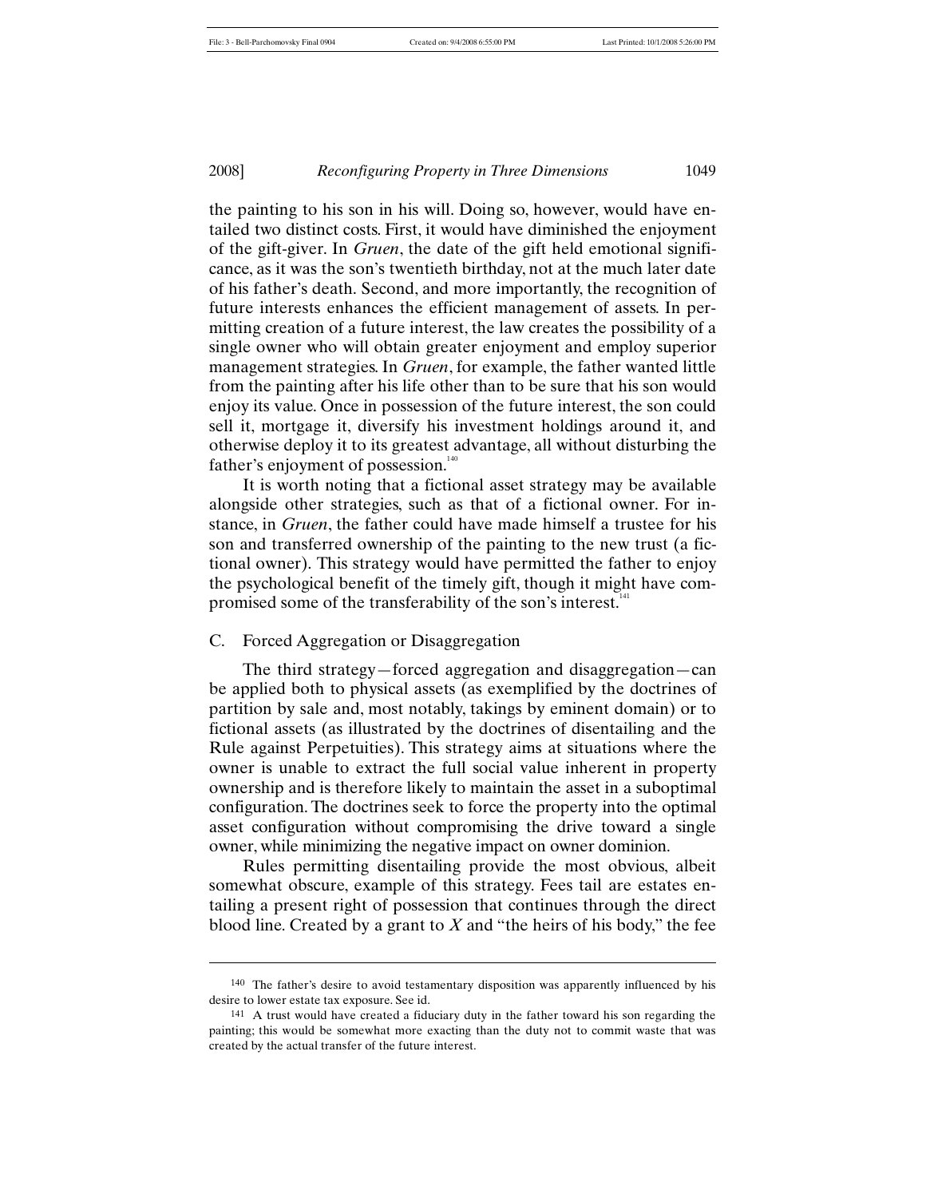the painting to his son in his will. Doing so, however, would have entailed two distinct costs. First, it would have diminished the enjoyment of the gift-giver. In *Gruen*, the date of the gift held emotional significance, as it was the son's twentieth birthday, not at the much later date of his father's death. Second, and more importantly, the recognition of future interests enhances the efficient management of assets. In permitting creation of a future interest, the law creates the possibility of a single owner who will obtain greater enjoyment and employ superior management strategies. In *Gruen*, for example, the father wanted little from the painting after his life other than to be sure that his son would enjoy its value. Once in possession of the future interest, the son could sell it, mortgage it, diversify his investment holdings around it, and otherwise deploy it to its greatest advantage, all without disturbing the father's enjoyment of possession.[140]

It is worth noting that a fictional asset strategy may be available alongside other strategies, such as that of a fictional owner. For instance, in *Gruen*, the father could have made himself a trustee for his son and transferred ownership of the painting to the new trust (a fictional owner). This strategy would have permitted the father to enjoy the psychological benefit of the timely gift, though it might have compromised some of the transferability of the son's interest.[141]

## C. Forced Aggregation or Disaggregation

The third strategy—forced aggregation and disaggregation—can be applied both to physical assets (as exemplified by the doctrines of partition by sale and, most notably, takings by eminent domain) or to fictional assets (as illustrated by the doctrines of disentailing and the Rule against Perpetuities). This strategy aims at situations where the owner is unable to extract the full social value inherent in property ownership and is therefore likely to maintain the asset in a suboptimal configuration. The doctrines seek to force the property into the optimal asset configuration without compromising the drive toward a single owner, while minimizing the negative impact on owner dominion.

Rules permitting disentailing provide the most obvious, albeit somewhat obscure, example of this strategy. Fees tail are estates entailing a present right of possession that continues through the direct blood line. Created by a grant to *X* and "the heirs of his body," the fee

---

140 The father's desire to avoid testamentary disposition was apparently influenced by his desire to lower estate tax exposure. See id.

141 A trust would have created a fiduciary duty in the father toward his son regarding the painting; this would be somewhat more exacting than the duty not to commit waste that was created by the actual transfer of the future interest.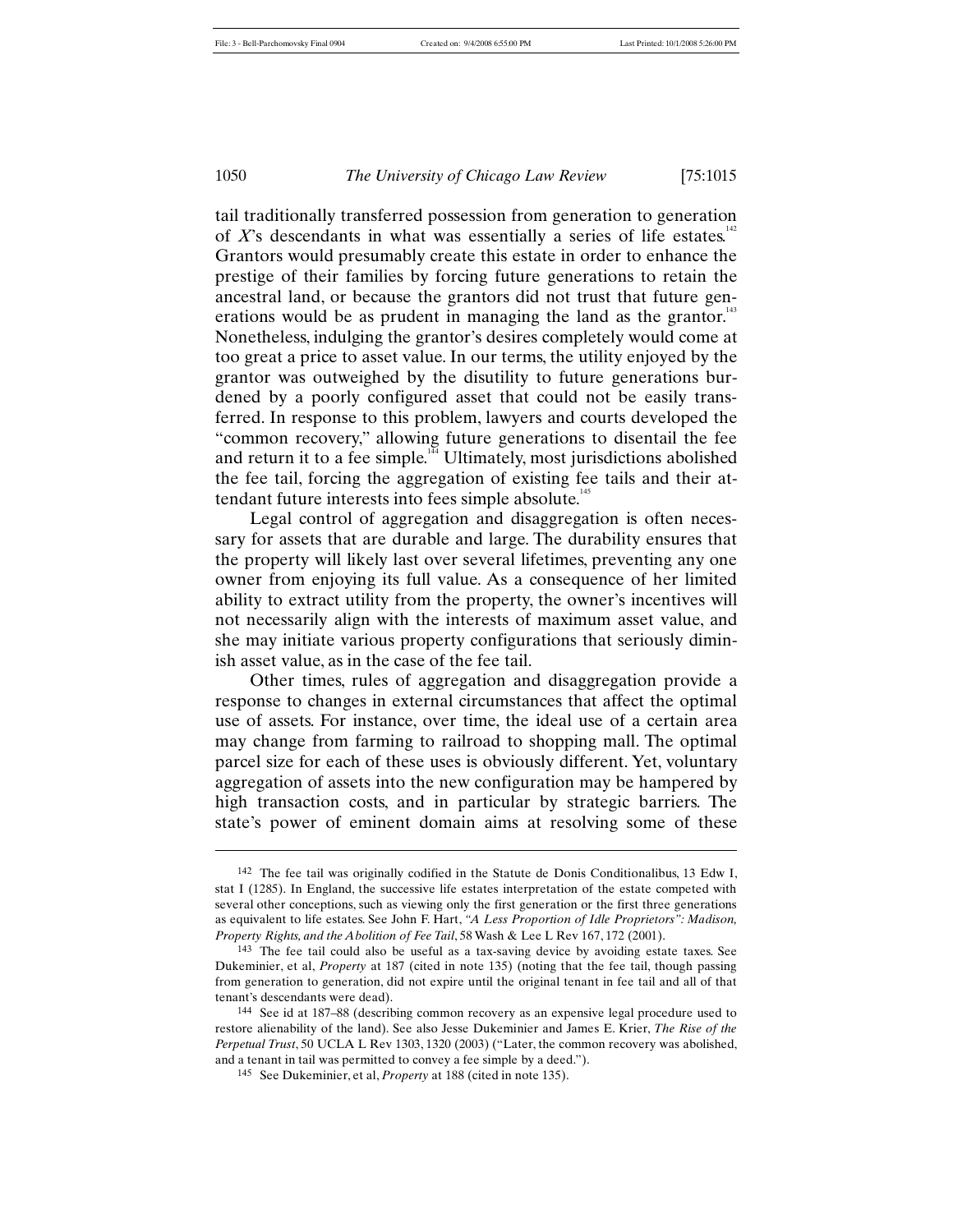tail traditionally transferred possession from generation to generation of *X*'s descendants in what was essentially a series of life estates.[142] Grantors would presumably create this estate in order to enhance the prestige of their families by forcing future generations to retain the ancestral land, or because the grantors did not trust that future generations would be as prudent in managing the land as the grantor.[143] Nonetheless, indulging the grantor's desires completely would come at too great a price to asset value. In our terms, the utility enjoyed by the grantor was outweighed by the disutility to future generations burdened by a poorly configured asset that could not be easily transferred. In response to this problem, lawyers and courts developed the "common recovery," allowing future generations to disentail the fee and return it to a fee simple.[144] Ultimately, most jurisdictions abolished the fee tail, forcing the aggregation of existing fee tails and their attendant future interests into fees simple absolute.[145]

Legal control of aggregation and disaggregation is often necessary for assets that are durable and large. The durability ensures that the property will likely last over several lifetimes, preventing any one owner from enjoying its full value. As a consequence of her limited ability to extract utility from the property, the owner's incentives will not necessarily align with the interests of maximum asset value, and she may initiate various property configurations that seriously diminish asset value, as in the case of the fee tail.

Other times, rules of aggregation and disaggregation provide a response to changes in external circumstances that affect the optimal use of assets. For instance, over time, the ideal use of a certain area may change from farming to railroad to shopping mall. The optimal parcel size for each of these uses is obviously different. Yet, voluntary aggregation of assets into the new configuration may be hampered by high transaction costs, and in particular by strategic barriers. The state's power of eminent domain aims at resolving some of these

---

142 The fee tail was originally codified in the Statute de Donis Conditionalibus, 13 Edw I, stat I (1285). In England, the successive life estates interpretation of the estate competed with several other conceptions, such as viewing only the first generation or the first three generations as equivalent to life estates. See John F. Hart, *"A Less Proportion of Idle Proprietors": Madison, Property Rights, and the Abolition of Fee Tail*, 58 Wash & Lee L Rev 167, 172 (2001).

143 The fee tail could also be useful as a tax-saving device by avoiding estate taxes. See Dukeminier, et al, *Property* at 187 (cited in note 135) (noting that the fee tail, though passing from generation to generation, did not expire until the original tenant in fee tail and all of that tenant's descendants were dead).

144 See id at 187–88 (describing common recovery as an expensive legal procedure used to restore alienability of the land). See also Jesse Dukeminier and James E. Krier, *The Rise of the Perpetual Trust*, 50 UCLA L Rev 1303, 1320 (2003) ("Later, the common recovery was abolished, and a tenant in tail was permitted to convey a fee simple by a deed.").

145 See Dukeminier, et al, *Property* at 188 (cited in note 135).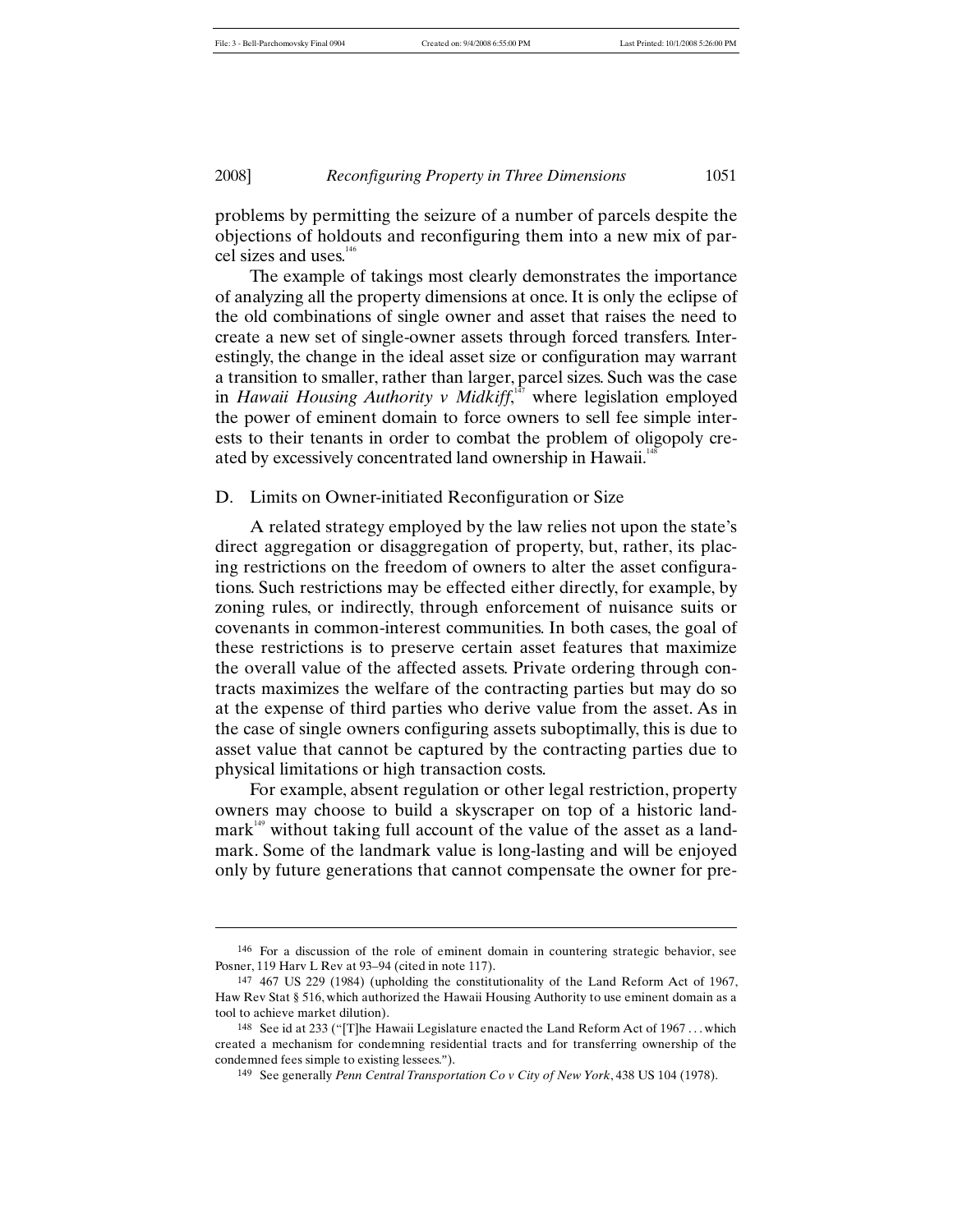problems by permitting the seizure of a number of parcels despite the objections of holdouts and reconfiguring them into a new mix of parcel sizes and uses.[146]

The example of takings most clearly demonstrates the importance of analyzing all the property dimensions at once. It is only the eclipse of the old combinations of single owner and asset that raises the need to create a new set of single-owner assets through forced transfers. Interestingly, the change in the ideal asset size or configuration may warrant a transition to smaller, rather than larger, parcel sizes. Such was the case in *Hawaii Housing Authority v Midkiff*,[147] where legislation employed the power of eminent domain to force owners to sell fee simple interests to their tenants in order to combat the problem of oligopoly created by excessively concentrated land ownership in Hawaii.[148]

### D. Limits on Owner-initiated Reconfiguration or Size

A related strategy employed by the law relies not upon the state's direct aggregation or disaggregation of property, but, rather, its placing restrictions on the freedom of owners to alter the asset configurations. Such restrictions may be effected either directly, for example, by zoning rules, or indirectly, through enforcement of nuisance suits or covenants in common-interest communities. In both cases, the goal of these restrictions is to preserve certain asset features that maximize the overall value of the affected assets. Private ordering through contracts maximizes the welfare of the contracting parties but may do so at the expense of third parties who derive value from the asset. As in the case of single owners configuring assets suboptimally, this is due to asset value that cannot be captured by the contracting parties due to physical limitations or high transaction costs.

For example, absent regulation or other legal restriction, property owners may choose to build a skyscraper on top of a historic landmark[149] without taking full account of the value of the asset as a landmark. Some of the landmark value is long-lasting and will be enjoyed only by future generations that cannot compensate the owner for pre-

---

146 For a discussion of the role of eminent domain in countering strategic behavior, see Posner, 119 Harv L Rev at 93–94 (cited in note 117).

147 467 US 229 (1984) (upholding the constitutionality of the Land Reform Act of 1967, Haw Rev Stat § 516, which authorized the Hawaii Housing Authority to use eminent domain as a tool to achieve market dilution).

148 See id at 233 ("[T]he Hawaii Legislature enacted the Land Reform Act of 1967 . . . which created a mechanism for condemning residential tracts and for transferring ownership of the condemned fees simple to existing lessees.").

149 See generally *Penn Central Transportation Co v City of New York*, 438 US 104 (1978).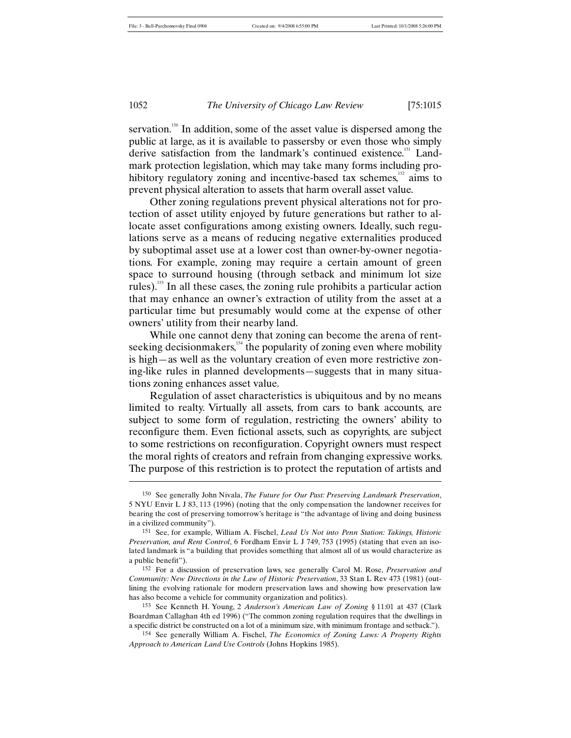servation.[150] In addition, some of the asset value is dispersed among the public at large, as it is available to passersby or even those who simply derive satisfaction from the landmark's continued existence.[151] Landmark protection legislation, which may take many forms including prohibitory regulatory zoning and incentive-based tax schemes,[152] aims to prevent physical alteration to assets that harm overall asset value.

Other zoning regulations prevent physical alterations not for protection of asset utility enjoyed by future generations but rather to allocate asset configurations among existing owners. Ideally, such regulations serve as a means of reducing negative externalities produced by suboptimal asset use at a lower cost than owner-by-owner negotiations. For example, zoning may require a certain amount of green space to surround housing (through setback and minimum lot size rules).[153] In all these cases, the zoning rule prohibits a particular action that may enhance an owner's extraction of utility from the asset at a particular time but presumably would come at the expense of other owners' utility from their nearby land.

While one cannot deny that zoning can become the arena of rent-seeking decisionmakers,[154] the popularity of zoning even where mobility is high—as well as the voluntary creation of even more restrictive zoning-like rules in planned developments—suggests that in many situations zoning enhances asset value.

Regulation of asset characteristics is ubiquitous and by no means limited to realty. Virtually all assets, from cars to bank accounts, are subject to some form of regulation, restricting the owners' ability to reconfigure them. Even fictional assets, such as copyrights, are subject to some restrictions on reconfiguration. Copyright owners must respect the moral rights of creators and refrain from changing expressive works. The purpose of this restriction is to protect the reputation of artists and

---

150 See generally John Nivala, *The Future for Our Past: Preserving Landmark Preservation*, 5 NYU Envir L J 83, 113 (1996) (noting that the only compensation the landowner receives for bearing the cost of preserving tomorrow's heritage is "the advantage of living and doing business in a civilized community").

151 See, for example, William A. Fischel, *Lead Us Not into Penn Station: Takings, Historic Preservation, and Rent Control*, 6 Fordham Envir L J 749, 753 (1995) (stating that even an isolated landmark is "a building that provides something that almost all of us would characterize as a public benefit").

152 For a discussion of preservation laws, see generally Carol M. Rose, *Preservation and Community: New Directions in the Law of Historic Preservation*, 33 Stan L Rev 473 (1981) (outlining the evolving rationale for modern preservation laws and showing how preservation law has also become a vehicle for community organization and politics).

153 See Kenneth H. Young, 2 *Anderson's American Law of Zoning* § 11:01 at 437 (Clark Boardman Callaghan 4th ed 1996) ("The common zoning regulation requires that the dwellings in a specific district be constructed on a lot of a minimum size, with minimum frontage and setback.").

154 See generally William A. Fischel, *The Economics of Zoning Laws: A Property Rights Approach to American Land Use Controls* (Johns Hopkins 1985).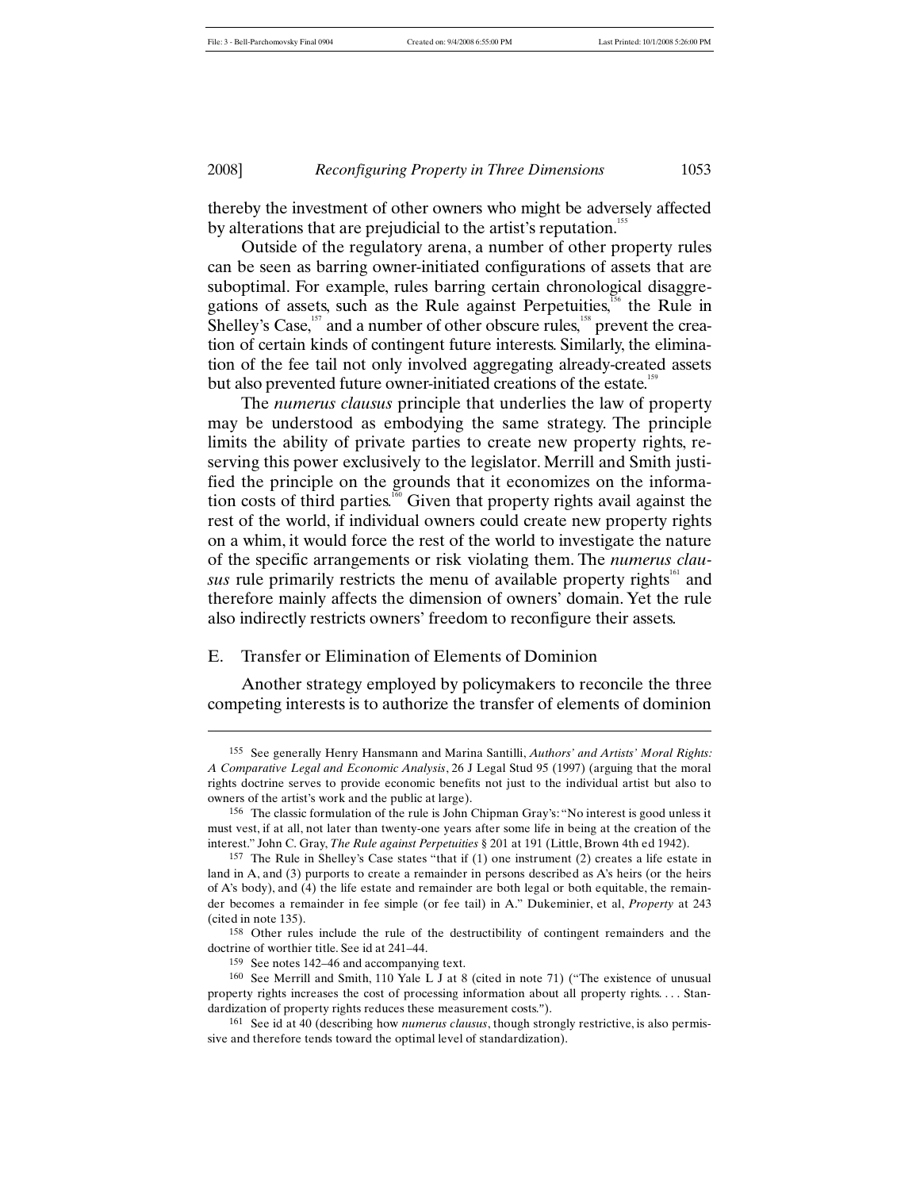thereby the investment of other owners who might be adversely affected by alterations that are prejudicial to the artist's reputation.[155]

Outside of the regulatory arena, a number of other property rules can be seen as barring owner-initiated configurations of assets that are suboptimal. For example, rules barring certain chronological disaggregations of assets, such as the Rule against Perpetuities,[156] the Rule in Shelley's Case,[157] and a number of other obscure rules,[158] prevent the creation of certain kinds of contingent future interests. Similarly, the elimination of the fee tail not only involved aggregating already-created assets but also prevented future owner-initiated creations of the estate.[159]

The *numerus clausus* principle that underlies the law of property may be understood as embodying the same strategy. The principle limits the ability of private parties to create new property rights, reserving this power exclusively to the legislator. Merrill and Smith justified the principle on the grounds that it economizes on the information costs of third parties.[160] Given that property rights avail against the rest of the world, if individual owners could create new property rights on a whim, it would force the rest of the world to investigate the nature of the specific arrangements or risk violating them. The *numerus clausus* rule primarily restricts the menu of available property rights[161] and therefore mainly affects the dimension of owners' domain. Yet the rule also indirectly restricts owners' freedom to reconfigure their assets.

## E. Transfer or Elimination of Elements of Dominion

Another strategy employed by policymakers to reconcile the three competing interests is to authorize the transfer of elements of dominion

---

155 See generally Henry Hansmann and Marina Santilli, *Authors' and Artists' Moral Rights: A Comparative Legal and Economic Analysis*, 26 J Legal Stud 95 (1997) (arguing that the moral rights doctrine serves to provide economic benefits not just to the individual artist but also to owners of the artist's work and the public at large).

156 The classic formulation of the rule is John Chipman Gray's: "No interest is good unless it must vest, if at all, not later than twenty-one years after some life in being at the creation of the interest." John C. Gray, *The Rule against Perpetuities* § 201 at 191 (Little, Brown 4th ed 1942).

157 The Rule in Shelley's Case states "that if (1) one instrument (2) creates a life estate in land in A, and (3) purports to create a remainder in persons described as A's heirs (or the heirs of A's body), and (4) the life estate and remainder are both legal or both equitable, the remainder becomes a remainder in fee simple (or fee tail) in A." Dukeminier, et al, *Property* at 243 (cited in note 135).

158 Other rules include the rule of the destructibility of contingent remainders and the doctrine of worthier title. See id at 241–44.

159 See notes 142–46 and accompanying text.

160 See Merrill and Smith, 110 Yale L J at 8 (cited in note 71) ("The existence of unusual property rights increases the cost of processing information about all property rights. . . . Standardization of property rights reduces these measurement costs.").

161 See id at 40 (describing how *numerus clausus*, though strongly restrictive, is also permissive and therefore tends toward the optimal level of standardization).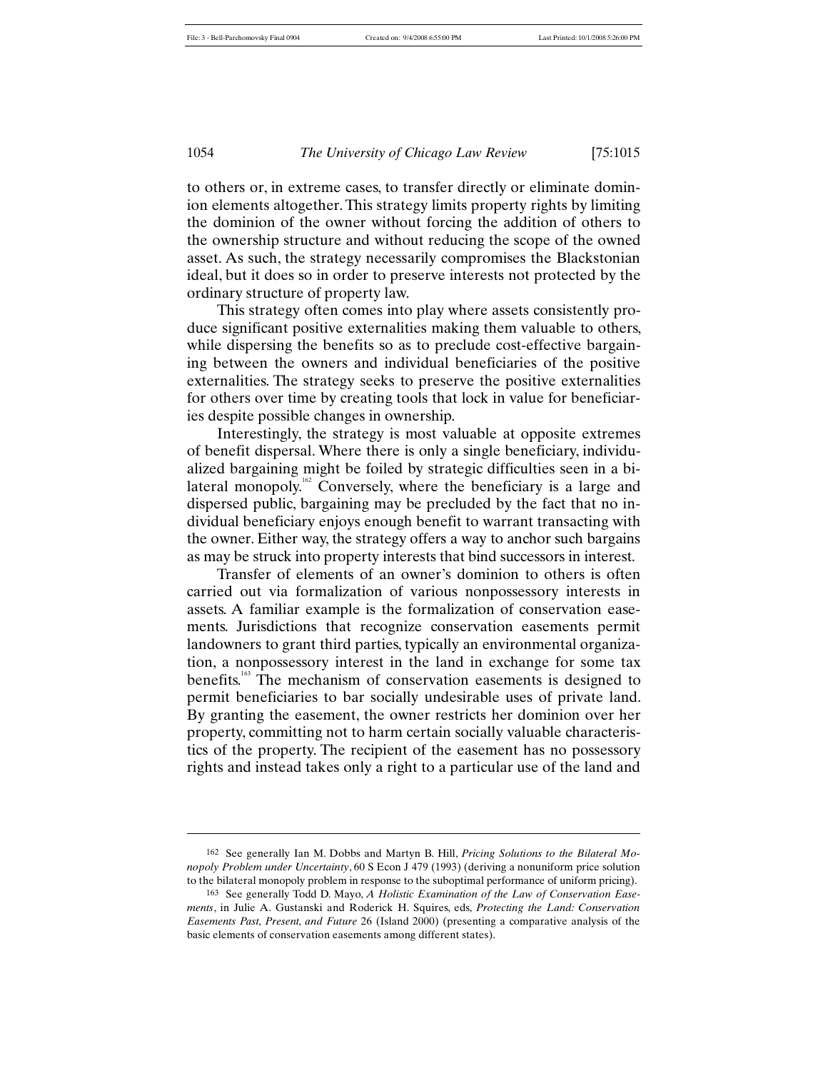to others or, in extreme cases, to transfer directly or eliminate dominion elements altogether. This strategy limits property rights by limiting the dominion of the owner without forcing the addition of others to the ownership structure and without reducing the scope of the owned asset. As such, the strategy necessarily compromises the Blackstonian ideal, but it does so in order to preserve interests not protected by the ordinary structure of property law.

This strategy often comes into play where assets consistently produce significant positive externalities making them valuable to others, while dispersing the benefits so as to preclude cost-effective bargaining between the owners and individual beneficiaries of the positive externalities. The strategy seeks to preserve the positive externalities for others over time by creating tools that lock in value for beneficiaries despite possible changes in ownership.

Interestingly, the strategy is most valuable at opposite extremes of benefit dispersal. Where there is only a single beneficiary, individualized bargaining might be foiled by strategic difficulties seen in a bilateral monopoly.[162] Conversely, where the beneficiary is a large and dispersed public, bargaining may be precluded by the fact that no individual beneficiary enjoys enough benefit to warrant transacting with the owner. Either way, the strategy offers a way to anchor such bargains as may be struck into property interests that bind successors in interest.

Transfer of elements of an owner's dominion to others is often carried out via formalization of various nonpossessory interests in assets. A familiar example is the formalization of conservation easements. Jurisdictions that recognize conservation easements permit landowners to grant third parties, typically an environmental organization, a nonpossessory interest in the land in exchange for some tax benefits.[163] The mechanism of conservation easements is designed to permit beneficiaries to bar socially undesirable uses of private land. By granting the easement, the owner restricts her dominion over her property, committing not to harm certain socially valuable characteristics of the property. The recipient of the easement has no possessory rights and instead takes only a right to a particular use of the land and

---

162 See generally Ian M. Dobbs and Martyn B. Hill, *Pricing Solutions to the Bilateral Monopoly Problem under Uncertainty*, 60 S Econ J 479 (1993) (deriving a nonuniform price solution to the bilateral monopoly problem in response to the suboptimal performance of uniform pricing).

163 See generally Todd D. Mayo, *A Holistic Examination of the Law of Conservation Easements*, in Julie A. Gustanski and Roderick H. Squires, eds, *Protecting the Land: Conservation Easements Past, Present, and Future* 26 (Island 2000) (presenting a comparative analysis of the basic elements of conservation easements among different states).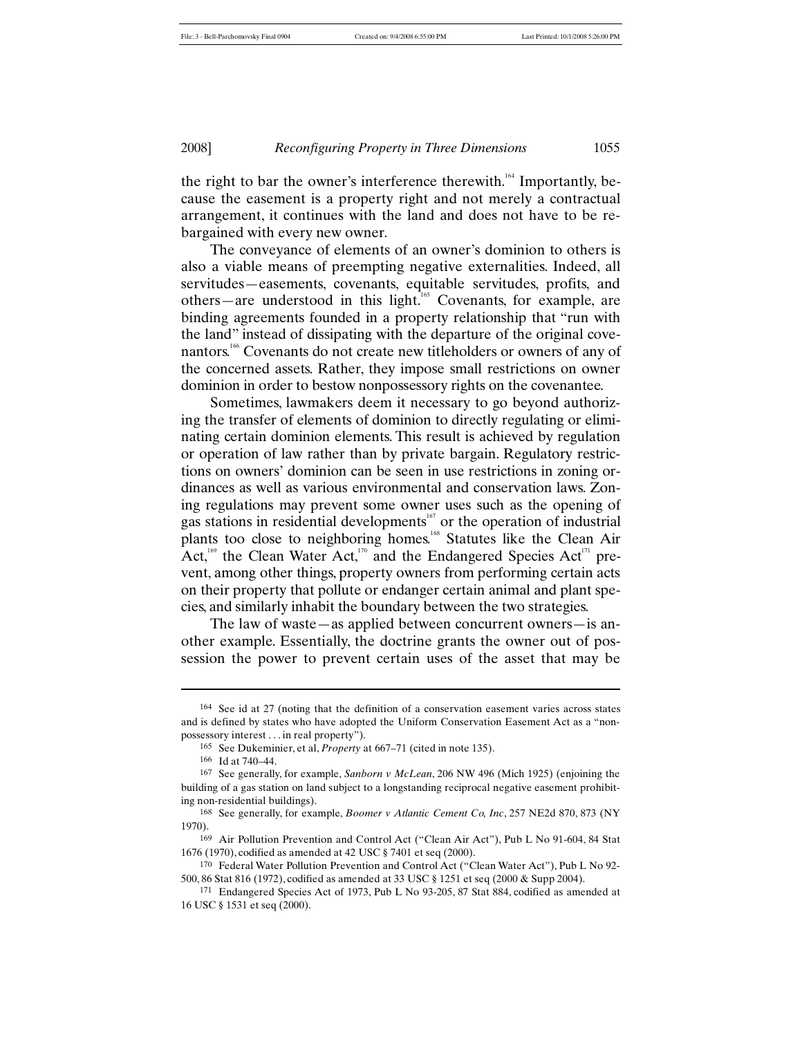the right to bar the owner's interference therewith.[164] Importantly, because the easement is a property right and not merely a contractual arrangement, it continues with the land and does not have to be rebargained with every new owner.

The conveyance of elements of an owner's dominion to others is also a viable means of preempting negative externalities. Indeed, all servitudes—easements, covenants, equitable servitudes, profits, and others—are understood in this light.[165] Covenants, for example, are binding agreements founded in a property relationship that "run with the land" instead of dissipating with the departure of the original covenantors.[166] Covenants do not create new titleholders or owners of any of the concerned assets. Rather, they impose small restrictions on owner dominion in order to bestow nonpossessory rights on the covenantee.

Sometimes, lawmakers deem it necessary to go beyond authorizing the transfer of elements of dominion to directly regulating or eliminating certain dominion elements. This result is achieved by regulation or operation of law rather than by private bargain. Regulatory restrictions on owners' dominion can be seen in use restrictions in zoning ordinances as well as various environmental and conservation laws. Zoning regulations may prevent some owner uses such as the opening of gas stations in residential developments[167] or the operation of industrial plants too close to neighboring homes.[168] Statutes like the Clean Air Act,[169] the Clean Water Act,[170] and the Endangered Species Act[171] prevent, among other things, property owners from performing certain acts on their property that pollute or endanger certain animal and plant species, and similarly inhabit the boundary between the two strategies.

The law of waste—as applied between concurrent owners—is another example. Essentially, the doctrine grants the owner out of possession the power to prevent certain uses of the asset that may be

---

164 See id at 27 (noting that the definition of a conservation easement varies across states and is defined by states who have adopted the Uniform Conservation Easement Act as a "nonpossessory interest . . . in real property").

165 See Dukeminier, et al, *Property* at 667–71 (cited in note 135).

166 Id at 740–44.

167 See generally, for example, *Sanborn v McLean*, 206 NW 496 (Mich 1925) (enjoining the building of a gas station on land subject to a longstanding reciprocal negative easement prohibiting non-residential buildings).

168 See generally, for example, *Boomer v Atlantic Cement Co, Inc*, 257 NE2d 870, 873 (NY 1970).

169 Air Pollution Prevention and Control Act ("Clean Air Act"), Pub L No 91-604, 84 Stat 1676 (1970), codified as amended at 42 USC § 7401 et seq (2000).

170 Federal Water Pollution Prevention and Control Act ("Clean Water Act"), Pub L No 92-500, 86 Stat 816 (1972), codified as amended at 33 USC § 1251 et seq (2000 & Supp 2004).

171 Endangered Species Act of 1973, Pub L No 93-205, 87 Stat 884, codified as amended at 16 USC § 1531 et seq (2000).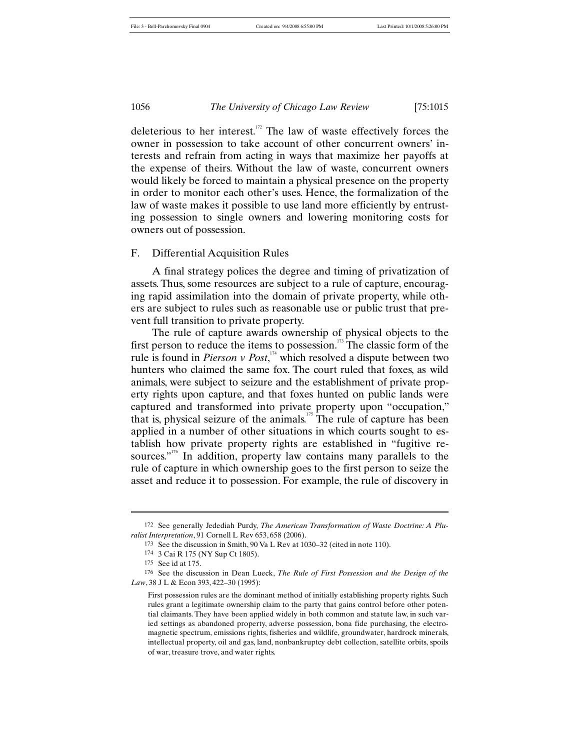deleterious to her interest.[172] The law of waste effectively forces the owner in possession to take account of other concurrent owners' interests and refrain from acting in ways that maximize her payoffs at the expense of theirs. Without the law of waste, concurrent owners would likely be forced to maintain a physical presence on the property in order to monitor each other's uses. Hence, the formalization of the law of waste makes it possible to use land more efficiently by entrusting possession to single owners and lowering monitoring costs for owners out of possession.

### F. Differential Acquisition Rules

A final strategy polices the degree and timing of privatization of assets. Thus, some resources are subject to a rule of capture, encouraging rapid assimilation into the domain of private property, while others are subject to rules such as reasonable use or public trust that prevent full transition to private property.

The rule of capture awards ownership of physical objects to the first person to reduce the items to possession.[173] The classic form of the rule is found in *Pierson v Post*,[174] which resolved a dispute between two hunters who claimed the same fox. The court ruled that foxes, as wild animals, were subject to seizure and the establishment of private property rights upon capture, and that foxes hunted on public lands were captured and transformed into private property upon "occupation," that is, physical seizure of the animals.[175] The rule of capture has been applied in a number of other situations in which courts sought to establish how private property rights are established in "fugitive resources."[176] In addition, property law contains many parallels to the rule of capture in which ownership goes to the first person to seize the asset and reduce it to possession. For example, the rule of discovery in

---

172 See generally Jedediah Purdy, *The American Transformation of Waste Doctrine: A Pluralist Interpretation*, 91 Cornell L Rev 653, 658 (2006).

173 See the discussion in Smith, 90 Va L Rev at 1030–32 (cited in note 110).

174 3 Cai R 175 (NY Sup Ct 1805).

175 See id at 175.

176 See the discussion in Dean Lueck, *The Rule of First Possession and the Design of the Law*, 38 J L & Econ 393, 422–30 (1995):

> First possession rules are the dominant method of initially establishing property rights. Such rules grant a legitimate ownership claim to the party that gains control before other potential claimants. They have been applied widely in both common and statute law, in such varied settings as abandoned property, adverse possession, bona fide purchasing, the electromagnetic spectrum, emissions rights, fisheries and wildlife, groundwater, hardrock minerals, intellectual property, oil and gas, land, nonbankruptcy debt collection, satellite orbits, spoils of war, treasure trove, and water rights.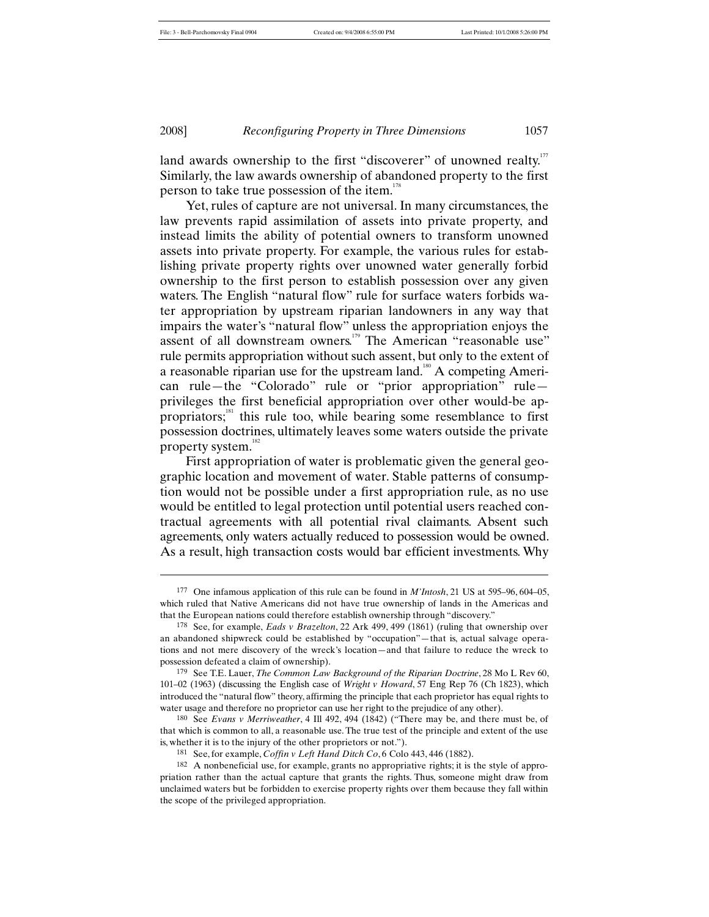land awards ownership to the first "discoverer" of unowned realty.[177] Similarly, the law awards ownership of abandoned property to the first person to take true possession of the item.[178]

Yet, rules of capture are not universal. In many circumstances, the law prevents rapid assimilation of assets into private property, and instead limits the ability of potential owners to transform unowned assets into private property. For example, the various rules for establishing private property rights over unowned water generally forbid ownership to the first person to establish possession over any given waters. The English "natural flow" rule for surface waters forbids water appropriation by upstream riparian landowners in any way that impairs the water's "natural flow" unless the appropriation enjoys the assent of all downstream owners.[179] The American "reasonable use" rule permits appropriation without such assent, but only to the extent of a reasonable riparian use for the upstream land.[180] A competing American rule—the "Colorado" rule or "prior appropriation" rule—privileges the first beneficial appropriation over other would-be appropriators;[181] this rule too, while bearing some resemblance to first possession doctrines, ultimately leaves some waters outside the private property system.[182]

First appropriation of water is problematic given the general geographic location and movement of water. Stable patterns of consumption would not be possible under a first appropriation rule, as no use would be entitled to legal protection until potential users reached contractual agreements with all potential rival claimants. Absent such agreements, only waters actually reduced to possession would be owned. As a result, high transaction costs would bar efficient investments. Why

---

177 One infamous application of this rule can be found in *M'Intosh*, 21 US at 595–96, 604–05, which ruled that Native Americans did not have true ownership of lands in the Americas and that the European nations could therefore establish ownership through "discovery."

178 See, for example, *Eads v Brazelton*, 22 Ark 499, 499 (1861) (ruling that ownership over an abandoned shipwreck could be established by "occupation"—that is, actual salvage operations and not mere discovery of the wreck's location—and that failure to reduce the wreck to possession defeated a claim of ownership).

179 See T.E. Lauer, *The Common Law Background of the Riparian Doctrine*, 28 Mo L Rev 60, 101–02 (1963) (discussing the English case of *Wright v Howard*, 57 Eng Rep 76 (Ch 1823), which introduced the "natural flow" theory, affirming the principle that each proprietor has equal rights to water usage and therefore no proprietor can use her right to the prejudice of any other).

180 See *Evans v Merriweather*, 4 Ill 492, 494 (1842) ("There may be, and there must be, of that which is common to all, a reasonable use. The true test of the principle and extent of the use is, whether it is to the injury of the other proprietors or not.").

181 See, for example, *Coffin v Left Hand Ditch Co*, 6 Colo 443, 446 (1882).

182 A nonbeneficial use, for example, grants no appropriative rights; it is the style of appropriation rather than the actual capture that grants the rights. Thus, someone might draw from unclaimed waters but be forbidden to exercise property rights over them because they fall within the scope of the privileged appropriation.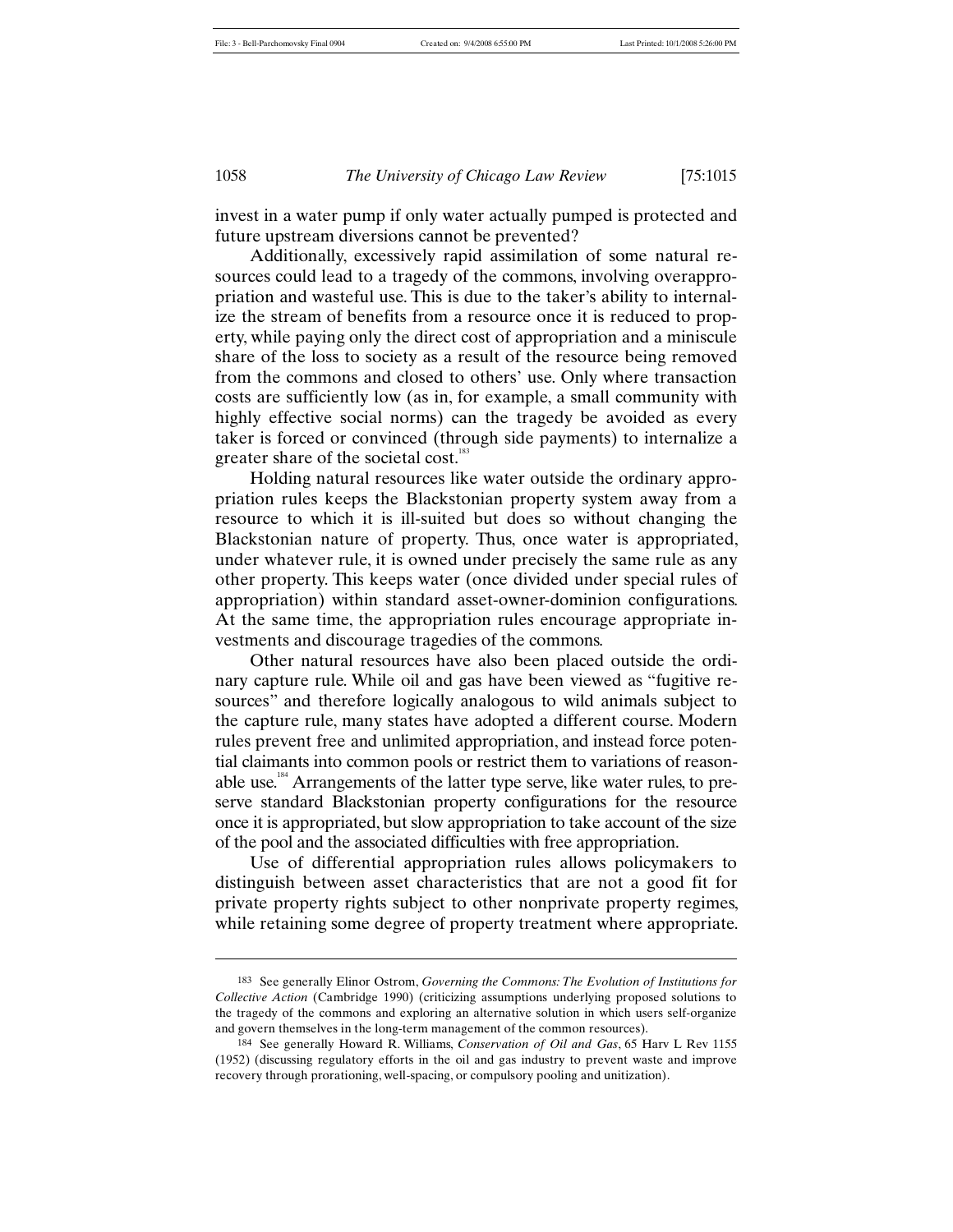invest in a water pump if only water actually pumped is protected and future upstream diversions cannot be prevented?

Additionally, excessively rapid assimilation of some natural resources could lead to a tragedy of the commons, involving overappropriation and wasteful use. This is due to the taker's ability to internalize the stream of benefits from a resource once it is reduced to property, while paying only the direct cost of appropriation and a miniscule share of the loss to society as a result of the resource being removed from the commons and closed to others' use. Only where transaction costs are sufficiently low (as in, for example, a small community with highly effective social norms) can the tragedy be avoided as every taker is forced or convinced (through side payments) to internalize a greater share of the societal cost.[183]

Holding natural resources like water outside the ordinary appropriation rules keeps the Blackstonian property system away from a resource to which it is ill-suited but does so without changing the Blackstonian nature of property. Thus, once water is appropriated, under whatever rule, it is owned under precisely the same rule as any other property. This keeps water (once divided under special rules of appropriation) within standard asset-owner-dominion configurations. At the same time, the appropriation rules encourage appropriate investments and discourage tragedies of the commons.

Other natural resources have also been placed outside the ordinary capture rule. While oil and gas have been viewed as "fugitive resources" and therefore logically analogous to wild animals subject to the capture rule, many states have adopted a different course. Modern rules prevent free and unlimited appropriation, and instead force potential claimants into common pools or restrict them to variations of reasonable use.[184] Arrangements of the latter type serve, like water rules, to preserve standard Blackstonian property configurations for the resource once it is appropriated, but slow appropriation to take account of the size of the pool and the associated difficulties with free appropriation.

Use of differential appropriation rules allows policymakers to distinguish between asset characteristics that are not a good fit for private property rights subject to other nonprivate property regimes, while retaining some degree of property treatment where appropriate.

---

183 See generally Elinor Ostrom, *Governing the Commons: The Evolution of Institutions for Collective Action* (Cambridge 1990) (criticizing assumptions underlying proposed solutions to the tragedy of the commons and exploring an alternative solution in which users self-organize and govern themselves in the long-term management of the common resources).

184 See generally Howard R. Williams, *Conservation of Oil and Gas*, 65 Harv L Rev 1155 (1952) (discussing regulatory efforts in the oil and gas industry to prevent waste and improve recovery through prorationing, well-spacing, or compulsory pooling and unitization).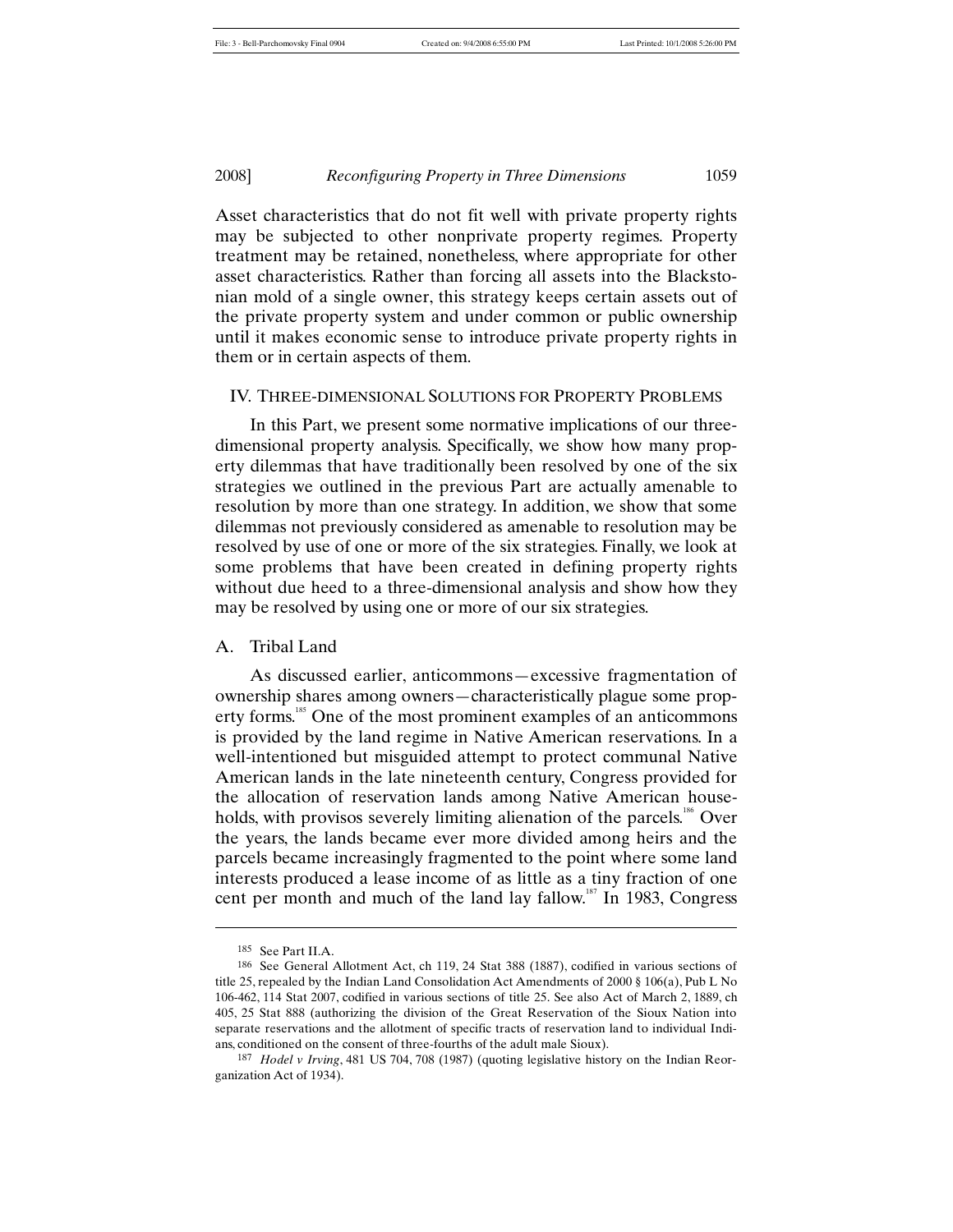Asset characteristics that do not fit well with private property rights may be subjected to other nonprivate property regimes. Property treatment may be retained, nonetheless, where appropriate for other asset characteristics. Rather than forcing all assets into the Blackstonian mold of a single owner, this strategy keeps certain assets out of the private property system and under common or public ownership until it makes economic sense to introduce private property rights in them or in certain aspects of them.

## IV. Three-dimensional Solutions for Property Problems

In this Part, we present some normative implications of our three-dimensional property analysis. Specifically, we show how many property dilemmas that have traditionally been resolved by one of the six strategies we outlined in the previous Part are actually amenable to resolution by more than one strategy. In addition, we show that some dilemmas not previously considered as amenable to resolution may be resolved by use of one or more of the six strategies. Finally, we look at some problems that have been created in defining property rights without due heed to a three-dimensional analysis and show how they may be resolved by using one or more of our six strategies.

### A. Tribal Land

As discussed earlier, anticommons—excessive fragmentation of ownership shares among owners—characteristically plague some property forms.[185] One of the most prominent examples of an anticommons is provided by the land regime in Native American reservations. In a well-intentioned but misguided attempt to protect communal Native American lands in the late nineteenth century, Congress provided for the allocation of reservation lands among Native American households, with provisos severely limiting alienation of the parcels.[186] Over the years, the lands became ever more divided among heirs and the parcels became increasingly fragmented to the point where some land interests produced a lease income of as little as a tiny fraction of one cent per month and much of the land lay fallow.[187] In 1983, Congress

---

185 See Part II.A.

186 See General Allotment Act, ch 119, 24 Stat 388 (1887), codified in various sections of title 25, repealed by the Indian Land Consolidation Act Amendments of 2000 § 106(a), Pub L No 106-462, 114 Stat 2007, codified in various sections of title 25. See also Act of March 2, 1889, ch 405, 25 Stat 888 (authorizing the division of the Great Reservation of the Sioux Nation into separate reservations and the allotment of specific tracts of reservation land to individual Indians, conditioned on the consent of three-fourths of the adult male Sioux).

187 *Hodel v Irving*, 481 US 704, 708 (1987) (quoting legislative history on the Indian Reorganization Act of 1934).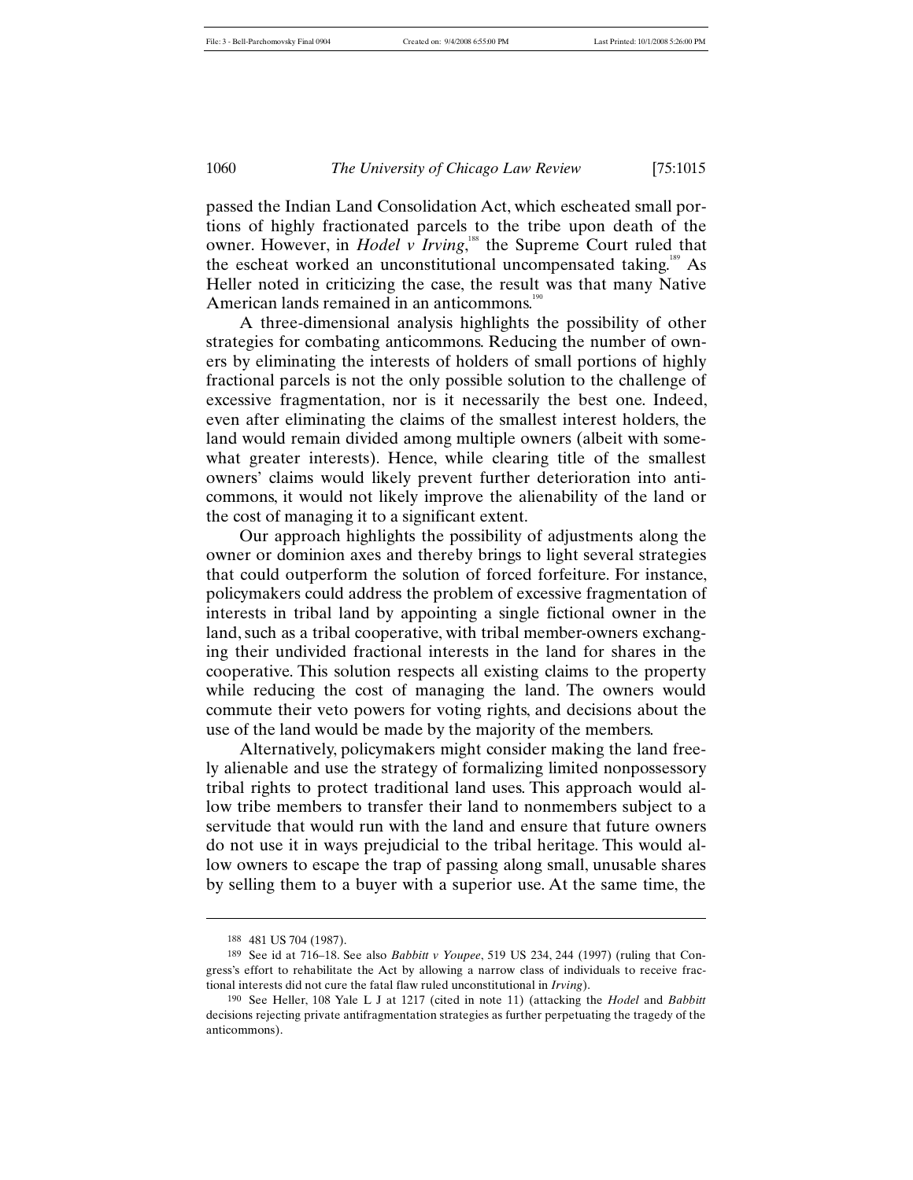passed the Indian Land Consolidation Act, which escheated small portions of highly fractionated parcels to the tribe upon death of the owner. However, in *Hodel v Irving*,[188] the Supreme Court ruled that the escheat worked an unconstitutional uncompensated taking.[189] As Heller noted in criticizing the case, the result was that many Native American lands remained in an anticommons.[190]

A three-dimensional analysis highlights the possibility of other strategies for combating anticommons. Reducing the number of owners by eliminating the interests of holders of small portions of highly fractional parcels is not the only possible solution to the challenge of excessive fragmentation, nor is it necessarily the best one. Indeed, even after eliminating the claims of the smallest interest holders, the land would remain divided among multiple owners (albeit with somewhat greater interests). Hence, while clearing title of the smallest owners' claims would likely prevent further deterioration into anticommons, it would not likely improve the alienability of the land or the cost of managing it to a significant extent.

Our approach highlights the possibility of adjustments along the owner or dominion axes and thereby brings to light several strategies that could outperform the solution of forced forfeiture. For instance, policymakers could address the problem of excessive fragmentation of interests in tribal land by appointing a single fictional owner in the land, such as a tribal cooperative, with tribal member-owners exchanging their undivided fractional interests in the land for shares in the cooperative. This solution respects all existing claims to the property while reducing the cost of managing the land. The owners would commute their veto powers for voting rights, and decisions about the use of the land would be made by the majority of the members.

Alternatively, policymakers might consider making the land freely alienable and use the strategy of formalizing limited nonpossessory tribal rights to protect traditional land uses. This approach would allow tribe members to transfer their land to nonmembers subject to a servitude that would run with the land and ensure that future owners do not use it in ways prejudicial to the tribal heritage. This would allow owners to escape the trap of passing along small, unusable shares by selling them to a buyer with a superior use. At the same time, the

---

188 481 US 704 (1987).

189 See id at 716–18. See also *Babbitt v Youpee*, 519 US 234, 244 (1997) (ruling that Congress's effort to rehabilitate the Act by allowing a narrow class of individuals to receive fractional interests did not cure the fatal flaw ruled unconstitutional in *Irving*).

190 See Heller, 108 Yale L J at 1217 (cited in note 11) (attacking the *Hodel* and *Babbitt* decisions rejecting private antifragmentation strategies as further perpetuating the tragedy of the anticommons).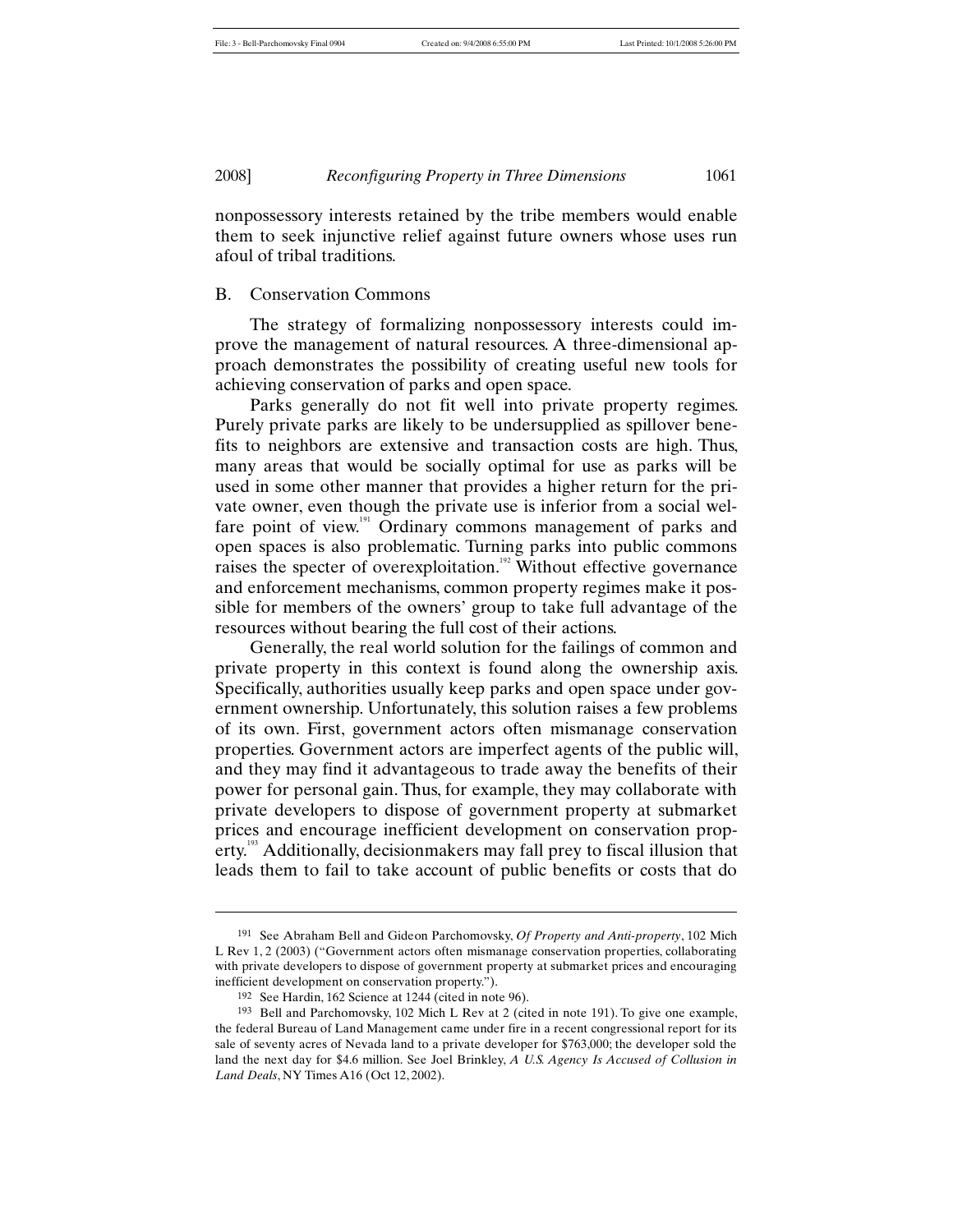nonpossessory interests retained by the tribe members would enable them to seek injunctive relief against future owners whose uses run afoul of tribal traditions.

### B. Conservation Commons

The strategy of formalizing nonpossessory interests could improve the management of natural resources. A three-dimensional approach demonstrates the possibility of creating useful new tools for achieving conservation of parks and open space.

Parks generally do not fit well into private property regimes. Purely private parks are likely to be undersupplied as spillover benefits to neighbors are extensive and transaction costs are high. Thus, many areas that would be socially optimal for use as parks will be used in some other manner that provides a higher return for the private owner, even though the private use is inferior from a social welfare point of view.[191] Ordinary commons management of parks and open spaces is also problematic. Turning parks into public commons raises the specter of overexploitation.[192] Without effective governance and enforcement mechanisms, common property regimes make it possible for members of the owners' group to take full advantage of the resources without bearing the full cost of their actions.

Generally, the real world solution for the failings of common and private property in this context is found along the ownership axis. Specifically, authorities usually keep parks and open space under government ownership. Unfortunately, this solution raises a few problems of its own. First, government actors often mismanage conservation properties. Government actors are imperfect agents of the public will, and they may find it advantageous to trade away the benefits of their power for personal gain. Thus, for example, they may collaborate with private developers to dispose of government property at submarket prices and encourage inefficient development on conservation property.[193] Additionally, decisionmakers may fall prey to fiscal illusion that leads them to fail to take account of public benefits or costs that do

---

191 See Abraham Bell and Gideon Parchomovsky, *Of Property and Anti-property*, 102 Mich L Rev 1, 2 (2003) ("Government actors often mismanage conservation properties, collaborating with private developers to dispose of government property at submarket prices and encouraging inefficient development on conservation property.").

192 See Hardin, 162 Science at 1244 (cited in note 96).

193 Bell and Parchomovsky, 102 Mich L Rev at 2 (cited in note 191). To give one example, the federal Bureau of Land Management came under fire in a recent congressional report for its sale of seventy acres of Nevada land to a private developer for $763,000; the developer sold the land the next day for $4.6 million. See Joel Brinkley, *A U.S. Agency Is Accused of Collusion in Land Deals*, NY Times A16 (Oct 12, 2002).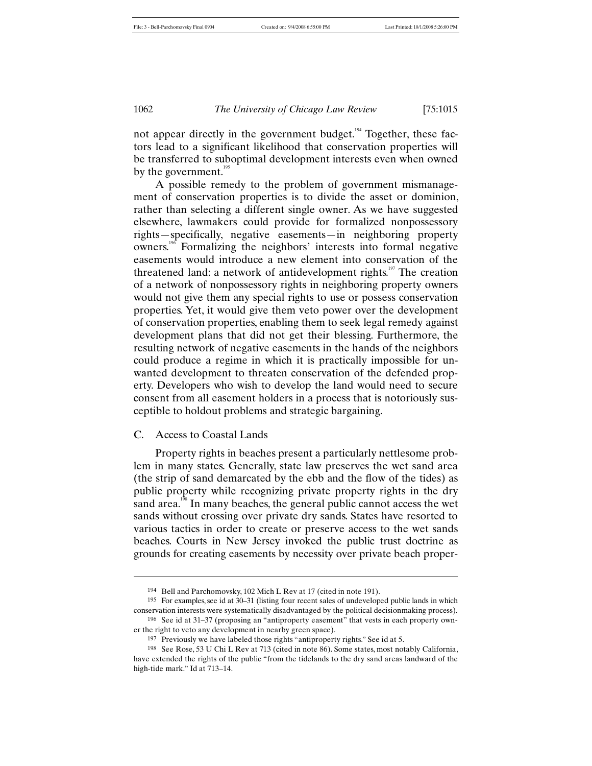not appear directly in the government budget.[194] Together, these factors lead to a significant likelihood that conservation properties will be transferred to suboptimal development interests even when owned by the government.[195]

A possible remedy to the problem of government mismanagement of conservation properties is to divide the asset or dominion, rather than selecting a different single owner. As we have suggested elsewhere, lawmakers could provide for formalized nonpossessory rights—specifically, negative easements—in neighboring property owners.[196] Formalizing the neighbors' interests into formal negative easements would introduce a new element into conservation of the threatened land: a network of antidevelopment rights.[197] The creation of a network of nonpossessory rights in neighboring property owners would not give them any special rights to use or possess conservation properties. Yet, it would give them veto power over the development of conservation properties, enabling them to seek legal remedy against development plans that did not get their blessing. Furthermore, the resulting network of negative easements in the hands of the neighbors could produce a regime in which it is practically impossible for unwanted development to threaten conservation of the defended property. Developers who wish to develop the land would need to secure consent from all easement holders in a process that is notoriously susceptible to holdout problems and strategic bargaining.

## C. Access to Coastal Lands

Property rights in beaches present a particularly nettlesome problem in many states. Generally, state law preserves the wet sand area (the strip of sand demarcated by the ebb and the flow of the tides) as public property while recognizing private property rights in the dry sand area.[198] In many beaches, the general public cannot access the wet sands without crossing over private dry sands. States have resorted to various tactics in order to create or preserve access to the wet sands beaches. Courts in New Jersey invoked the public trust doctrine as grounds for creating easements by necessity over private beach proper-

---

194 Bell and Parchomovsky, 102 Mich L Rev at 17 (cited in note 191).

195 For examples, see id at 30–31 (listing four recent sales of undeveloped public lands in which conservation interests were systematically disadvantaged by the political decisionmaking process).

196 See id at 31–37 (proposing an "antiproperty easement" that vests in each property owner the right to veto any development in nearby green space).

197 Previously we have labeled those rights "antiproperty rights." See id at 5.

198 See Rose, 53 U Chi L Rev at 713 (cited in note 86). Some states, most notably California, have extended the rights of the public "from the tidelands to the dry sand areas landward of the high-tide mark." Id at 713–14.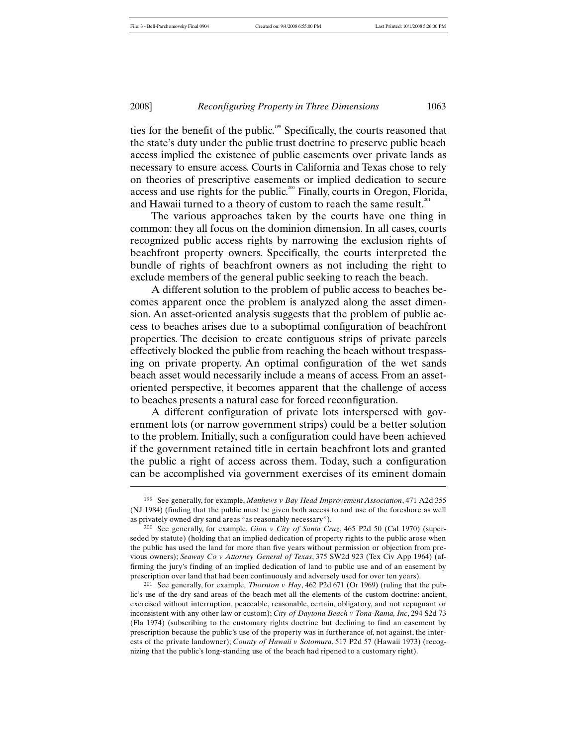ties for the benefit of the public.[199] Specifically, the courts reasoned that the state's duty under the public trust doctrine to preserve public beach access implied the existence of public easements over private lands as necessary to ensure access. Courts in California and Texas chose to rely on theories of prescriptive easements or implied dedication to secure access and use rights for the public.[200] Finally, courts in Oregon, Florida, and Hawaii turned to a theory of custom to reach the same result.[201]

The various approaches taken by the courts have one thing in common: they all focus on the dominion dimension. In all cases, courts recognized public access rights by narrowing the exclusion rights of beachfront property owners. Specifically, the courts interpreted the bundle of rights of beachfront owners as not including the right to exclude members of the general public seeking to reach the beach.

A different solution to the problem of public access to beaches becomes apparent once the problem is analyzed along the asset dimension. An asset-oriented analysis suggests that the problem of public access to beaches arises due to a suboptimal configuration of beachfront properties. The decision to create contiguous strips of private parcels effectively blocked the public from reaching the beach without trespassing on private property. An optimal configuration of the wet sands beach asset would necessarily include a means of access. From an asset-oriented perspective, it becomes apparent that the challenge of access to beaches presents a natural case for forced reconfiguration.

A different configuration of private lots interspersed with government lots (or narrow government strips) could be a better solution to the problem. Initially, such a configuration could have been achieved if the government retained title in certain beachfront lots and granted the public a right of access across them. Today, such a configuration can be accomplished via government exercises of its eminent domain

---

199 See generally, for example, *Matthews v Bay Head Improvement Association*, 471 A2d 355 (NJ 1984) (finding that the public must be given both access to and use of the foreshore as well as privately owned dry sand areas "as reasonably necessary").

200 See generally, for example, *Gion v City of Santa Cruz*, 465 P2d 50 (Cal 1970) (superseded by statute) (holding that an implied dedication of property rights to the public arose when the public has used the land for more than five years without permission or objection from previous owners); *Seaway Co v Attorney General of Texas*, 375 SW2d 923 (Tex Civ App 1964) (affirming the jury's finding of an implied dedication of land to public use and of an easement by prescription over land that had been continuously and adversely used for over ten years).

201 See generally, for example, *Thornton v Hay*, 462 P2d 671 (Or 1969) (ruling that the public's use of the dry sand areas of the beach met all the elements of the custom doctrine: ancient, exercised without interruption, peaceable, reasonable, certain, obligatory, and not repugnant or inconsistent with any other law or custom); *City of Daytona Beach v Tona-Rama, Inc*, 294 S2d 73 (Fla 1974) (subscribing to the customary rights doctrine but declining to find an easement by prescription because the public's use of the property was in furtherance of, not against, the interests of the private landowner); *County of Hawaii v Sotomura*, 517 P2d 57 (Hawaii 1973) (recognizing that the public's long-standing use of the beach had ripened to a customary right).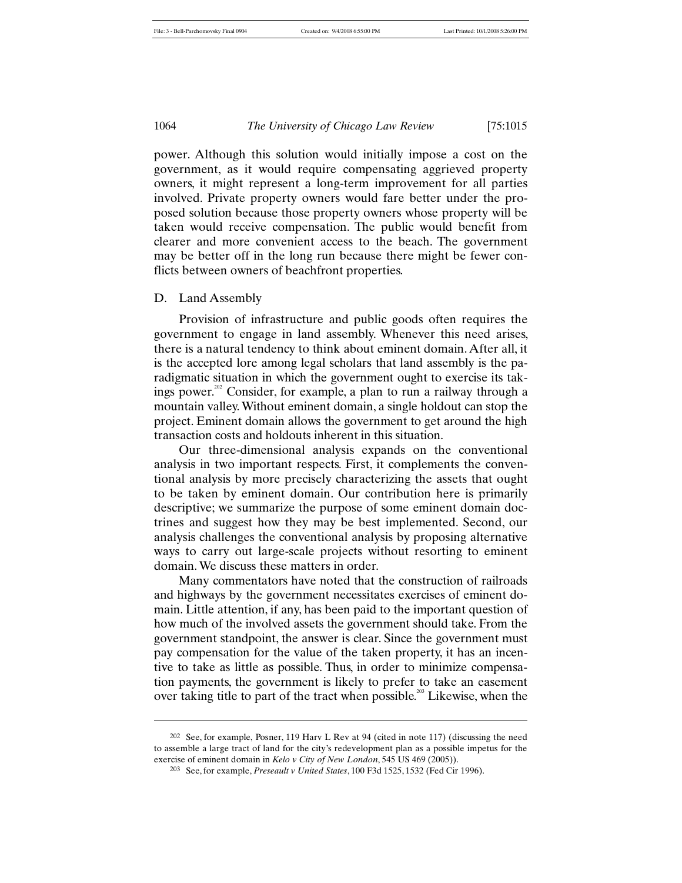power. Although this solution would initially impose a cost on the government, as it would require compensating aggrieved property owners, it might represent a long-term improvement for all parties involved. Private property owners would fare better under the proposed solution because those property owners whose property will be taken would receive compensation. The public would benefit from clearer and more convenient access to the beach. The government may be better off in the long run because there might be fewer conflicts between owners of beachfront properties.

### D. Land Assembly

Provision of infrastructure and public goods often requires the government to engage in land assembly. Whenever this need arises, there is a natural tendency to think about eminent domain. After all, it is the accepted lore among legal scholars that land assembly is the paradigmatic situation in which the government ought to exercise its takings power.[202] Consider, for example, a plan to run a railway through a mountain valley. Without eminent domain, a single holdout can stop the project. Eminent domain allows the government to get around the high transaction costs and holdouts inherent in this situation.

Our three-dimensional analysis expands on the conventional analysis in two important respects. First, it complements the conventional analysis by more precisely characterizing the assets that ought to be taken by eminent domain. Our contribution here is primarily descriptive; we summarize the purpose of some eminent domain doctrines and suggest how they may be best implemented. Second, our analysis challenges the conventional analysis by proposing alternative ways to carry out large-scale projects without resorting to eminent domain. We discuss these matters in order.

Many commentators have noted that the construction of railroads and highways by the government necessitates exercises of eminent domain. Little attention, if any, has been paid to the important question of how much of the involved assets the government should take. From the government standpoint, the answer is clear. Since the government must pay compensation for the value of the taken property, it has an incentive to take as little as possible. Thus, in order to minimize compensation payments, the government is likely to prefer to take an easement over taking title to part of the tract when possible.[203] Likewise, when the

---

[202] See, for example, Posner, 119 Harv L Rev at 94 (cited in note 117) (discussing the need to assemble a large tract of land for the city's redevelopment plan as a possible impetus for the exercise of eminent domain in *Kelo v City of New London*, 545 US 469 (2005)).

[203] See, for example, *Preseault v United States*, 100 F3d 1525, 1532 (Fed Cir 1996).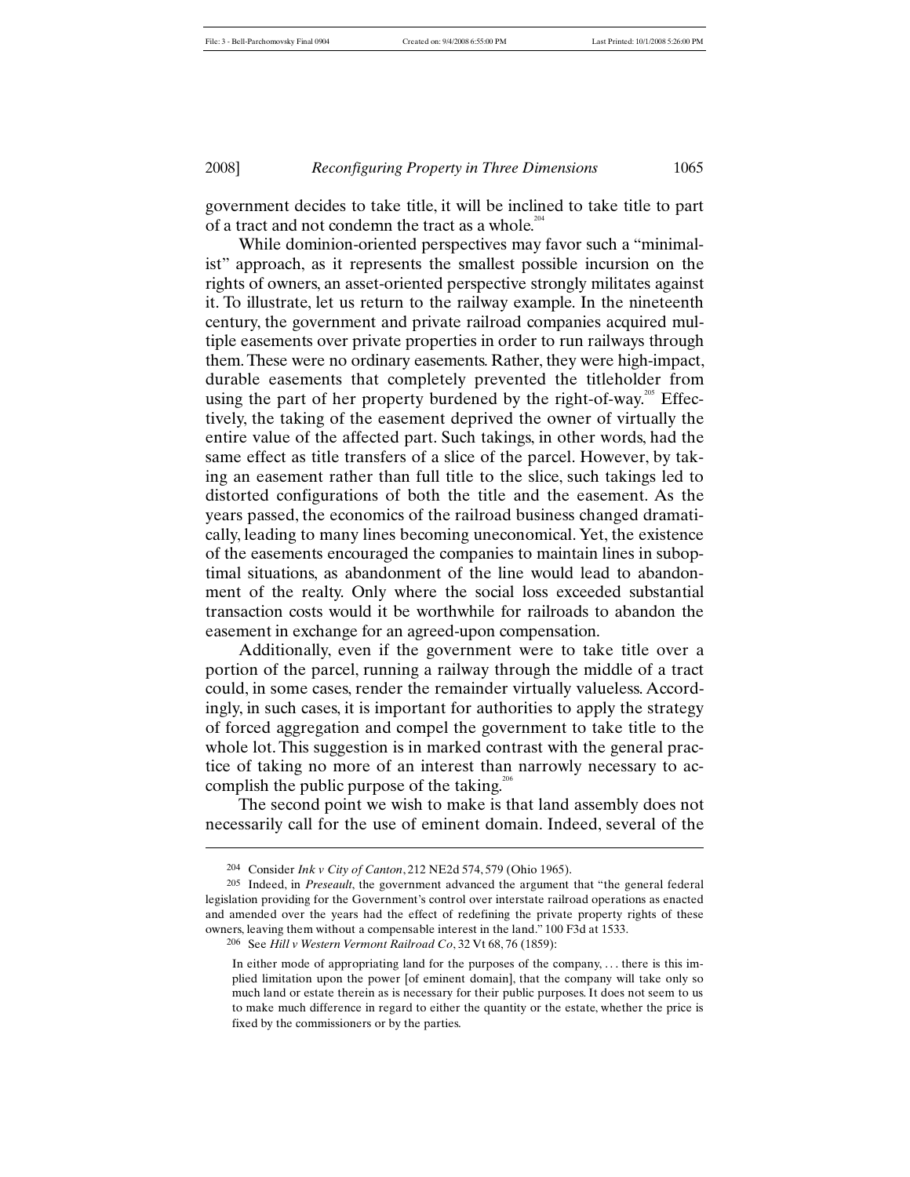government decides to take title, it will be inclined to take title to part of a tract and not condemn the tract as a whole.[204]

While dominion-oriented perspectives may favor such a "minimalist" approach, as it represents the smallest possible incursion on the rights of owners, an asset-oriented perspective strongly militates against it. To illustrate, let us return to the railway example. In the nineteenth century, the government and private railroad companies acquired multiple easements over private properties in order to run railways through them. These were no ordinary easements. Rather, they were high-impact, durable easements that completely prevented the titleholder from using the part of her property burdened by the right-of-way.[205] Effectively, the taking of the easement deprived the owner of virtually the entire value of the affected part. Such takings, in other words, had the same effect as title transfers of a slice of the parcel. However, by taking an easement rather than full title to the slice, such takings led to distorted configurations of both the title and the easement. As the years passed, the economics of the railroad business changed dramatically, leading to many lines becoming uneconomical. Yet, the existence of the easements encouraged the companies to maintain lines in suboptimal situations, as abandonment of the line would lead to abandonment of the realty. Only where the social loss exceeded substantial transaction costs would it be worthwhile for railroads to abandon the easement in exchange for an agreed-upon compensation.

Additionally, even if the government were to take title over a portion of the parcel, running a railway through the middle of a tract could, in some cases, render the remainder virtually valueless. Accordingly, in such cases, it is important for authorities to apply the strategy of forced aggregation and compel the government to take title to the whole lot. This suggestion is in marked contrast with the general practice of taking no more of an interest than narrowly necessary to accomplish the public purpose of the taking.[206]

The second point we wish to make is that land assembly does not necessarily call for the use of eminent domain. Indeed, several of the

---

[204] Consider *Ink v City of Canton*, 212 NE2d 574, 579 (Ohio 1965).

[205] Indeed, in *Preseault*, the government advanced the argument that "the general federal legislation providing for the Government's control over interstate railroad operations as enacted and amended over the years had the effect of redefining the private property rights of these owners, leaving them without a compensable interest in the land." 100 F3d at 1533.

[206] See *Hill v Western Vermont Railroad Co*, 32 Vt 68, 76 (1859):

> In either mode of appropriating land for the purposes of the company, . . . there is this implied limitation upon the power [of eminent domain], that the company will take only so much land or estate therein as is necessary for their public purposes. It does not seem to us to make much difference in regard to either the quantity or the estate, whether the price is fixed by the commissioners or by the parties.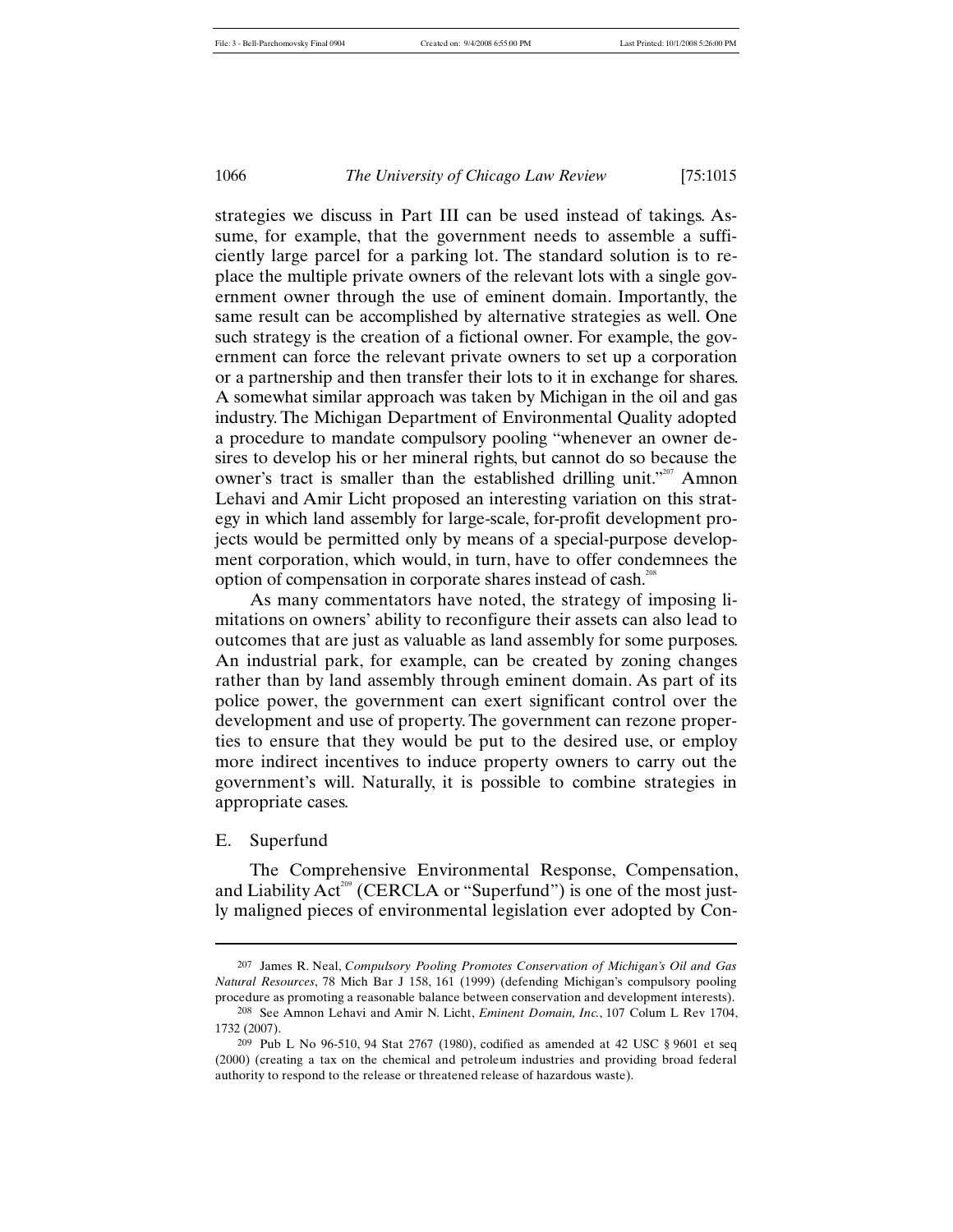strategies we discuss in Part III can be used instead of takings. Assume, for example, that the government needs to assemble a sufficiently large parcel for a parking lot. The standard solution is to replace the multiple private owners of the relevant lots with a single government owner through the use of eminent domain. Importantly, the same result can be accomplished by alternative strategies as well. One such strategy is the creation of a fictional owner. For example, the government can force the relevant private owners to set up a corporation or a partnership and then transfer their lots to it in exchange for shares. A somewhat similar approach was taken by Michigan in the oil and gas industry. The Michigan Department of Environmental Quality adopted a procedure to mandate compulsory pooling "whenever an owner desires to develop his or her mineral rights, but cannot do so because the owner's tract is smaller than the established drilling unit."[207] Amnon Lehavi and Amir Licht proposed an interesting variation on this strategy in which land assembly for large-scale, for-profit development projects would be permitted only by means of a special-purpose development corporation, which would, in turn, have to offer condemnees the option of compensation in corporate shares instead of cash.[208]

As many commentators have noted, the strategy of imposing limitations on owners' ability to reconfigure their assets can also lead to outcomes that are just as valuable as land assembly for some purposes. An industrial park, for example, can be created by zoning changes rather than by land assembly through eminent domain. As part of its police power, the government can exert significant control over the development and use of property. The government can rezone properties to ensure that they would be put to the desired use, or employ more indirect incentives to induce property owners to carry out the government's will. Naturally, it is possible to combine strategies in appropriate cases.

### E. Superfund

The Comprehensive Environmental Response, Compensation, and Liability Act[209] (CERCLA or "Superfund") is one of the most justly maligned pieces of environmental legislation ever adopted by Con-

---

207 James R. Neal, *Compulsory Pooling Promotes Conservation of Michigan's Oil and Gas Natural Resources*, 78 Mich Bar J 158, 161 (1999) (defending Michigan's compulsory pooling procedure as promoting a reasonable balance between conservation and development interests).

208 See Amnon Lehavi and Amir N. Licht, *Eminent Domain, Inc.*, 107 Colum L Rev 1704, 1732 (2007).

209 Pub L No 96-510, 94 Stat 2767 (1980), codified as amended at 42 USC § 9601 et seq (2000) (creating a tax on the chemical and petroleum industries and providing broad federal authority to respond to the release or threatened release of hazardous waste).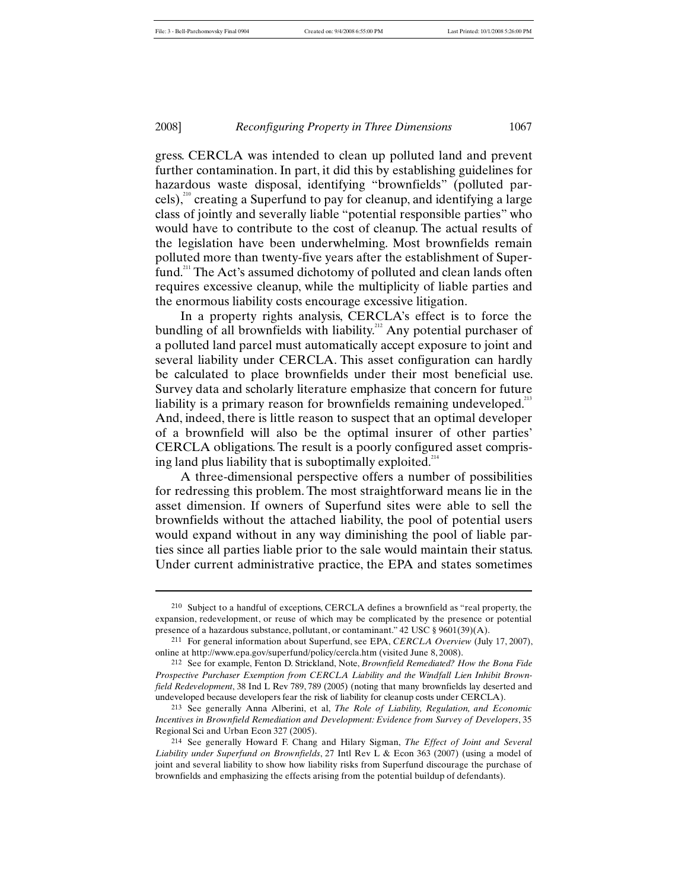gress. CERCLA was intended to clean up polluted land and prevent further contamination. In part, it did this by establishing guidelines for hazardous waste disposal, identifying "brownfields" (polluted parcels),[210] creating a Superfund to pay for cleanup, and identifying a large class of jointly and severally liable "potential responsible parties" who would have to contribute to the cost of cleanup. The actual results of the legislation have been underwhelming. Most brownfields remain polluted more than twenty-five years after the establishment of Superfund.[211] The Act's assumed dichotomy of polluted and clean lands often requires excessive cleanup, while the multiplicity of liable parties and the enormous liability costs encourage excessive litigation.

In a property rights analysis, CERCLA's effect is to force the bundling of all brownfields with liability.[212] Any potential purchaser of a polluted land parcel must automatically accept exposure to joint and several liability under CERCLA. This asset configuration can hardly be calculated to place brownfields under their most beneficial use. Survey data and scholarly literature emphasize that concern for future liability is a primary reason for brownfields remaining undeveloped.[213] And, indeed, there is little reason to suspect that an optimal developer of a brownfield will also be the optimal insurer of other parties' CERCLA obligations. The result is a poorly configured asset comprising land plus liability that is suboptimally exploited.[214]

A three-dimensional perspective offers a number of possibilities for redressing this problem. The most straightforward means lie in the asset dimension. If owners of Superfund sites were able to sell the brownfields without the attached liability, the pool of potential users would expand without in any way diminishing the pool of liable parties since all parties liable prior to the sale would maintain their status. Under current administrative practice, the EPA and states sometimes

---

210 Subject to a handful of exceptions, CERCLA defines a brownfield as "real property, the expansion, redevelopment, or reuse of which may be complicated by the presence or potential presence of a hazardous substance, pollutant, or contaminant." 42 USC § 9601(39)(A).

211 For general information about Superfund, see EPA, *CERCLA Overview* (July 17, 2007), online at http://www.epa.gov/superfund/policy/cercla.htm (visited June 8, 2008).

212 See for example, Fenton D. Strickland, Note, *Brownfield Remediated? How the Bona Fide Prospective Purchaser Exemption from CERCLA Liability and the Windfall Lien Inhibit Brownfield Redevelopment*, 38 Ind L Rev 789, 789 (2005) (noting that many brownfields lay deserted and undeveloped because developers fear the risk of liability for cleanup costs under CERCLA).

213 See generally Anna Alberini, et al, *The Role of Liability, Regulation, and Economic Incentives in Brownfield Remediation and Development: Evidence from Survey of Developers*, 35 Regional Sci and Urban Econ 327 (2005).

214 See generally Howard F. Chang and Hilary Sigman, *The Effect of Joint and Several Liability under Superfund on Brownfields*, 27 Intl Rev L & Econ 363 (2007) (using a model of joint and several liability to show how liability risks from Superfund discourage the purchase of brownfields and emphasizing the effects arising from the potential buildup of defendants).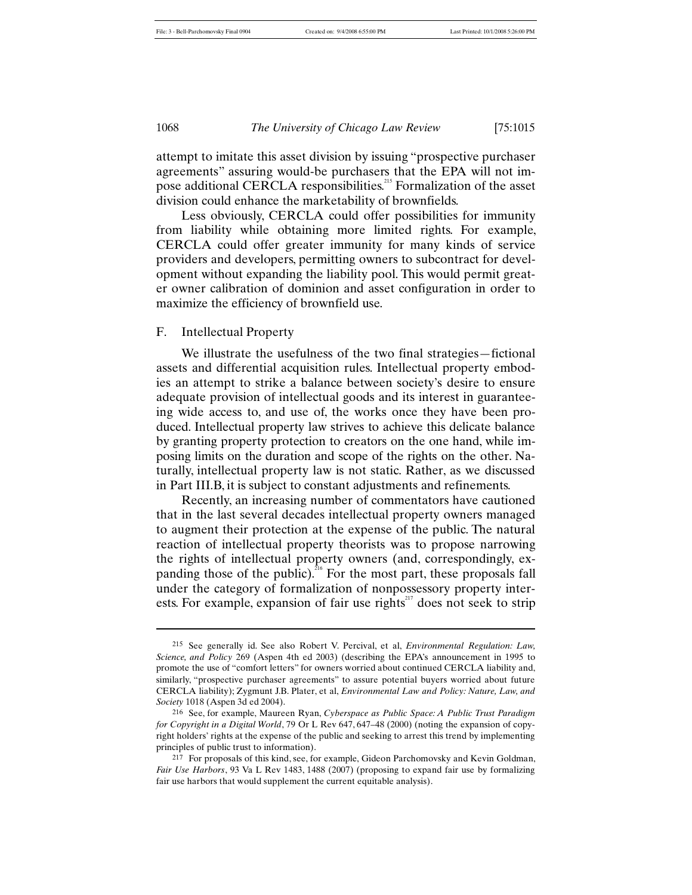attempt to imitate this asset division by issuing "prospective purchaser agreements" assuring would-be purchasers that the EPA will not impose additional CERCLA responsibilities.[215] Formalization of the asset division could enhance the marketability of brownfields.

Less obviously, CERCLA could offer possibilities for immunity from liability while obtaining more limited rights. For example, CERCLA could offer greater immunity for many kinds of service providers and developers, permitting owners to subcontract for development without expanding the liability pool. This would permit greater owner calibration of dominion and asset configuration in order to maximize the efficiency of brownfield use.

## F. Intellectual Property

We illustrate the usefulness of the two final strategies—fictional assets and differential acquisition rules. Intellectual property embodies an attempt to strike a balance between society's desire to ensure adequate provision of intellectual goods and its interest in guaranteeing wide access to, and use of, the works once they have been produced. Intellectual property law strives to achieve this delicate balance by granting property protection to creators on the one hand, while imposing limits on the duration and scope of the rights on the other. Naturally, intellectual property law is not static. Rather, as we discussed in Part III.B, it is subject to constant adjustments and refinements.

Recently, an increasing number of commentators have cautioned that in the last several decades intellectual property owners managed to augment their protection at the expense of the public. The natural reaction of intellectual property theorists was to propose narrowing the rights of intellectual property owners (and, correspondingly, expanding those of the public).[216] For the most part, these proposals fall under the category of formalization of nonpossessory property interests. For example, expansion of fair use rights[217] does not seek to strip

---

[215] See generally id. See also Robert V. Percival, et al, *Environmental Regulation: Law, Science, and Policy* 269 (Aspen 4th ed 2003) (describing the EPA's announcement in 1995 to promote the use of "comfort letters" for owners worried about continued CERCLA liability and, similarly, "prospective purchaser agreements" to assure potential buyers worried about future CERCLA liability); Zygmunt J.B. Plater, et al, *Environmental Law and Policy: Nature, Law, and Society* 1018 (Aspen 3d ed 2004).

[216] See, for example, Maureen Ryan, *Cyberspace as Public Space: A Public Trust Paradigm for Copyright in a Digital World*, 79 Or L Rev 647, 647–48 (2000) (noting the expansion of copyright holders' rights at the expense of the public and seeking to arrest this trend by implementing principles of public trust to information).

[217] For proposals of this kind, see, for example, Gideon Parchomovsky and Kevin Goldman, *Fair Use Harbors*, 93 Va L Rev 1483, 1488 (2007) (proposing to expand fair use by formalizing fair use harbors that would supplement the current equitable analysis).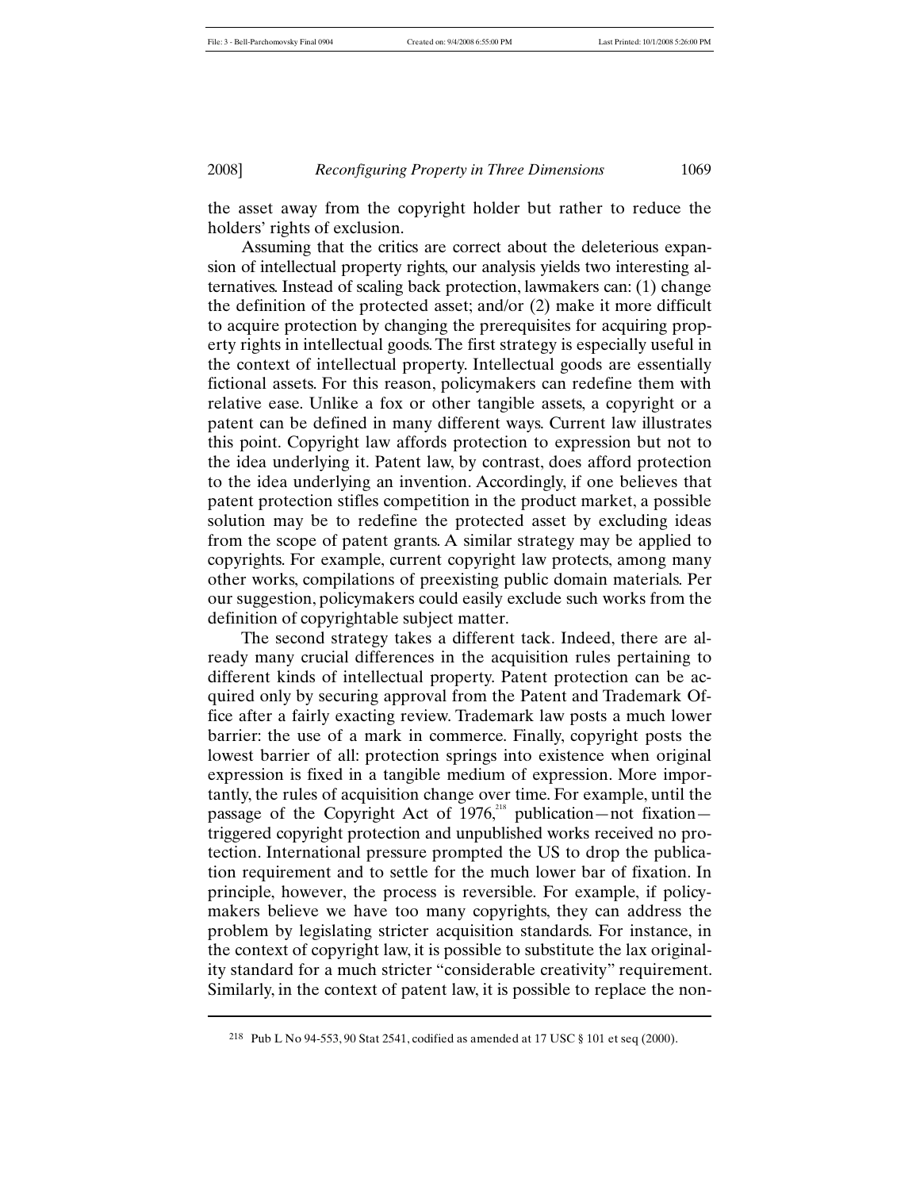the asset away from the copyright holder but rather to reduce the holders' rights of exclusion.

Assuming that the critics are correct about the deleterious expansion of intellectual property rights, our analysis yields two interesting alternatives. Instead of scaling back protection, lawmakers can: (1) change the definition of the protected asset; and/or (2) make it more difficult to acquire protection by changing the prerequisites for acquiring property rights in intellectual goods. The first strategy is especially useful in the context of intellectual property. Intellectual goods are essentially fictional assets. For this reason, policymakers can redefine them with relative ease. Unlike a fox or other tangible assets, a copyright or a patent can be defined in many different ways. Current law illustrates this point. Copyright law affords protection to expression but not to the idea underlying it. Patent law, by contrast, does afford protection to the idea underlying an invention. Accordingly, if one believes that patent protection stifles competition in the product market, a possible solution may be to redefine the protected asset by excluding ideas from the scope of patent grants. A similar strategy may be applied to copyrights. For example, current copyright law protects, among many other works, compilations of preexisting public domain materials. Per our suggestion, policymakers could easily exclude such works from the definition of copyrightable subject matter.

The second strategy takes a different tack. Indeed, there are already many crucial differences in the acquisition rules pertaining to different kinds of intellectual property. Patent protection can be acquired only by securing approval from the Patent and Trademark Office after a fairly exacting review. Trademark law posts a much lower barrier: the use of a mark in commerce. Finally, copyright posts the lowest barrier of all: protection springs into existence when original expression is fixed in a tangible medium of expression. More importantly, the rules of acquisition change over time. For example, until the passage of the Copyright Act of 1976,[218] publication—not fixation—triggered copyright protection and unpublished works received no protection. International pressure prompted the US to drop the publication requirement and to settle for the much lower bar of fixation. In principle, however, the process is reversible. For example, if policymakers believe we have too many copyrights, they can address the problem by legislating stricter acquisition standards. For instance, in the context of copyright law, it is possible to substitute the lax originality standard for a much stricter "considerable creativity" requirement. Similarly, in the context of patent law, it is possible to replace the non-

---

[218] Pub L No 94-553, 90 Stat 2541, codified as amended at 17 USC § 101 et seq (2000).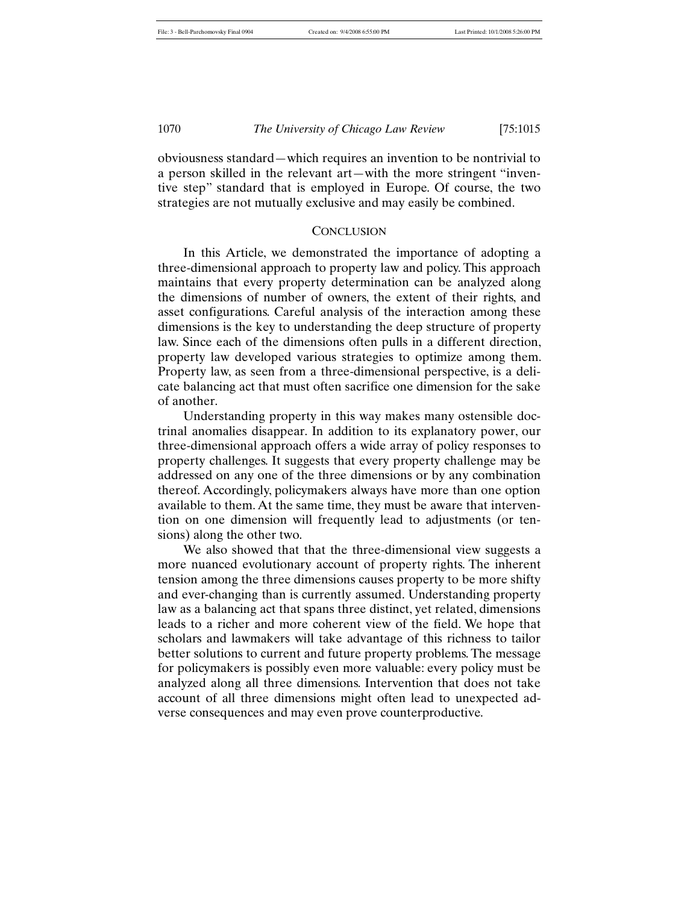obviousness standard—which requires an invention to be nontrivial to a person skilled in the relevant art—with the more stringent "inventive step" standard that is employed in Europe. Of course, the two strategies are not mutually exclusive and may easily be combined.

## CONCLUSION

In this Article, we demonstrated the importance of adopting a three-dimensional approach to property law and policy. This approach maintains that every property determination can be analyzed along the dimensions of number of owners, the extent of their rights, and asset configurations. Careful analysis of the interaction among these dimensions is the key to understanding the deep structure of property law. Since each of the dimensions often pulls in a different direction, property law developed various strategies to optimize among them. Property law, as seen from a three-dimensional perspective, is a delicate balancing act that must often sacrifice one dimension for the sake of another.

Understanding property in this way makes many ostensible doctrinal anomalies disappear. In addition to its explanatory power, our three-dimensional approach offers a wide array of policy responses to property challenges. It suggests that every property challenge may be addressed on any one of the three dimensions or by any combination thereof. Accordingly, policymakers always have more than one option available to them. At the same time, they must be aware that intervention on one dimension will frequently lead to adjustments (or tensions) along the other two.

We also showed that that the three-dimensional view suggests a more nuanced evolutionary account of property rights. The inherent tension among the three dimensions causes property to be more shifty and ever-changing than is currently assumed. Understanding property law as a balancing act that spans three distinct, yet related, dimensions leads to a richer and more coherent view of the field. We hope that scholars and lawmakers will take advantage of this richness to tailor better solutions to current and future property problems. The message for policymakers is possibly even more valuable: every policy must be analyzed along all three dimensions. Intervention that does not take account of all three dimensions might often lead to unexpected adverse consequences and may even prove counterproductive.